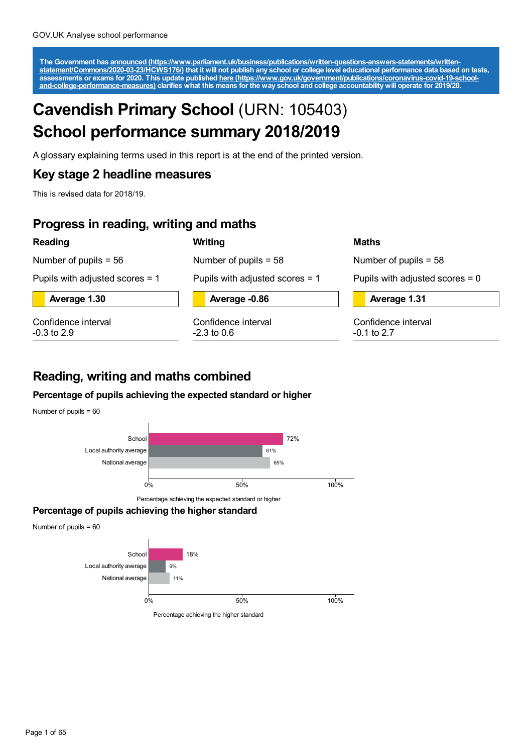The Government has [announced (https://www.parliament.uk/business/publications/written-questions-answers-statements/written-statement/Commons/2020-03-23/HCWS176/)](https://www.parliament.uk/business/publications/written-questions-answers-statements/written-statement/Commons/2020-03-23/HCWS176/) that it will not publish any school or college level educational performance data based on tests, assessments or exams for 2020. This update published [here (https://www.gov.uk/government/publications/coronavirus-covid-19-school-and-college-performance-measures)](https://www.gov.uk/government/publications/coronavirus-covid-19-school-and-college-performance-measures) clarifies what this means for the way school and college accountability will operate for 2019/20.

# **Cavendish Primary School** (URN: 105403)
# School performance summary 2018/2019

A glossary explaining terms used in this report is at the end of the printed version.

## Key stage 2 headline measures

This is revised data for 2018/19.

## Progress in reading, writing and maths

### Reading

Number of pupils = 56

Pupils with adjusted scores = 1

**Average 1.30**

Confidence interval
-0.3 to 2.9

### Writing

Number of pupils = 58

Pupils with adjusted scores = 1

**Average -0.86**

Confidence interval
-2.3 to 0.6

### Maths

Number of pupils = 58

Pupils with adjusted scores = 0

**Average 1.31**

Confidence interval
-0.1 to 2.7

## Reading, writing and maths combined

### Percentage of pupils achieving the expected standard or higher

Number of pupils = 60

| | Percentage achieving the expected standard or higher |
|---|---|
| School | 72% |
| Local authority average | 61% |
| National average | 65% |

### Percentage of pupils achieving the higher standard

Number of pupils = 60

| | Percentage achieving the higher standard |
|---|---|
| School | 18% |
| Local authority average | 9% |
| National average | 11% |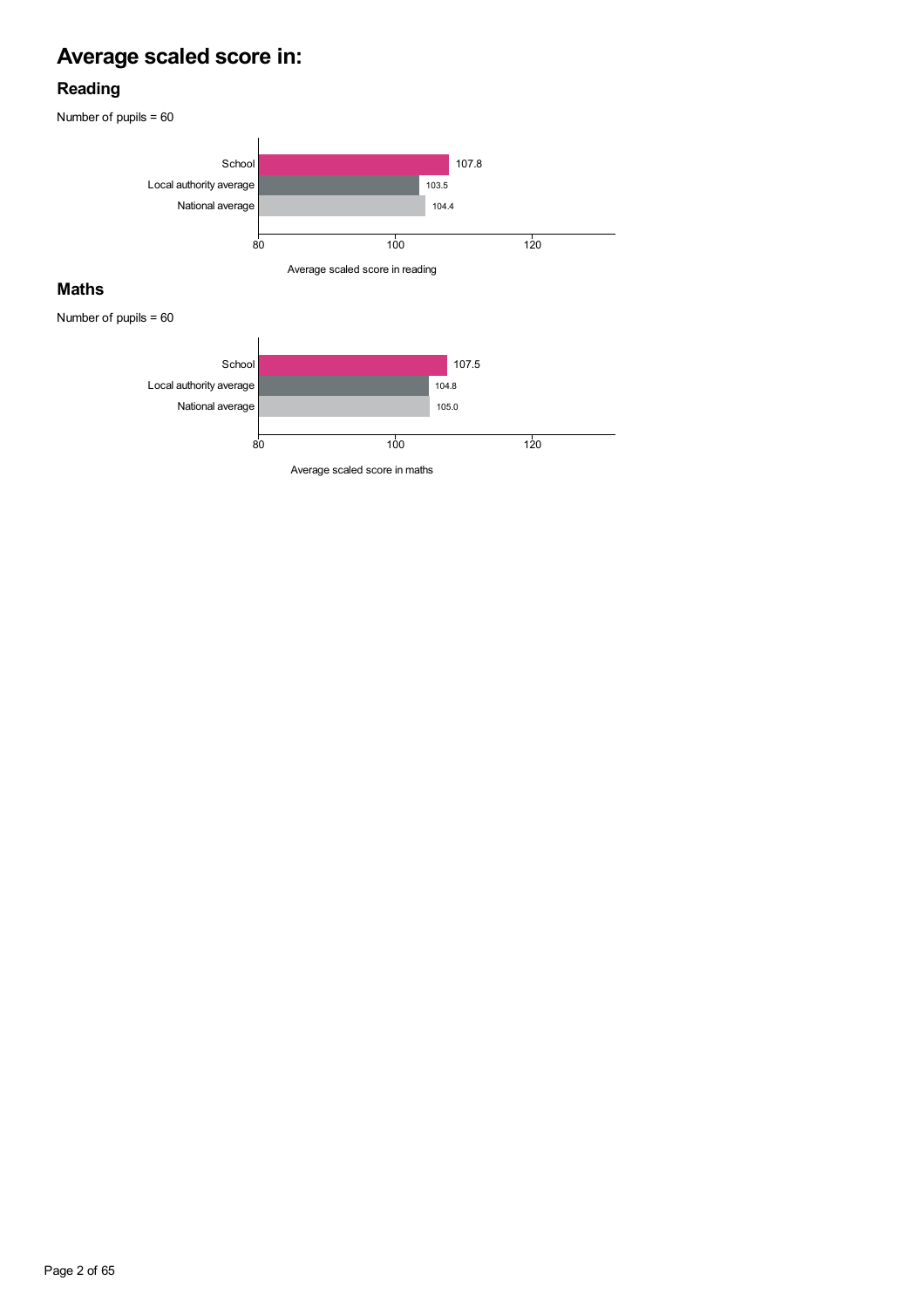# Average scaled score in:

## Reading

Number of pupils = 60

| | Average scaled score in reading |
|---|---|
| School | 107.8 |
| Local authority average | 103.5 |
| National average | 104.4 |

## Maths

Number of pupils = 60

| | Average scaled score in maths |
|---|---|
| School | 107.5 |
| Local authority average | 104.8 |
| National average | 105.0 |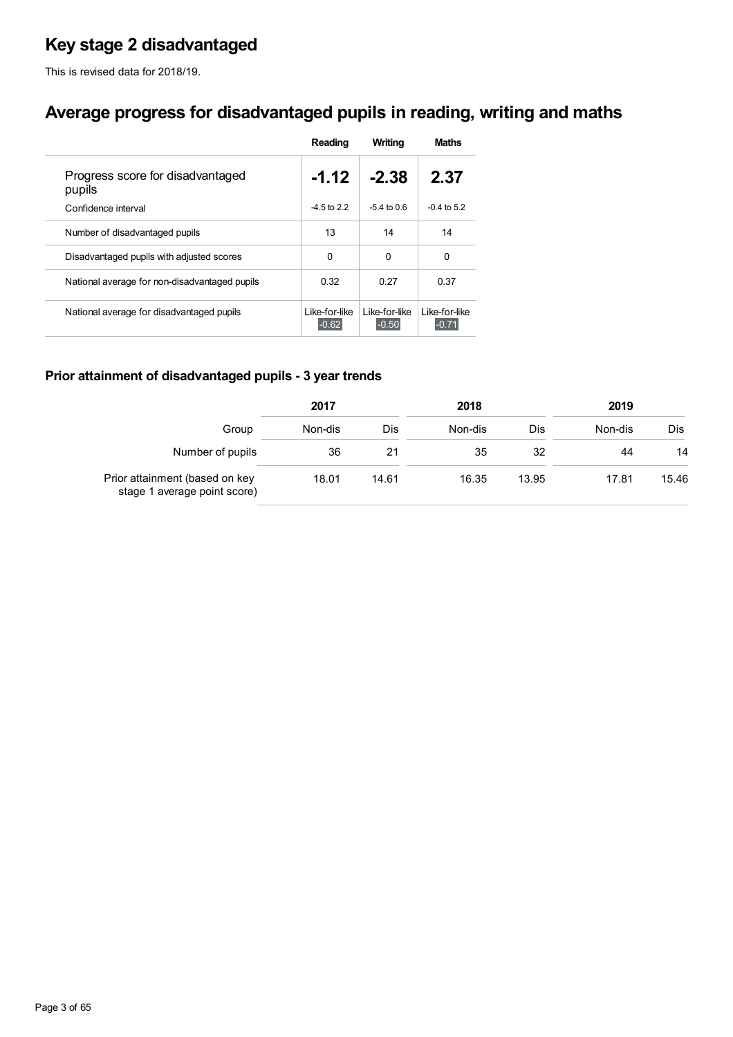# Key stage 2 disadvantaged

This is revised data for 2018/19.

## Average progress for disadvantaged pupils in reading, writing and maths

| | Reading | Writing | Maths |
|---|---|---|---|
| Progress score for disadvantaged pupils | **-1.12** | **-2.38** | **2.37** |
| Confidence interval | -4.5 to 2.2 | -5.4 to 0.6 | -0.4 to 5.2 |
| Number of disadvantaged pupils | 13 | 14 | 14 |
| Disadvantaged pupils with adjusted scores | 0 | 0 | 0 |
| National average for non-disadvantaged pupils | 0.32 | 0.27 | 0.37 |
| National average for disadvantaged pupils | Like-for-like -0.62 | Like-for-like -0.50 | Like-for-like -0.71 |

### Prior attainment of disadvantaged pupils - 3 year trends

| | 2017 | | 2018 | | 2019 | |
|---|---|---|---|---|---|---|
| Group | Non-dis | Dis | Non-dis | Dis | Non-dis | Dis |
| Number of pupils | 36 | 21 | 35 | 32 | 44 | 14 |
| Prior attainment (based on key stage 1 average point score) | 18.01 | 14.61 | 16.35 | 13.95 | 17.81 | 15.46 |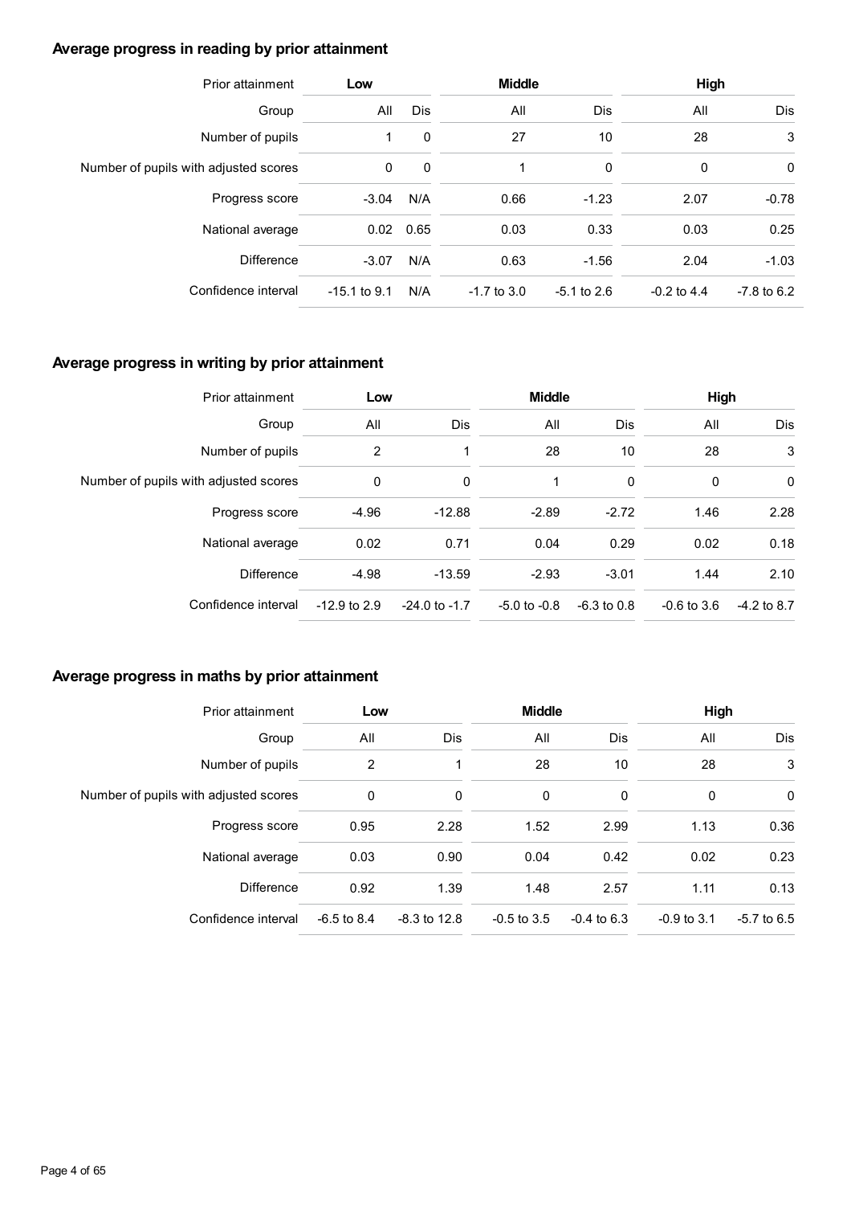### Average progress in reading by prior attainment

| Prior attainment | Low | | Middle | | High | |
|---|---|---|---|---|---|---|
| Group | All | Dis | All | Dis | All | Dis |
| Number of pupils | 1 | 0 | 27 | 10 | 28 | 3 |
| Number of pupils with adjusted scores | 0 | 0 | 1 | 0 | 0 | 0 |
| Progress score | -3.04 | N/A | 0.66 | -1.23 | 2.07 | -0.78 |
| National average | 0.02 | 0.65 | 0.03 | 0.33 | 0.03 | 0.25 |
| Difference | -3.07 | N/A | 0.63 | -1.56 | 2.04 | -1.03 |
| Confidence interval | -15.1 to 9.1 | N/A | -1.7 to 3.0 | -5.1 to 2.6 | -0.2 to 4.4 | -7.8 to 6.2 |

### Average progress in writing by prior attainment

| Prior attainment | Low | | Middle | | High | |
|---|---|---|---|---|---|---|
| Group | All | Dis | All | Dis | All | Dis |
| Number of pupils | 2 | 1 | 28 | 10 | 28 | 3 |
| Number of pupils with adjusted scores | 0 | 0 | 1 | 0 | 0 | 0 |
| Progress score | -4.96 | -12.88 | -2.89 | -2.72 | 1.46 | 2.28 |
| National average | 0.02 | 0.71 | 0.04 | 0.29 | 0.02 | 0.18 |
| Difference | -4.98 | -13.59 | -2.93 | -3.01 | 1.44 | 2.10 |
| Confidence interval | -12.9 to 2.9 | -24.0 to -1.7 | -5.0 to -0.8 | -6.3 to 0.8 | -0.6 to 3.6 | -4.2 to 8.7 |

### Average progress in maths by prior attainment

| Prior attainment | Low | | Middle | | High | |
|---|---|---|---|---|---|---|
| Group | All | Dis | All | Dis | All | Dis |
| Number of pupils | 2 | 1 | 28 | 10 | 28 | 3 |
| Number of pupils with adjusted scores | 0 | 0 | 0 | 0 | 0 | 0 |
| Progress score | 0.95 | 2.28 | 1.52 | 2.99 | 1.13 | 0.36 |
| National average | 0.03 | 0.90 | 0.04 | 0.42 | 0.02 | 0.23 |
| Difference | 0.92 | 1.39 | 1.48 | 2.57 | 1.11 | 0.13 |
| Confidence interval | -6.5 to 8.4 | -8.3 to 12.8 | -0.5 to 3.5 | -0.4 to 6.3 | -0.9 to 3.1 | -5.7 to 6.5 |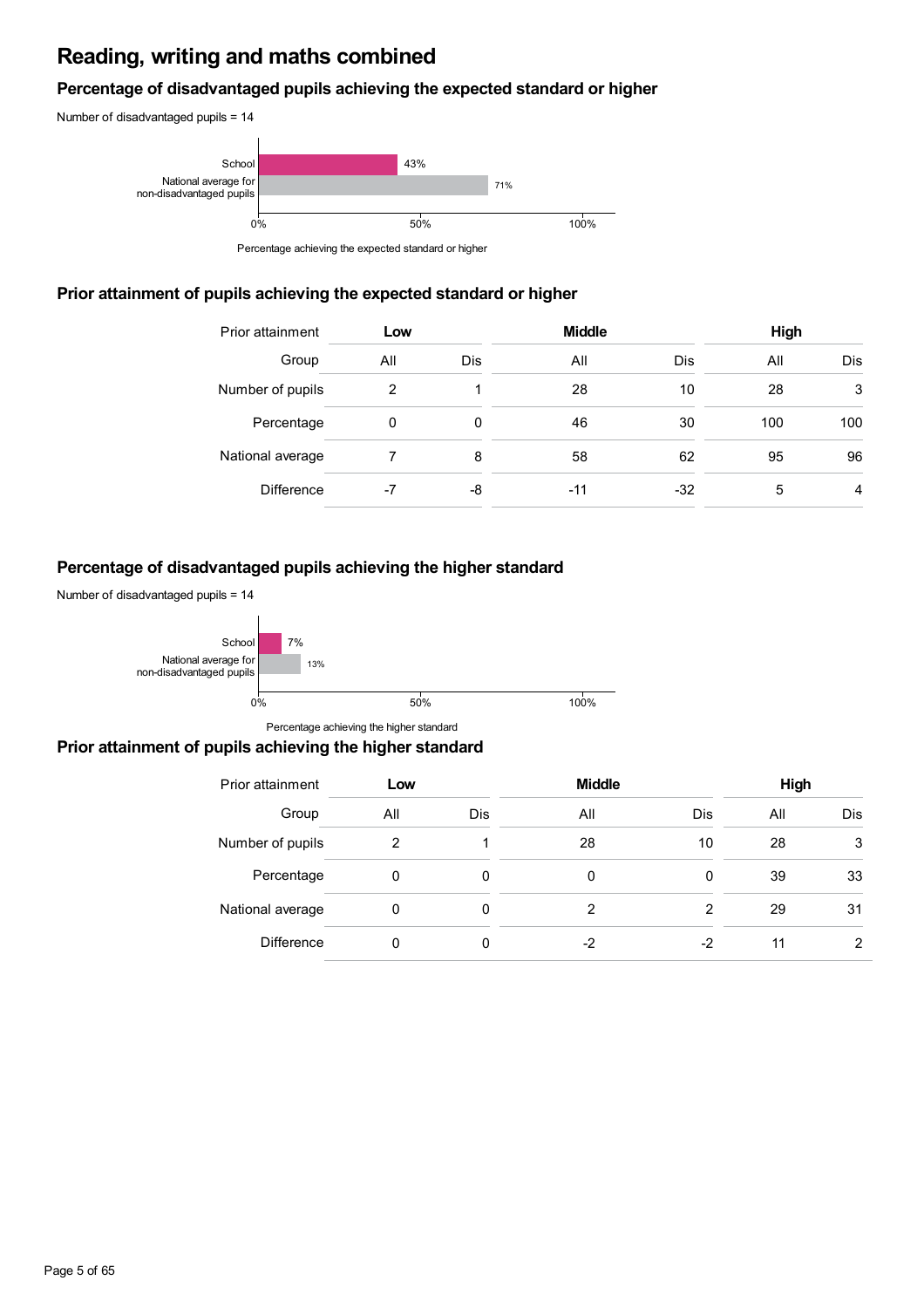# Reading, writing and maths combined

### Percentage of disadvantaged pupils achieving the expected standard or higher

Number of disadvantaged pupils = 14

| | Percentage achieving the expected standard or higher |
|---|---|
| School | 43% |
| National average for non-disadvantaged pupils | 71% |

### Prior attainment of pupils achieving the expected standard or higher

| Prior attainment | Low | | Middle | | High | |
|---|---|---|---|---|---|---|
| Group | All | Dis | All | Dis | All | Dis |
| Number of pupils | 2 | 1 | 28 | 10 | 28 | 3 |
| Percentage | 0 | 0 | 46 | 30 | 100 | 100 |
| National average | 7 | 8 | 58 | 62 | 95 | 96 |
| Difference | -7 | -8 | -11 | -32 | 5 | 4 |

### Percentage of disadvantaged pupils achieving the higher standard

Number of disadvantaged pupils = 14

| | Percentage achieving the higher standard |
|---|---|
| School | 7% |
| National average for non-disadvantaged pupils | 13% |

### Prior attainment of pupils achieving the higher standard

| Prior attainment | Low | | Middle | | High | |
|---|---|---|---|---|---|---|
| Group | All | Dis | All | Dis | All | Dis |
| Number of pupils | 2 | 1 | 28 | 10 | 28 | 3 |
| Percentage | 0 | 0 | 0 | 0 | 39 | 33 |
| National average | 0 | 0 | 2 | 2 | 29 | 31 |
| Difference | 0 | 0 | -2 | -2 | 11 | 2 |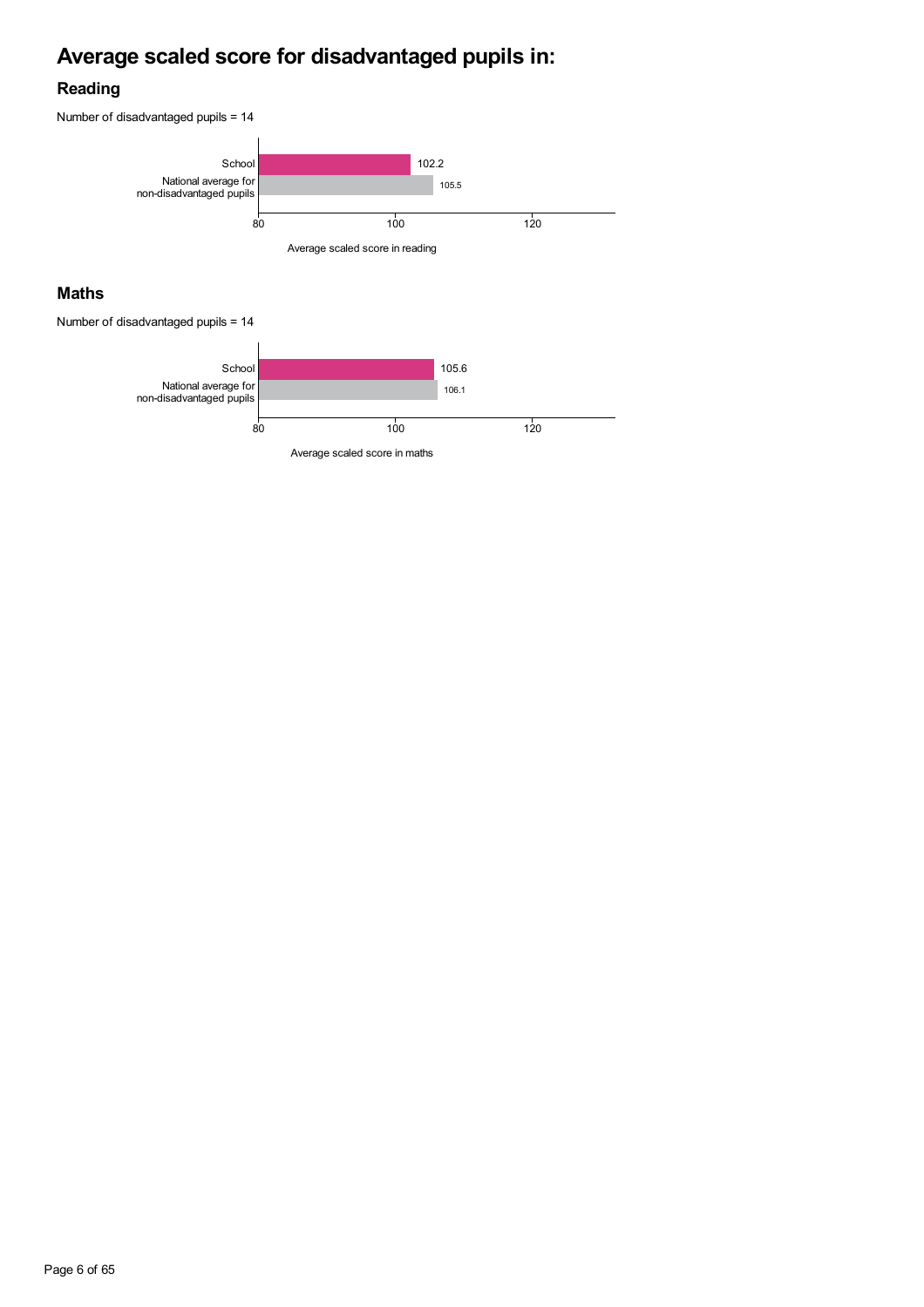# Average scaled score for disadvantaged pupils in:

## Reading

Number of disadvantaged pupils = 14

| | Average scaled score in reading |
|---|---|
| School | 102.2 |
| National average for non-disadvantaged pupils | 105.5 |

## Maths

Number of disadvantaged pupils = 14

| | Average scaled score in maths |
|---|---|
| School | 105.6 |
| National average for non-disadvantaged pupils | 106.1 |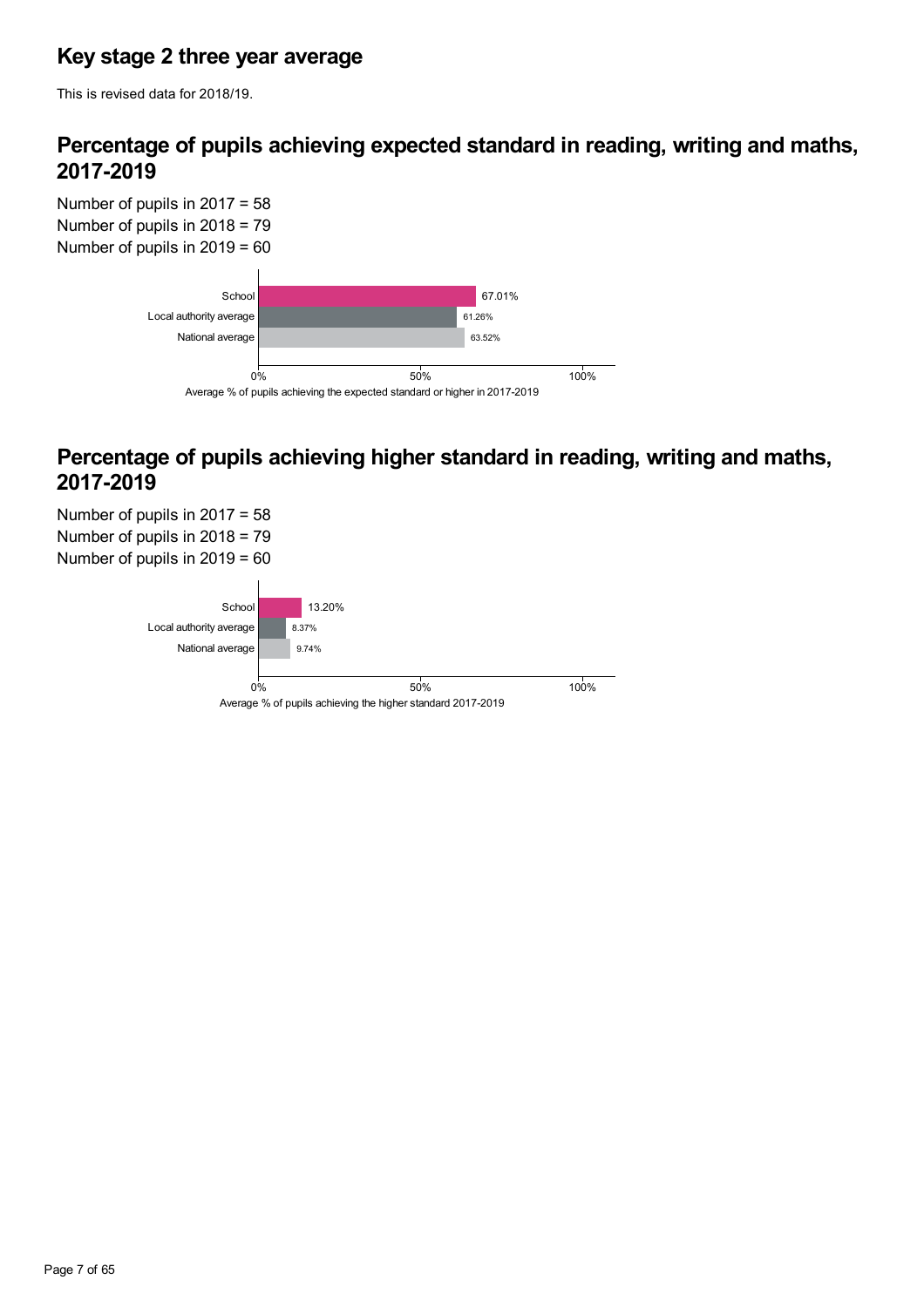## Key stage 2 three year average

This is revised data for 2018/19.

## Percentage of pupils achieving expected standard in reading, writing and maths, 2017-2019

Number of pupils in 2017 = 58
Number of pupils in 2018 = 79
Number of pupils in 2019 = 60

| | Average % of pupils achieving the expected standard or higher in 2017-2019 |
|---|---|
| School | 67.01% |
| Local authority average | 61.26% |
| National average | 63.52% |

## Percentage of pupils achieving higher standard in reading, writing and maths, 2017-2019

Number of pupils in 2017 = 58
Number of pupils in 2018 = 79
Number of pupils in 2019 = 60

| | Average % of pupils achieving the higher standard 2017-2019 |
|---|---|
| School | 13.20% |
| Local authority average | 8.37% |
| National average | 9.74% |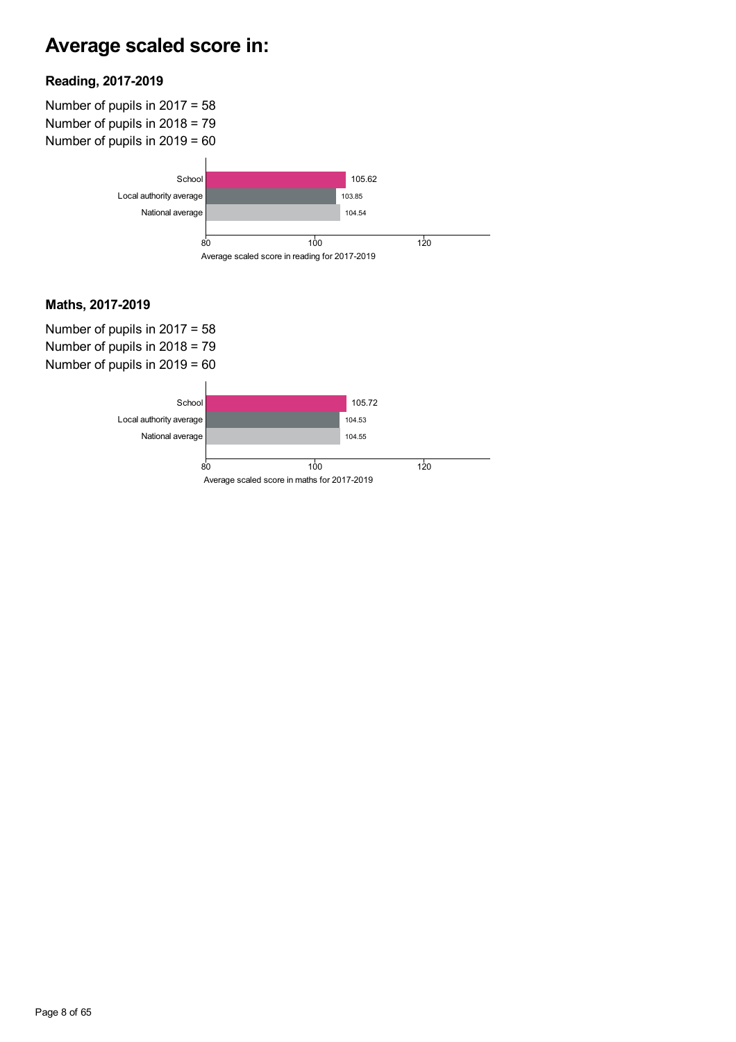# Average scaled score in:

### Reading, 2017-2019

Number of pupils in 2017 = 58
Number of pupils in 2018 = 79
Number of pupils in 2019 = 60

| | Average scaled score in reading for 2017-2019 |
|---|---|
| School | 105.62 |
| Local authority average | 103.85 |
| National average | 104.54 |

### Maths, 2017-2019

Number of pupils in 2017 = 58
Number of pupils in 2018 = 79
Number of pupils in 2019 = 60

| | Average scaled score in maths for 2017-2019 |
|---|---|
| School | 105.72 |
| Local authority average | 104.53 |
| National average | 104.55 |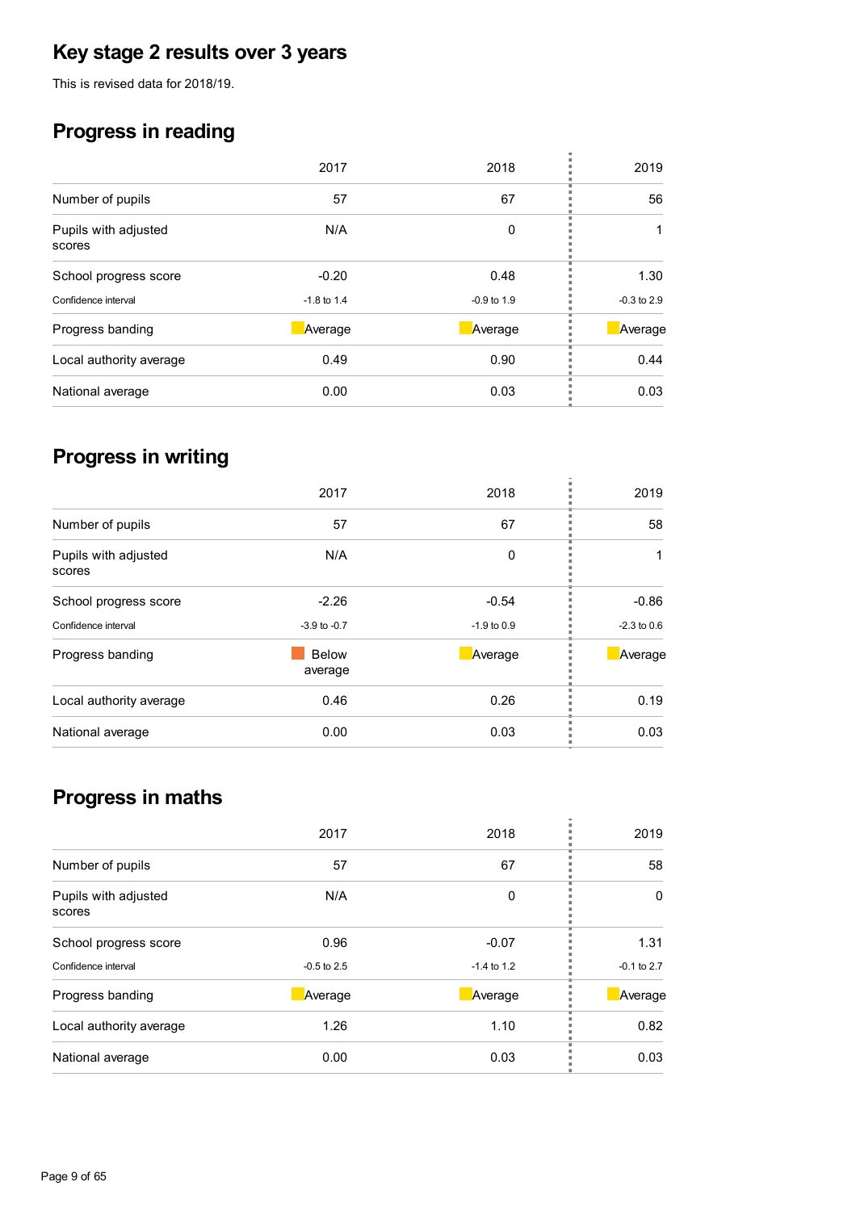# Key stage 2 results over 3 years

This is revised data for 2018/19.

## Progress in reading

| | 2017 | 2018 | 2019 |
|---|---|---|---|
| Number of pupils | 57 | 67 | 56 |
| Pupils with adjusted scores | N/A | 0 | 1 |
| School progress score | -0.20 | 0.48 | 1.30 |
| Confidence interval | -1.8 to 1.4 | -0.9 to 1.9 | -0.3 to 2.9 |
| Progress banding | Average | Average | Average |
| Local authority average | 0.49 | 0.90 | 0.44 |
| National average | 0.00 | 0.03 | 0.03 |

## Progress in writing

| | 2017 | 2018 | 2019 |
|---|---|---|---|
| Number of pupils | 57 | 67 | 58 |
| Pupils with adjusted scores | N/A | 0 | 1 |
| School progress score | -2.26 | -0.54 | -0.86 |
| Confidence interval | -3.9 to -0.7 | -1.9 to 0.9 | -2.3 to 0.6 |
| Progress banding | Below average | Average | Average |
| Local authority average | 0.46 | 0.26 | 0.19 |
| National average | 0.00 | 0.03 | 0.03 |

## Progress in maths

| | 2017 | 2018 | 2019 |
|---|---|---|---|
| Number of pupils | 57 | 67 | 58 |
| Pupils with adjusted scores | N/A | 0 | 0 |
| School progress score | 0.96 | -0.07 | 1.31 |
| Confidence interval | -0.5 to 2.5 | -1.4 to 1.2 | -0.1 to 2.7 |
| Progress banding | Average | Average | Average |
| Local authority average | 1.26 | 1.10 | 0.82 |
| National average | 0.00 | 0.03 | 0.03 |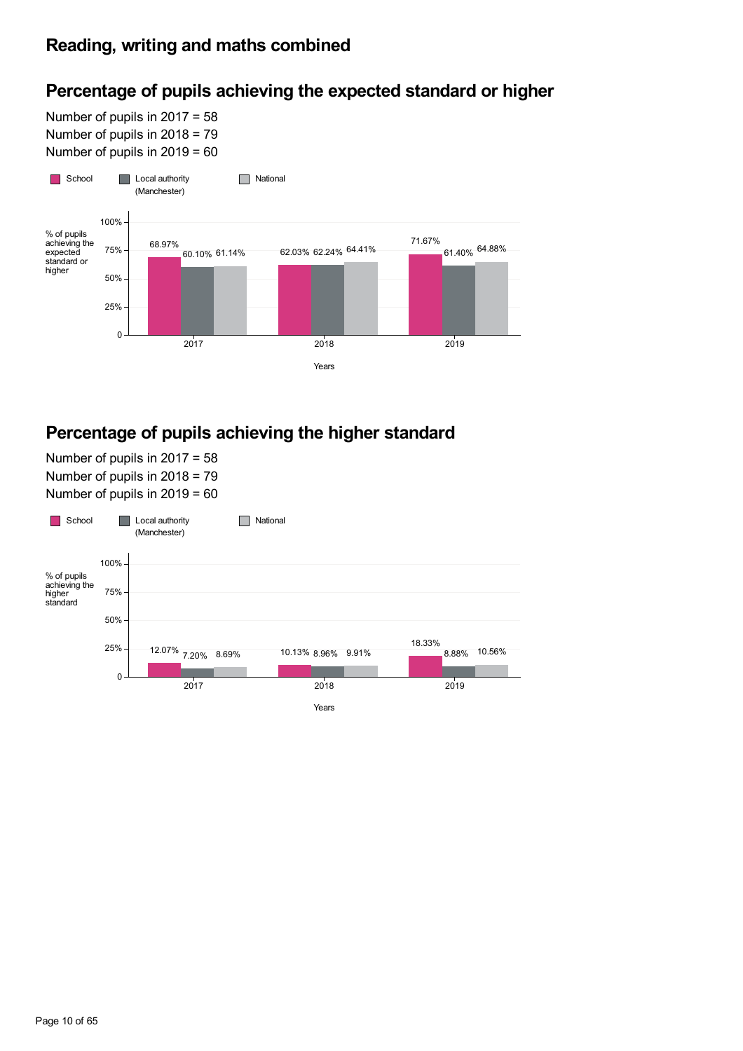## Reading, writing and maths combined

### Percentage of pupils achieving the expected standard or higher

Number of pupils in 2017 = 58
Number of pupils in 2018 = 79
Number of pupils in 2019 = 60

| Years | School | Local authority (Manchester) | National |
| --- | --- | --- | --- |
| 2017 | 68.97% | 60.10% | 61.14% |
| 2018 | 62.03% | 62.24% | 64.41% |
| 2019 | 71.67% | 61.40% | 64.88% |

### Percentage of pupils achieving the higher standard

Number of pupils in 2017 = 58
Number of pupils in 2018 = 79
Number of pupils in 2019 = 60

| Years | School | Local authority (Manchester) | National |
| --- | --- | --- | --- |
| 2017 | 12.07% | 7.20% | 8.69% |
| 2018 | 10.13% | 8.96% | 9.91% |
| 2019 | 18.33% | 8.88% | 10.56% |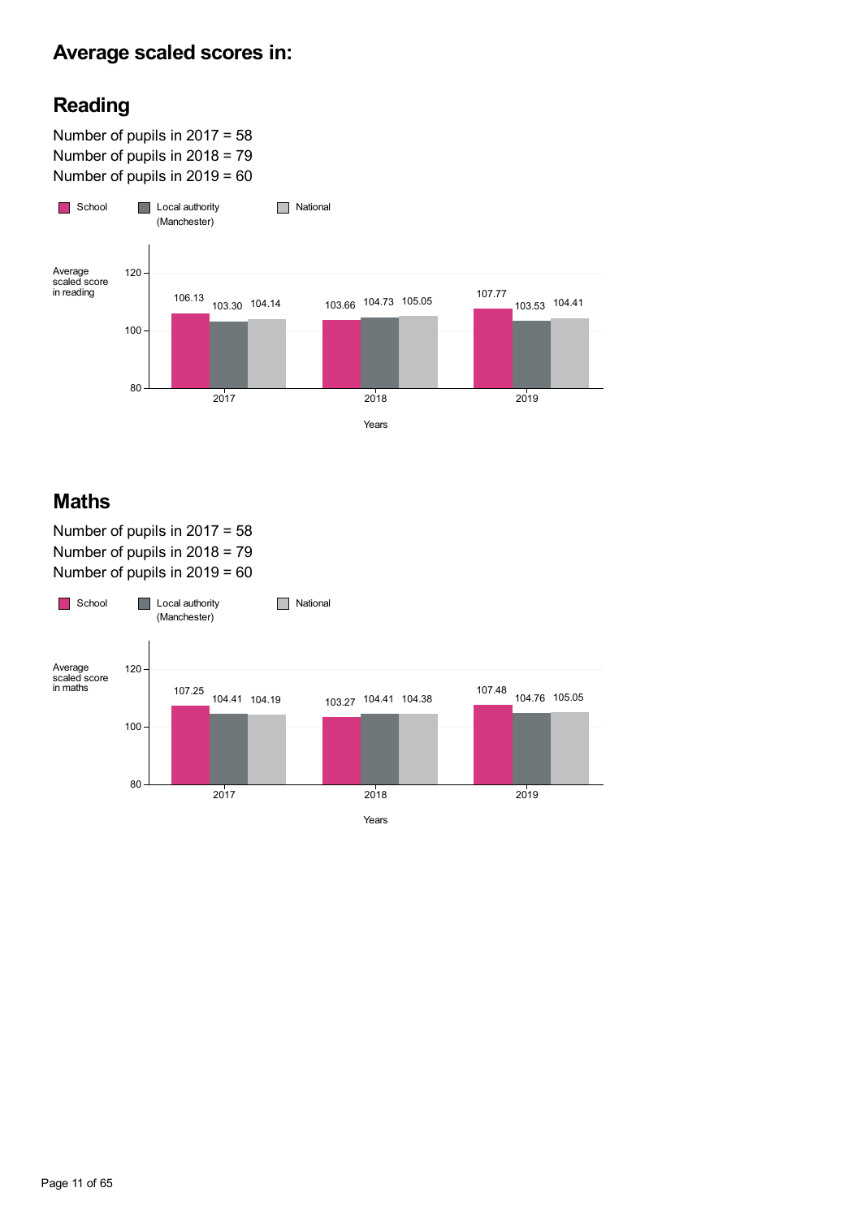# Average scaled scores in:

## Reading

Number of pupils in 2017 = 58
Number of pupils in 2018 = 79
Number of pupils in 2019 = 60

Average scaled score in reading

| Years | School | Local authority (Manchester) | National |
|---|---|---|---|
| 2017 | 106.13 | 103.30 | 104.14 |
| 2018 | 103.66 | 104.73 | 105.05 |
| 2019 | 107.77 | 103.53 | 104.41 |

## Maths

Number of pupils in 2017 = 58
Number of pupils in 2018 = 79
Number of pupils in 2019 = 60

Average scaled score in maths

| Years | School | Local authority (Manchester) | National |
|---|---|---|---|
| 2017 | 107.25 | 104.41 | 104.19 |
| 2018 | 103.27 | 104.41 | 104.38 |
| 2019 | 107.48 | 104.76 | 105.05 |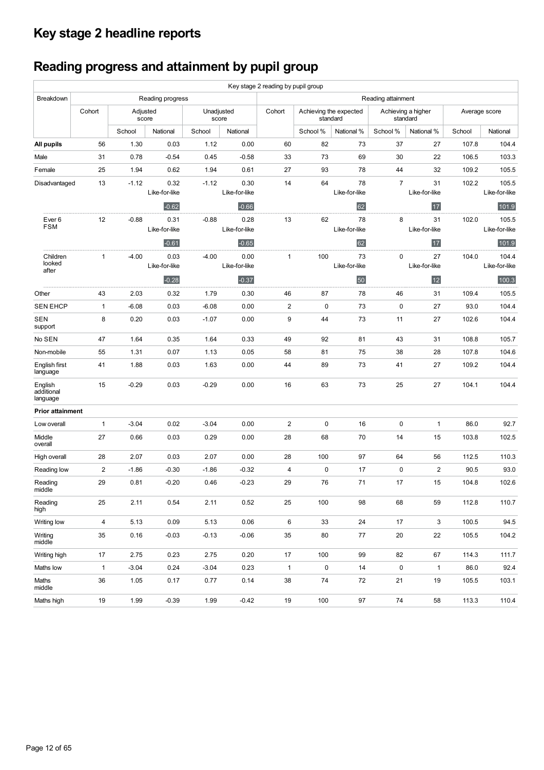# Key stage 2 headline reports

## Reading progress and attainment by pupil group

| Key stage 2 reading by pupil group | | | | | | | | | | | | |
|---|---|---|---|---|---|---|---|---|---|---|---|---|
| Breakdown | Reading progress | | | | | Reading attainment | | | | | | |
| | Cohort | Adjusted score | | Unadjusted score | | Cohort | Achieving the expected standard | | Achieving a higher standard | | Average score | |
| | | School | National | School | National | | School % | National % | School % | National % | School | National |
| **All pupils** | 56 | 1.30 | 0.03 | 1.12 | 0.00 | 60 | 82 | 73 | 37 | 27 | 107.8 | 104.4 |
| Male | 31 | 0.78 | -0.54 | 0.45 | -0.58 | 33 | 73 | 69 | 30 | 22 | 106.5 | 103.3 |
| Female | 25 | 1.94 | 0.62 | 1.94 | 0.61 | 27 | 93 | 78 | 44 | 32 | 109.2 | 105.5 |
| Disadvantaged | 13 | -1.12 | 0.32 Like-for-like -0.62 | -1.12 | 0.30 Like-for-like -0.66 | 14 | 64 | 78 Like-for-like 62 | 7 | 31 Like-for-like 17 | 102.2 | 105.5 Like-for-like 101.9 |
| Ever 6 FSM | 12 | -0.88 | 0.31 Like-for-like -0.61 | -0.88 | 0.28 Like-for-like -0.65 | 13 | 62 | 78 Like-for-like 62 | 8 | 31 Like-for-like 17 | 102.0 | 105.5 Like-for-like 101.9 |
| Children looked after | 1 | -4.00 | 0.03 Like-for-like -0.28 | -4.00 | 0.00 Like-for-like -0.37 | 1 | 100 | 73 Like-for-like 50 | 0 | 27 Like-for-like 12 | 104.0 | 104.4 Like-for-like 100.3 |
| Other | 43 | 2.03 | 0.32 | 1.79 | 0.30 | 46 | 87 | 78 | 46 | 31 | 109.4 | 105.5 |
| SEN EHCP | 1 | -6.08 | 0.03 | -6.08 | 0.00 | 2 | 0 | 73 | 0 | 27 | 93.0 | 104.4 |
| SEN support | 8 | 0.20 | 0.03 | -1.07 | 0.00 | 9 | 44 | 73 | 11 | 27 | 102.6 | 104.4 |
| No SEN | 47 | 1.64 | 0.35 | 1.64 | 0.33 | 49 | 92 | 81 | 43 | 31 | 108.8 | 105.7 |
| Non-mobile | 55 | 1.31 | 0.07 | 1.13 | 0.05 | 58 | 81 | 75 | 38 | 28 | 107.8 | 104.6 |
| English first language | 41 | 1.88 | 0.03 | 1.63 | 0.00 | 44 | 89 | 73 | 41 | 27 | 109.2 | 104.4 |
| English additional language | 15 | -0.29 | 0.03 | -0.29 | 0.00 | 16 | 63 | 73 | 25 | 27 | 104.1 | 104.4 |
| **Prior attainment** | | | | | | | | | | | | |
| Low overall | 1 | -3.04 | 0.02 | -3.04 | 0.00 | 2 | 0 | 16 | 0 | 1 | 86.0 | 92.7 |
| Middle overall | 27 | 0.66 | 0.03 | 0.29 | 0.00 | 28 | 68 | 70 | 14 | 15 | 103.8 | 102.5 |
| High overall | 28 | 2.07 | 0.03 | 2.07 | 0.00 | 28 | 100 | 97 | 64 | 56 | 112.5 | 110.3 |
| Reading low | 2 | -1.86 | -0.30 | -1.86 | -0.32 | 4 | 0 | 17 | 0 | 2 | 90.5 | 93.0 |
| Reading middle | 29 | 0.81 | -0.20 | 0.46 | -0.23 | 29 | 76 | 71 | 17 | 15 | 104.8 | 102.6 |
| Reading high | 25 | 2.11 | 0.54 | 2.11 | 0.52 | 25 | 100 | 98 | 68 | 59 | 112.8 | 110.7 |
| Writing low | 4 | 5.13 | 0.09 | 5.13 | 0.06 | 6 | 33 | 24 | 17 | 3 | 100.5 | 94.5 |
| Writing middle | 35 | 0.16 | -0.03 | -0.13 | -0.06 | 35 | 80 | 77 | 20 | 22 | 105.5 | 104.2 |
| Writing high | 17 | 2.75 | 0.23 | 2.75 | 0.20 | 17 | 100 | 99 | 82 | 67 | 114.3 | 111.7 |
| Maths low | 1 | -3.04 | 0.24 | -3.04 | 0.23 | 1 | 0 | 14 | 0 | 1 | 86.0 | 92.4 |
| Maths middle | 36 | 1.05 | 0.17 | 0.77 | 0.14 | 38 | 74 | 72 | 21 | 19 | 105.5 | 103.1 |
| Maths high | 19 | 1.99 | -0.39 | 1.99 | -0.42 | 19 | 100 | 97 | 74 | 58 | 113.3 | 110.4 |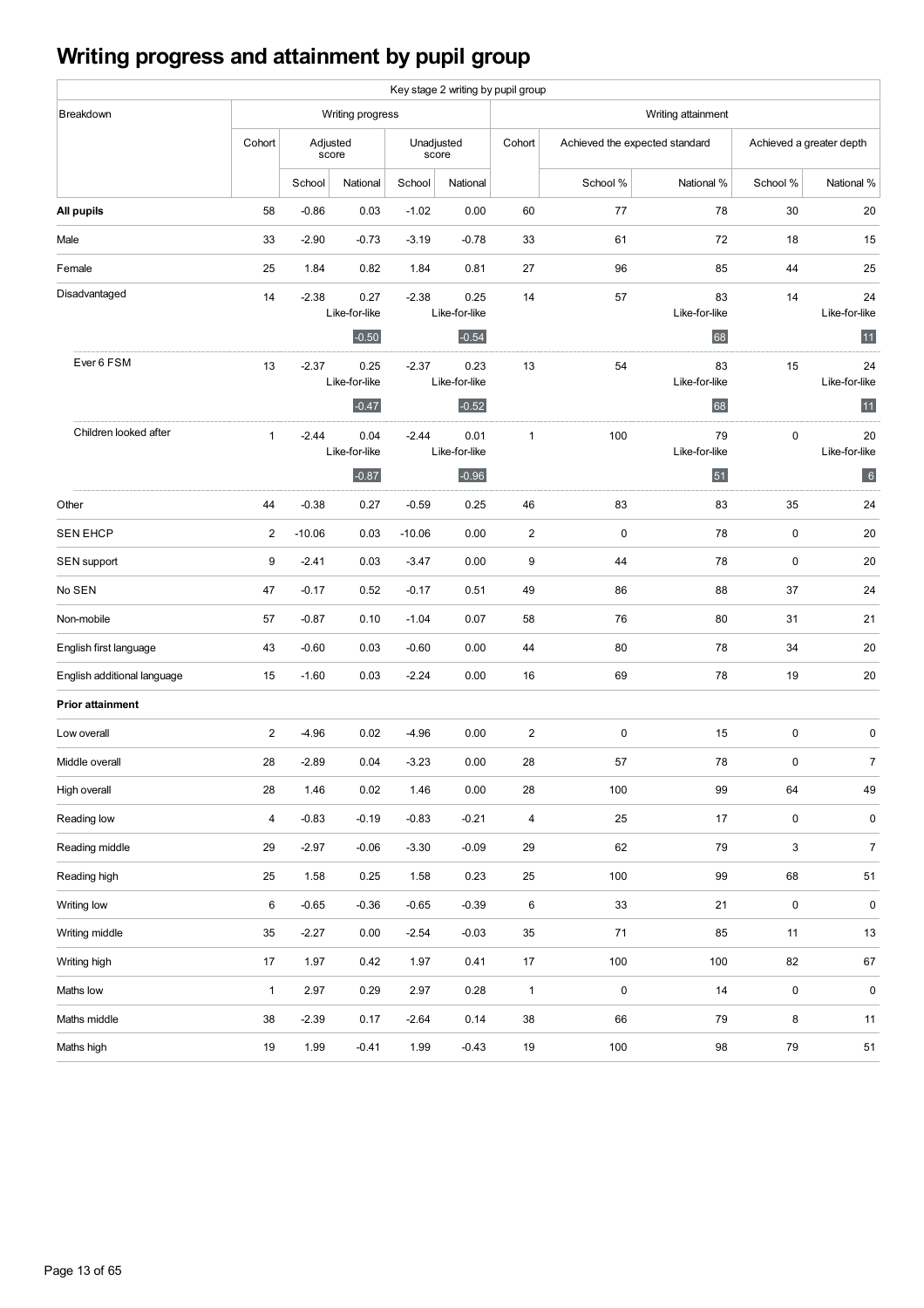# Writing progress and attainment by pupil group

| Key stage 2 writing by pupil group | | | | | | | | | | |
|---|---|---|---|---|---|---|---|---|---|---|
| Breakdown | Writing progress | | | | | Writing attainment | | | | |
| | Cohort | Adjusted score | | Unadjusted score | | Cohort | Achieved the expected standard | | Achieved a greater depth | |
| | | School | National | School | National | | School % | National % | School % | National % |
| **All pupils** | 58 | -0.86 | 0.03 | -1.02 | 0.00 | 60 | 77 | 78 | 30 | 20 |
| Male | 33 | -2.90 | -0.73 | -3.19 | -0.78 | 33 | 61 | 72 | 18 | 15 |
| Female | 25 | 1.84 | 0.82 | 1.84 | 0.81 | 27 | 96 | 85 | 44 | 25 |
| Disadvantaged | 14 | -2.38 | 0.27 Like-for-like -0.50 | -2.38 | 0.25 Like-for-like -0.54 | 14 | 57 | 83 Like-for-like 68 | 14 | 24 Like-for-like 11 |
| Ever 6 FSM | 13 | -2.37 | 0.25 Like-for-like -0.47 | -2.37 | 0.23 Like-for-like -0.52 | 13 | 54 | 83 Like-for-like 68 | 15 | 24 Like-for-like 11 |
| Children looked after | 1 | -2.44 | 0.04 Like-for-like -0.87 | -2.44 | 0.01 Like-for-like -0.96 | 1 | 100 | 79 Like-for-like 51 | 0 | 20 Like-for-like 6 |
| Other | 44 | -0.38 | 0.27 | -0.59 | 0.25 | 46 | 83 | 83 | 35 | 24 |
| SEN EHCP | 2 | -10.06 | 0.03 | -10.06 | 0.00 | 2 | 0 | 78 | 0 | 20 |
| SEN support | 9 | -2.41 | 0.03 | -3.47 | 0.00 | 9 | 44 | 78 | 0 | 20 |
| No SEN | 47 | -0.17 | 0.52 | -0.17 | 0.51 | 49 | 86 | 88 | 37 | 24 |
| Non-mobile | 57 | -0.87 | 0.10 | -1.04 | 0.07 | 58 | 76 | 80 | 31 | 21 |
| English first language | 43 | -0.60 | 0.03 | -0.60 | 0.00 | 44 | 80 | 78 | 34 | 20 |
| English additional language | 15 | -1.60 | 0.03 | -2.24 | 0.00 | 16 | 69 | 78 | 19 | 20 |
| **Prior attainment** | | | | | | | | | | |
| Low overall | 2 | -4.96 | 0.02 | -4.96 | 0.00 | 2 | 0 | 15 | 0 | 0 |
| Middle overall | 28 | -2.89 | 0.04 | -3.23 | 0.00 | 28 | 57 | 78 | 0 | 7 |
| High overall | 28 | 1.46 | 0.02 | 1.46 | 0.00 | 28 | 100 | 99 | 64 | 49 |
| Reading low | 4 | -0.83 | -0.19 | -0.83 | -0.21 | 4 | 25 | 17 | 0 | 0 |
| Reading middle | 29 | -2.97 | -0.06 | -3.30 | -0.09 | 29 | 62 | 79 | 3 | 7 |
| Reading high | 25 | 1.58 | 0.25 | 1.58 | 0.23 | 25 | 100 | 99 | 68 | 51 |
| Writing low | 6 | -0.65 | -0.36 | -0.65 | -0.39 | 6 | 33 | 21 | 0 | 0 |
| Writing middle | 35 | -2.27 | 0.00 | -2.54 | -0.03 | 35 | 71 | 85 | 11 | 13 |
| Writing high | 17 | 1.97 | 0.42 | 1.97 | 0.41 | 17 | 100 | 100 | 82 | 67 |
| Maths low | 1 | 2.97 | 0.29 | 2.97 | 0.28 | 1 | 0 | 14 | 0 | 0 |
| Maths middle | 38 | -2.39 | 0.17 | -2.64 | 0.14 | 38 | 66 | 79 | 8 | 11 |
| Maths high | 19 | 1.99 | -0.41 | 1.99 | -0.43 | 19 | 100 | 98 | 79 | 51 |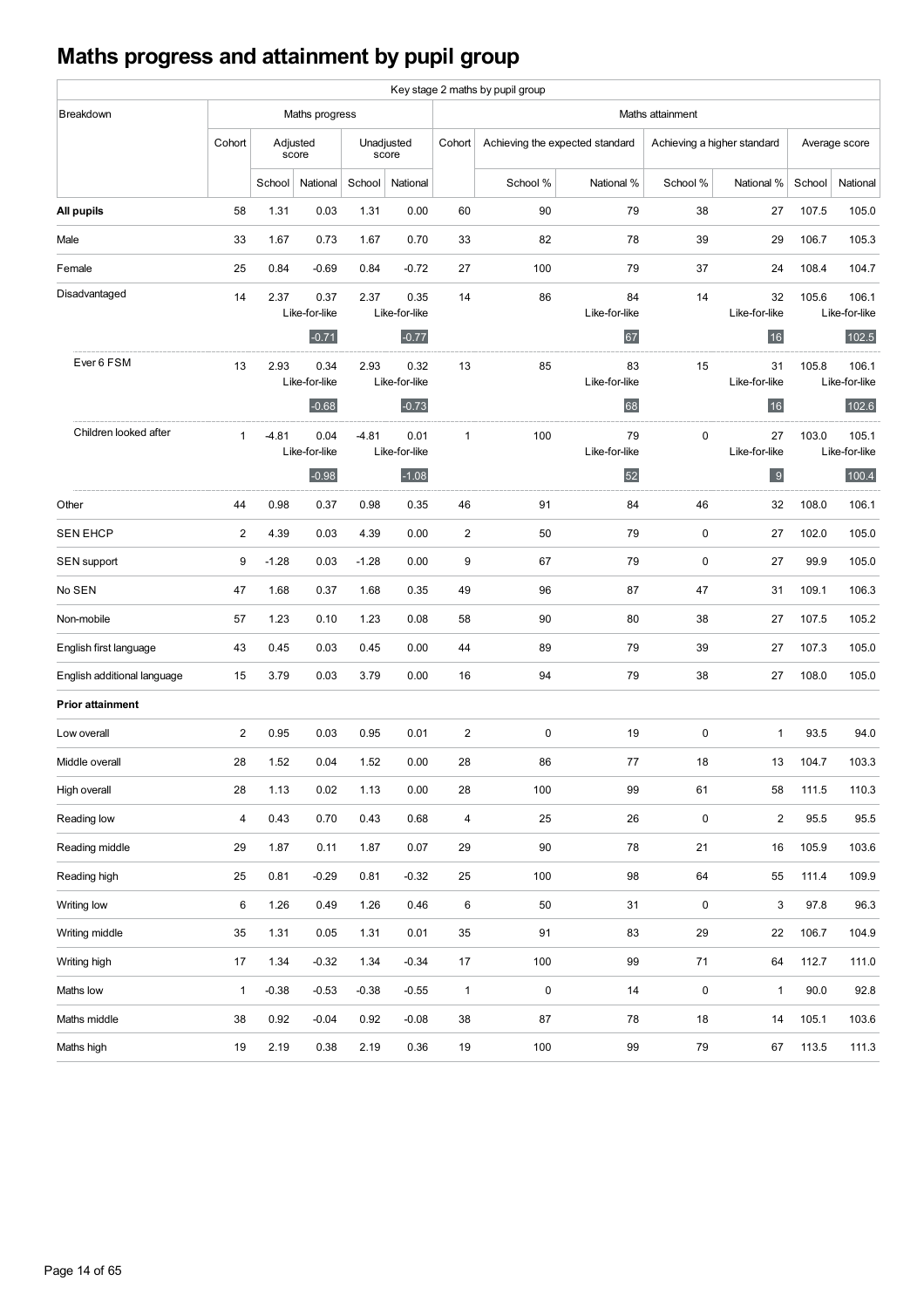# Maths progress and attainment by pupil group

| Key stage 2 maths by pupil group | | | | | | | | | | | | | |
|---|---|---|---|---|---|---|---|---|---|---|---|---|---|
| Breakdown | Maths progress | | | | | Maths attainment | | | | | | | |
| | Cohort | Adjusted score | | Unadjusted score | | Cohort | Achieving the expected standard | | Achieving a higher standard | | Average score | |
| | | School | National | School | National | | School % | National % | School % | National % | School | National |
| **All pupils** | 58 | 1.31 | 0.03 | 1.31 | 0.00 | 60 | 90 | 79 | 38 | 27 | 107.5 | 105.0 |
| Male | 33 | 1.67 | 0.73 | 1.67 | 0.70 | 33 | 82 | 78 | 39 | 29 | 106.7 | 105.3 |
| Female | 25 | 0.84 | -0.69 | 0.84 | -0.72 | 27 | 100 | 79 | 37 | 24 | 108.4 | 104.7 |
| Disadvantaged | 14 | 2.37 | 0.37 Like-for-like -0.71 | 2.37 | 0.35 Like-for-like -0.77 | 14 | 86 | 84 Like-for-like 67 | 14 | 32 Like-for-like 16 | 105.6 | 106.1 Like-for-like 102.5 |
| Ever 6 FSM | 13 | 2.93 | 0.34 Like-for-like -0.68 | 2.93 | 0.32 Like-for-like -0.73 | 13 | 85 | 83 Like-for-like 68 | 15 | 31 Like-for-like 16 | 105.8 | 106.1 Like-for-like 102.6 |
| Children looked after | 1 | -4.81 | 0.04 Like-for-like -0.98 | -4.81 | 0.01 Like-for-like -1.08 | 1 | 100 | 79 Like-for-like 52 | 0 | 27 Like-for-like 9 | 103.0 | 105.1 Like-for-like 100.4 |
| Other | 44 | 0.98 | 0.37 | 0.98 | 0.35 | 46 | 91 | 84 | 46 | 32 | 108.0 | 106.1 |
| SEN EHCP | 2 | 4.39 | 0.03 | 4.39 | 0.00 | 2 | 50 | 79 | 0 | 27 | 102.0 | 105.0 |
| SEN support | 9 | -1.28 | 0.03 | -1.28 | 0.00 | 9 | 67 | 79 | 0 | 27 | 99.9 | 105.0 |
| No SEN | 47 | 1.68 | 0.37 | 1.68 | 0.35 | 49 | 96 | 87 | 47 | 31 | 109.1 | 106.3 |
| Non-mobile | 57 | 1.23 | 0.10 | 1.23 | 0.08 | 58 | 90 | 80 | 38 | 27 | 107.5 | 105.2 |
| English first language | 43 | 0.45 | 0.03 | 0.45 | 0.00 | 44 | 89 | 79 | 39 | 27 | 107.3 | 105.0 |
| English additional language | 15 | 3.79 | 0.03 | 3.79 | 0.00 | 16 | 94 | 79 | 38 | 27 | 108.0 | 105.0 |
| **Prior attainment** | | | | | | | | | | | | |
| Low overall | 2 | 0.95 | 0.03 | 0.95 | 0.01 | 2 | 0 | 19 | 0 | 1 | 93.5 | 94.0 |
| Middle overall | 28 | 1.52 | 0.04 | 1.52 | 0.00 | 28 | 86 | 77 | 18 | 13 | 104.7 | 103.3 |
| High overall | 28 | 1.13 | 0.02 | 1.13 | 0.00 | 28 | 100 | 99 | 61 | 58 | 111.5 | 110.3 |
| Reading low | 4 | 0.43 | 0.70 | 0.43 | 0.68 | 4 | 25 | 26 | 0 | 2 | 95.5 | 95.5 |
| Reading middle | 29 | 1.87 | 0.11 | 1.87 | 0.07 | 29 | 90 | 78 | 21 | 16 | 105.9 | 103.6 |
| Reading high | 25 | 0.81 | -0.29 | 0.81 | -0.32 | 25 | 100 | 98 | 64 | 55 | 111.4 | 109.9 |
| Writing low | 6 | 1.26 | 0.49 | 1.26 | 0.46 | 6 | 50 | 31 | 0 | 3 | 97.8 | 96.3 |
| Writing middle | 35 | 1.31 | 0.05 | 1.31 | 0.01 | 35 | 91 | 83 | 29 | 22 | 106.7 | 104.9 |
| Writing high | 17 | 1.34 | -0.32 | 1.34 | -0.34 | 17 | 100 | 99 | 71 | 64 | 112.7 | 111.0 |
| Maths low | 1 | -0.38 | -0.53 | -0.38 | -0.55 | 1 | 0 | 14 | 0 | 1 | 90.0 | 92.8 |
| Maths middle | 38 | 0.92 | -0.04 | 0.92 | -0.08 | 38 | 87 | 78 | 18 | 14 | 105.1 | 103.6 |
| Maths high | 19 | 2.19 | 0.38 | 2.19 | 0.36 | 19 | 100 | 99 | 79 | 67 | 113.5 | 111.3 |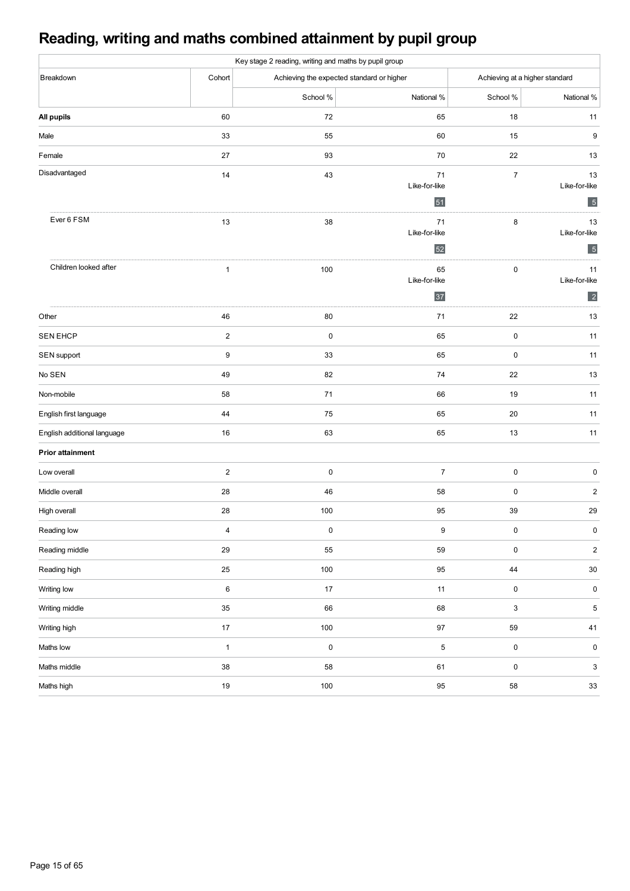# Reading, writing and maths combined attainment by pupil group

| Key stage 2 reading, writing and maths by pupil group | | | | | |
|---|---|---|---|---|---|
| Breakdown | Cohort | Achieving the expected standard or higher | | Achieving at a higher standard | |
| | | School % | National % | School % | National % |
| **All pupils** | 60 | 72 | 65 | 18 | 11 |
| Male | 33 | 55 | 60 | 15 | 9 |
| Female | 27 | 93 | 70 | 22 | 13 |
| Disadvantaged | 14 | 43 | 71 Like-for-like 51 | 7 | 13 Like-for-like 5 |
| Ever 6 FSM | 13 | 38 | 71 Like-for-like 52 | 8 | 13 Like-for-like 5 |
| Children looked after | 1 | 100 | 65 Like-for-like 37 | 0 | 11 Like-for-like 2 |
| Other | 46 | 80 | 71 | 22 | 13 |
| SEN EHCP | 2 | 0 | 65 | 0 | 11 |
| SEN support | 9 | 33 | 65 | 0 | 11 |
| No SEN | 49 | 82 | 74 | 22 | 13 |
| Non-mobile | 58 | 71 | 66 | 19 | 11 |
| English first language | 44 | 75 | 65 | 20 | 11 |
| English additional language | 16 | 63 | 65 | 13 | 11 |
| **Prior attainment** | | | | | |
| Low overall | 2 | 0 | 7 | 0 | 0 |
| Middle overall | 28 | 46 | 58 | 0 | 2 |
| High overall | 28 | 100 | 95 | 39 | 29 |
| Reading low | 4 | 0 | 9 | 0 | 0 |
| Reading middle | 29 | 55 | 59 | 0 | 2 |
| Reading high | 25 | 100 | 95 | 44 | 30 |
| Writing low | 6 | 17 | 11 | 0 | 0 |
| Writing middle | 35 | 66 | 68 | 3 | 5 |
| Writing high | 17 | 100 | 97 | 59 | 41 |
| Maths low | 1 | 0 | 5 | 0 | 0 |
| Maths middle | 38 | 58 | 61 | 0 | 3 |
| Maths high | 19 | 100 | 95 | 58 | 33 |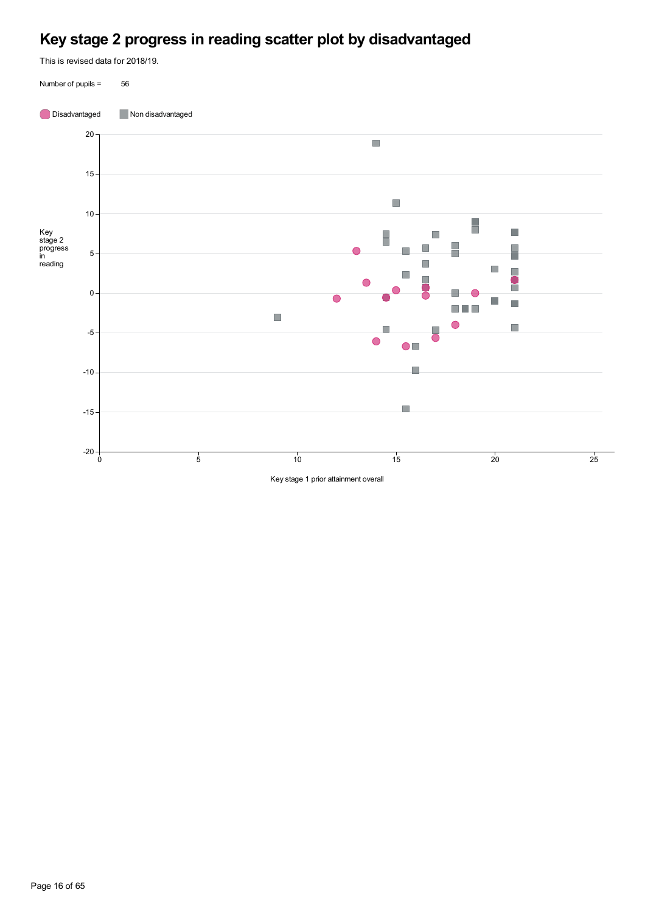# Key stage 2 progress in reading scatter plot by disadvantaged

This is revised data for 2018/19.

Number of pupils = 56

Disadvantaged Non disadvantaged

Key stage 2 progress in reading

20
15
10
5
0
-5
-10
-15
-20

0 5 10 15 20 25

Key stage 1 prior attainment overall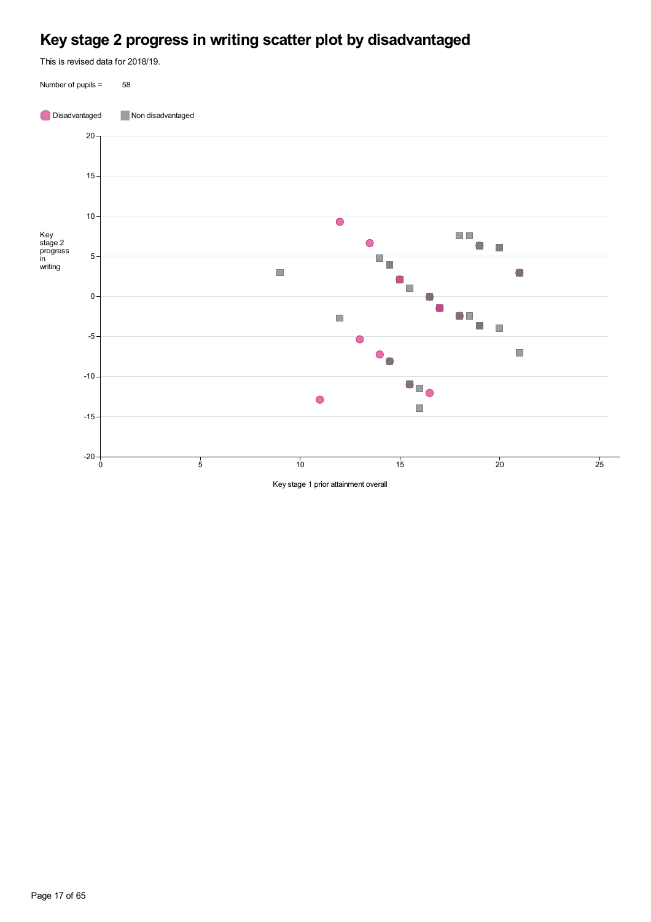# Key stage 2 progress in writing scatter plot by disadvantaged

This is revised data for 2018/19.

Number of pupils = 58

Disadvantaged Non disadvantaged

Key stage 2 progress in writing

Key stage 1 prior attainment overall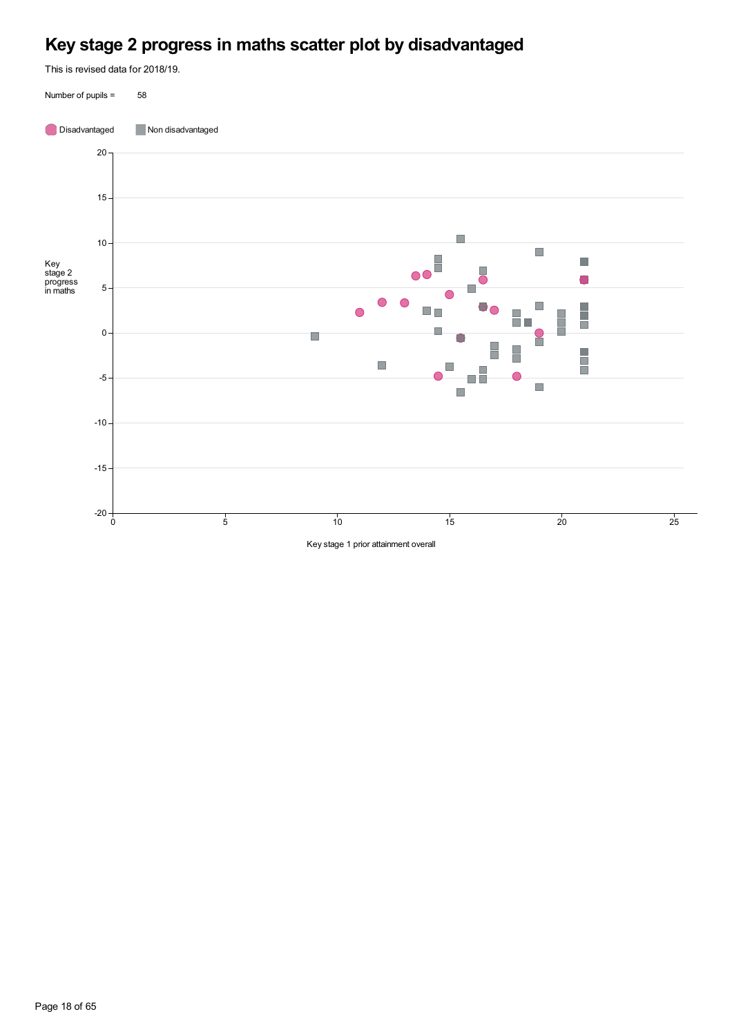# Key stage 2 progress in maths scatter plot by disadvantaged

This is revised data for 2018/19.

Number of pupils = 58

Disadvantaged | Non disadvantaged

Key stage 2 progress in maths

Key stage 1 prior attainment overall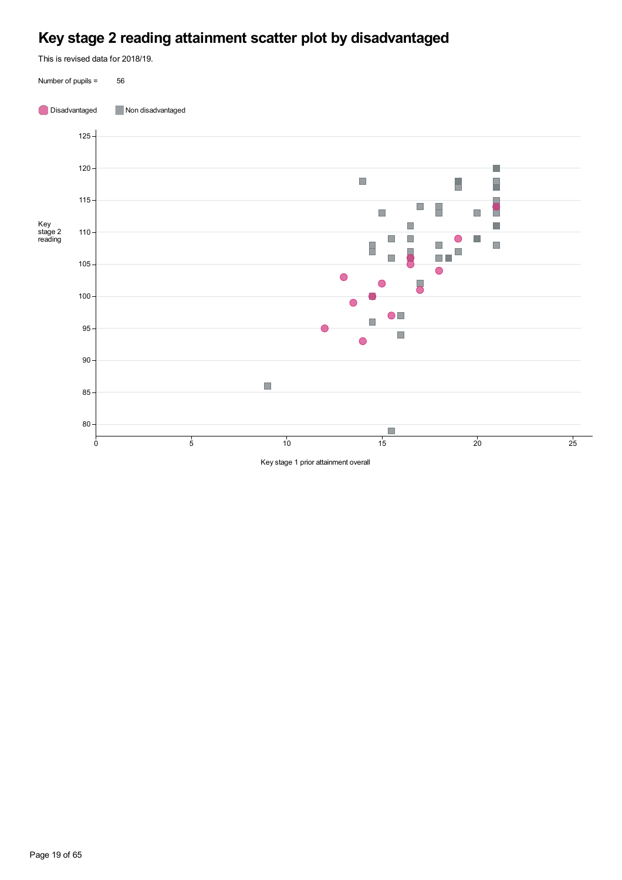# Key stage 2 reading attainment scatter plot by disadvantaged

This is revised data for 2018/19.

Number of pupils = 56

Disadvantaged | Non disadvantaged

Key stage 2 reading

Key stage 1 prior attainment overall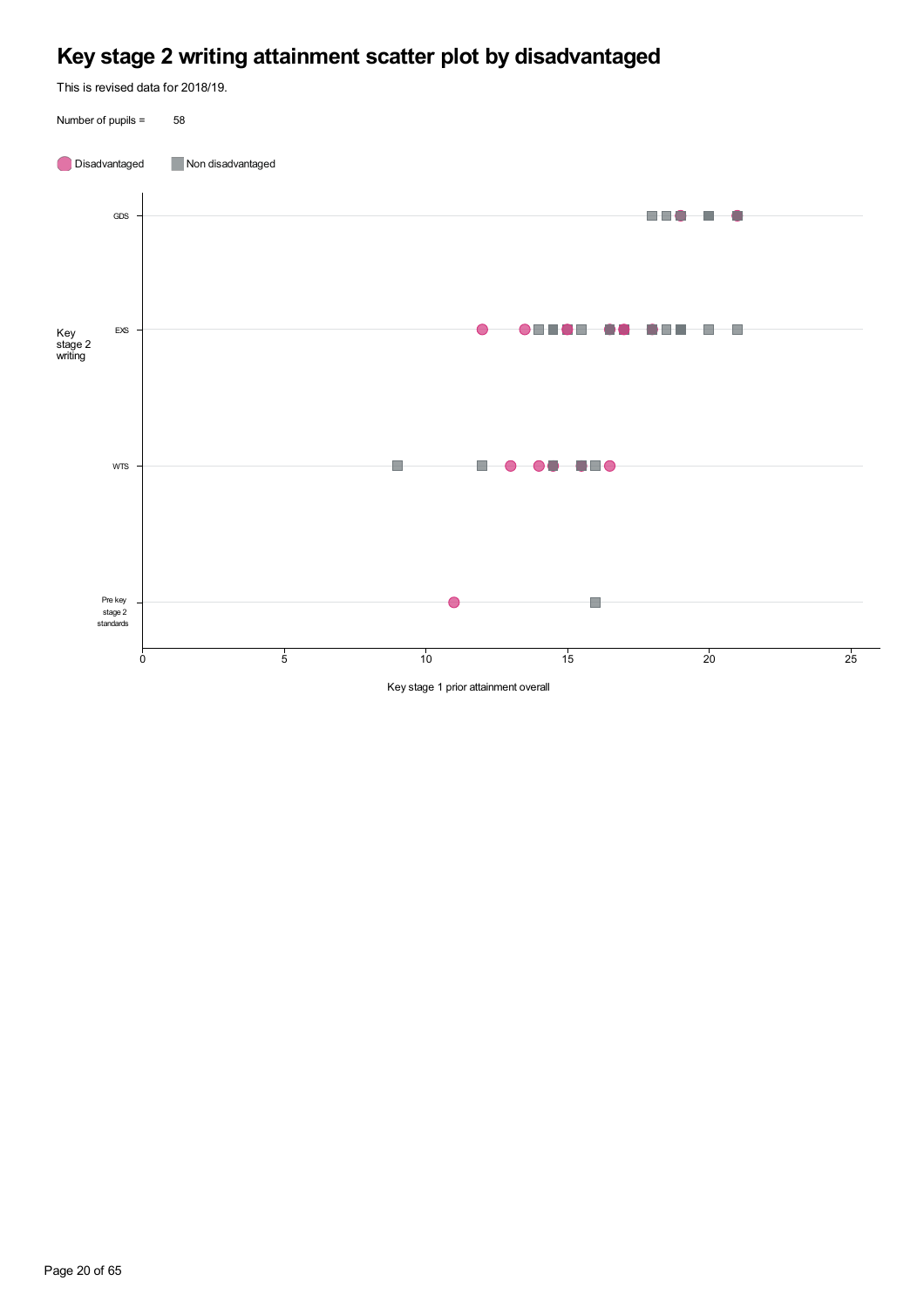# Key stage 2 writing attainment scatter plot by disadvantaged

This is revised data for 2018/19.

Number of pupils = 58

Disadvantaged | Non disadvantaged

Key stage 2 writing: GDS, EXS, WTS, Pre key stage 2 standards

Key stage 1 prior attainment overall: 0, 5, 10, 15, 20, 25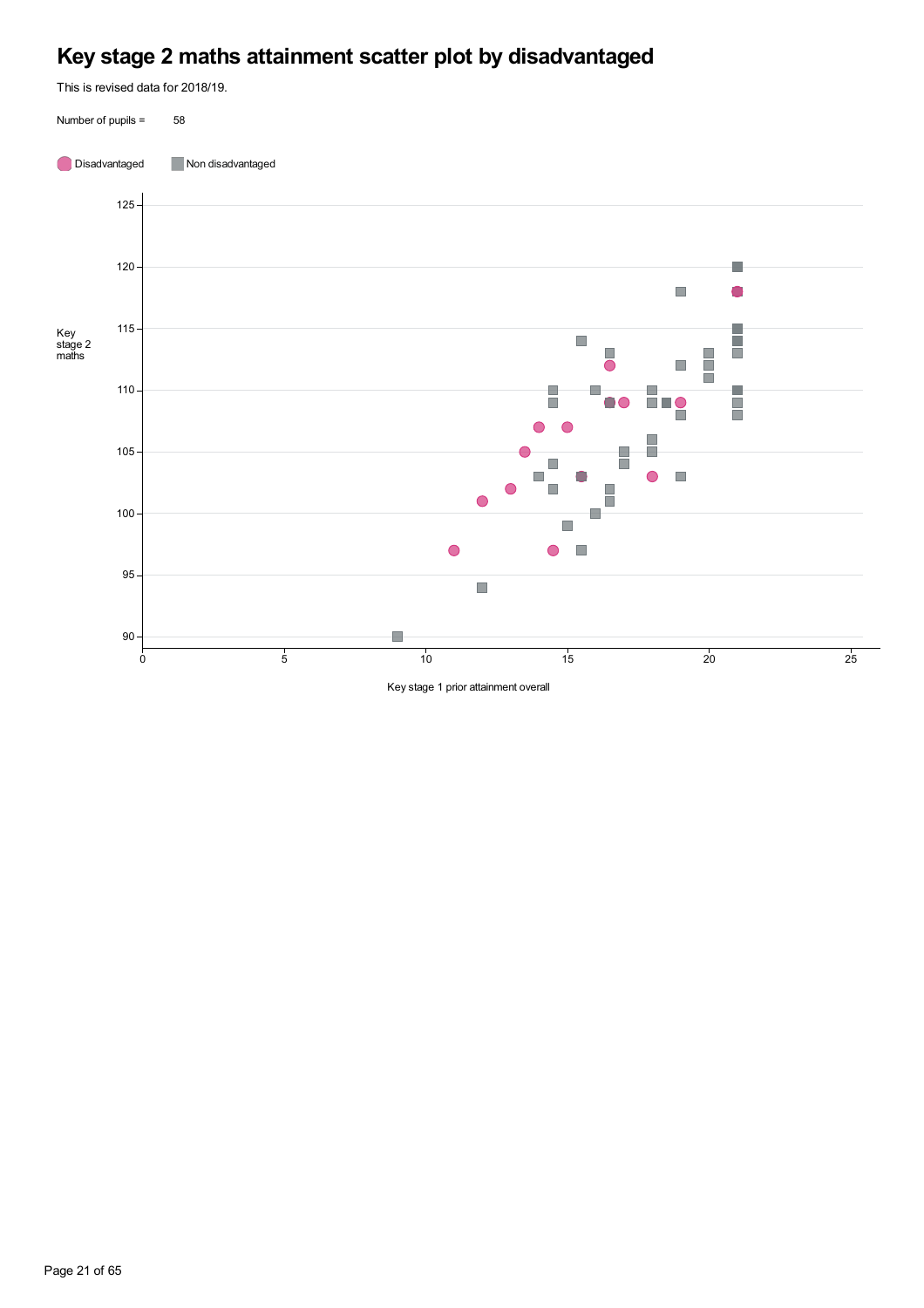# Key stage 2 maths attainment scatter plot by disadvantaged

This is revised data for 2018/19.

Number of pupils = 58

Disadvantaged    Non disadvantaged

Key stage 2 maths

Key stage 1 prior attainment overall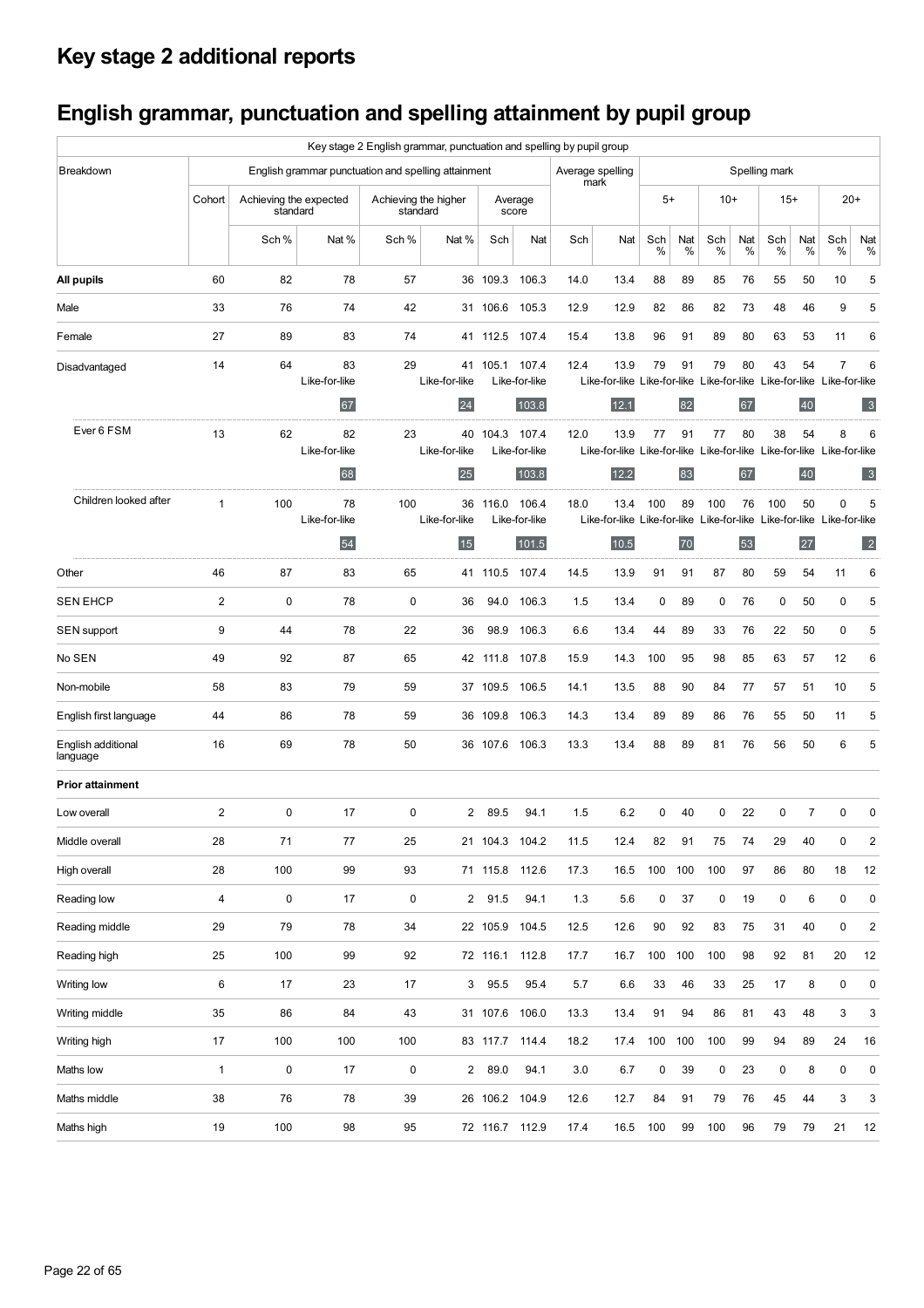# Key stage 2 additional reports

## English grammar, punctuation and spelling attainment by pupil group

| Key stage 2 English grammar, punctuation and spelling by pupil group | | | | | | | | | | | | | | | | | | | |
|---|---|---|---|---|---|---|---|---|---|---|---|---|---|---|---|---|---|---|---|
| Breakdown | English grammar punctuation and spelling attainment | | | | | | | Average spelling mark | | Spelling mark | | | | | | | | | |
| | Cohort | Achieving the expected standard | | Achieving the higher standard | | Average score | | | | 5+ | | 10+ | | 15+ | | 20+ | | | |
| | | Sch % | Nat % | Sch % | Nat % | Sch | Nat | Sch | Nat | Sch % | Nat % | Sch % | Nat % | Sch % | Nat % | Sch % | Nat % | | |
| **All pupils** | 60 | 82 | 78 | 57 | 36 | 109.3 | 106.3 | 14.0 | 13.4 | 88 | 89 | 85 | 76 | 55 | 50 | 10 | 5 | | |
| Male | 33 | 76 | 74 | 42 | 31 | 106.6 | 105.3 | 12.9 | 12.9 | 82 | 86 | 82 | 73 | 48 | 46 | 9 | 5 | | |
| Female | 27 | 89 | 83 | 74 | 41 | 112.5 | 107.4 | 15.4 | 13.8 | 96 | 91 | 89 | 80 | 63 | 53 | 11 | 6 | | |
| Disadvantaged | 14 | 64 | 83 Like-for-like 67 | 29 | 41 Like-for-like 24 | 105.1 | 107.4 Like-for-like 103.8 | 12.4 | 13.9 Like-for-like 12.1 | 79 | 91 Like-for-like 82 | 79 | 80 Like-for-like 67 | 43 | 54 Like-for-like 40 | 7 | 6 Like-for-like 3 | | |
| Ever 6 FSM | 13 | 62 | 82 Like-for-like 68 | 23 | 40 Like-for-like 25 | 104.3 | 107.4 Like-for-like 103.8 | 12.0 | 13.9 Like-for-like 12.2 | 77 | 91 Like-for-like 83 | 77 | 80 Like-for-like 67 | 38 | 54 Like-for-like 40 | 8 | 6 Like-for-like 3 | | |
| Children looked after | 1 | 100 | 78 Like-for-like 54 | 100 | 36 Like-for-like 15 | 116.0 | 106.4 Like-for-like 101.5 | 18.0 | 13.4 Like-for-like 10.5 | 100 | 89 Like-for-like 70 | 100 | 76 Like-for-like 53 | 100 | 50 Like-for-like 27 | 0 | 5 Like-for-like 2 | | |
| Other | 46 | 87 | 83 | 65 | 41 | 110.5 | 107.4 | 14.5 | 13.9 | 91 | 91 | 87 | 80 | 59 | 54 | 11 | 6 | | |
| SEN EHCP | 2 | 0 | 78 | 0 | 36 | 94.0 | 106.3 | 1.5 | 13.4 | 0 | 89 | 0 | 76 | 0 | 50 | 0 | 5 | | |
| SEN support | 9 | 44 | 78 | 22 | 36 | 98.9 | 106.3 | 6.6 | 13.4 | 44 | 89 | 33 | 76 | 22 | 50 | 0 | 5 | | |
| No SEN | 49 | 92 | 87 | 65 | 42 | 111.8 | 107.8 | 15.9 | 14.3 | 100 | 95 | 98 | 85 | 63 | 57 | 12 | 6 | | |
| Non-mobile | 58 | 83 | 79 | 59 | 37 | 109.5 | 106.5 | 14.1 | 13.5 | 88 | 90 | 84 | 77 | 57 | 51 | 10 | 5 | | |
| English first language | 44 | 86 | 78 | 59 | 36 | 109.8 | 106.3 | 14.3 | 13.4 | 89 | 89 | 86 | 76 | 55 | 50 | 11 | 5 | | |
| English additional language | 16 | 69 | 78 | 50 | 36 | 107.6 | 106.3 | 13.3 | 13.4 | 88 | 89 | 81 | 76 | 56 | 50 | 6 | 5 | | |
| **Prior attainment** | | | | | | | | | | | | | | | | | | | |
| Low overall | 2 | 0 | 17 | 0 | 2 | 89.5 | 94.1 | 1.5 | 6.2 | 0 | 40 | 0 | 22 | 0 | 7 | 0 | 0 | | |
| Middle overall | 28 | 71 | 77 | 25 | 21 | 104.3 | 104.2 | 11.5 | 12.4 | 82 | 91 | 75 | 74 | 29 | 40 | 0 | 2 | | |
| High overall | 28 | 100 | 99 | 93 | 71 | 115.8 | 112.6 | 17.3 | 16.5 | 100 | 100 | 100 | 97 | 86 | 80 | 18 | 12 | | |
| Reading low | 4 | 0 | 17 | 0 | 2 | 91.5 | 94.1 | 1.3 | 5.6 | 0 | 37 | 0 | 19 | 0 | 6 | 0 | 0 | | |
| Reading middle | 29 | 79 | 78 | 34 | 22 | 105.9 | 104.5 | 12.5 | 12.6 | 90 | 92 | 83 | 75 | 31 | 40 | 0 | 2 | | |
| Reading high | 25 | 100 | 99 | 92 | 72 | 116.1 | 112.8 | 17.7 | 16.7 | 100 | 100 | 100 | 98 | 92 | 81 | 20 | 12 | | |
| Writing low | 6 | 17 | 23 | 17 | 3 | 95.5 | 95.4 | 5.7 | 6.6 | 33 | 46 | 33 | 25 | 17 | 8 | 0 | 0 | | |
| Writing middle | 35 | 86 | 84 | 43 | 31 | 107.6 | 106.0 | 13.3 | 13.4 | 91 | 94 | 86 | 81 | 43 | 48 | 3 | 3 | | |
| Writing high | 17 | 100 | 100 | 100 | 83 | 117.7 | 114.4 | 18.2 | 17.4 | 100 | 100 | 100 | 99 | 94 | 89 | 24 | 16 | | |
| Maths low | 1 | 0 | 17 | 0 | 2 | 89.0 | 94.1 | 3.0 | 6.7 | 0 | 39 | 0 | 23 | 0 | 8 | 0 | 0 | | |
| Maths middle | 38 | 76 | 78 | 39 | 26 | 106.2 | 104.9 | 12.6 | 12.7 | 84 | 91 | 79 | 76 | 45 | 44 | 3 | 3 | | |
| Maths high | 19 | 100 | 98 | 95 | 72 | 116.7 | 112.9 | 17.4 | 16.5 | 100 | 99 | 100 | 96 | 79 | 79 | 21 | 12 | | |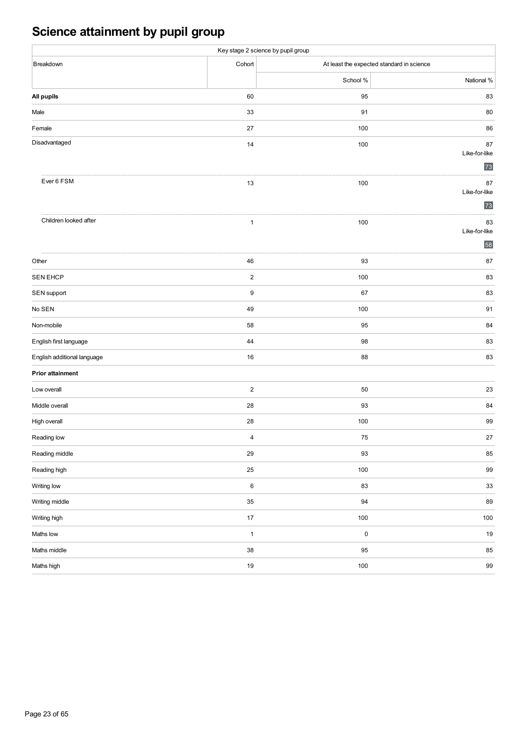# Science attainment by pupil group

| Key stage 2 science by pupil group | | | |
|---|---|---|---|
| Breakdown | Cohort | At least the expected standard in science | |
| | | School % | National % |
| **All pupils** | 60 | 95 | 83 |
| Male | 33 | 91 | 80 |
| Female | 27 | 100 | 86 |
| Disadvantaged | 14 | 100 | 87 Like-for-like 73 |
| Ever 6 FSM | 13 | 100 | 87 Like-for-like 73 |
| Children looked after | 1 | 100 | 83 Like-for-like 58 |
| Other | 46 | 93 | 87 |
| SEN EHCP | 2 | 100 | 83 |
| SEN support | 9 | 67 | 83 |
| No SEN | 49 | 100 | 91 |
| Non-mobile | 58 | 95 | 84 |
| English first language | 44 | 98 | 83 |
| English additional language | 16 | 88 | 83 |
| **Prior attainment** | | | |
| Low overall | 2 | 50 | 23 |
| Middle overall | 28 | 93 | 84 |
| High overall | 28 | 100 | 99 |
| Reading low | 4 | 75 | 27 |
| Reading middle | 29 | 93 | 85 |
| Reading high | 25 | 100 | 99 |
| Writing low | 6 | 83 | 33 |
| Writing middle | 35 | 94 | 89 |
| Writing high | 17 | 100 | 100 |
| Maths low | 1 | 0 | 19 |
| Maths middle | 38 | 95 | 85 |
| Maths high | 19 | 100 | 99 |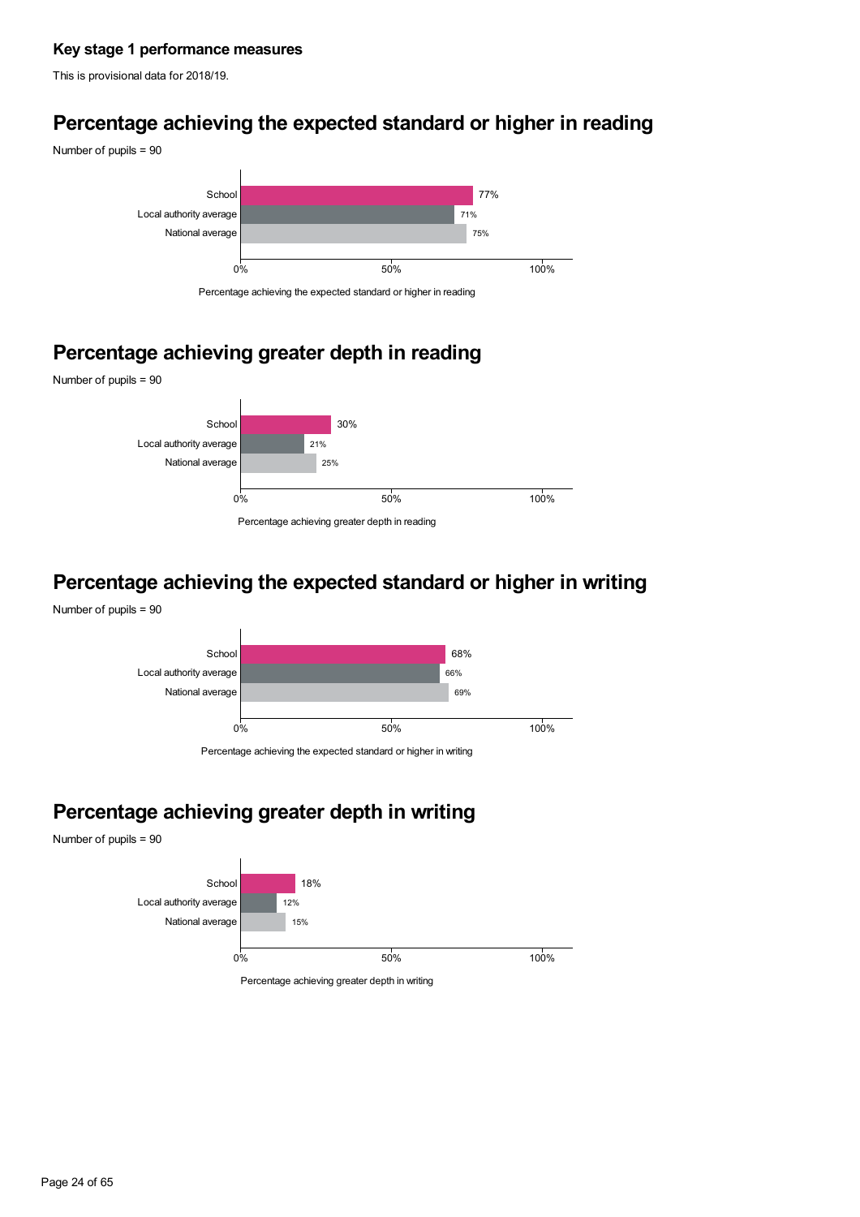### Key stage 1 performance measures

This is provisional data for 2018/19.

## Percentage achieving the expected standard or higher in reading

Number of pupils = 90

| | Percentage achieving the expected standard or higher in reading |
|---|---|
| School | 77% |
| Local authority average | 71% |
| National average | 75% |

## Percentage achieving greater depth in reading

Number of pupils = 90

| | Percentage achieving greater depth in reading |
|---|---|
| School | 30% |
| Local authority average | 21% |
| National average | 25% |

## Percentage achieving the expected standard or higher in writing

Number of pupils = 90

| | Percentage achieving the expected standard or higher in writing |
|---|---|
| School | 68% |
| Local authority average | 66% |
| National average | 69% |

## Percentage achieving greater depth in writing

Number of pupils = 90

| | Percentage achieving greater depth in writing |
|---|---|
| School | 18% |
| Local authority average | 12% |
| National average | 15% |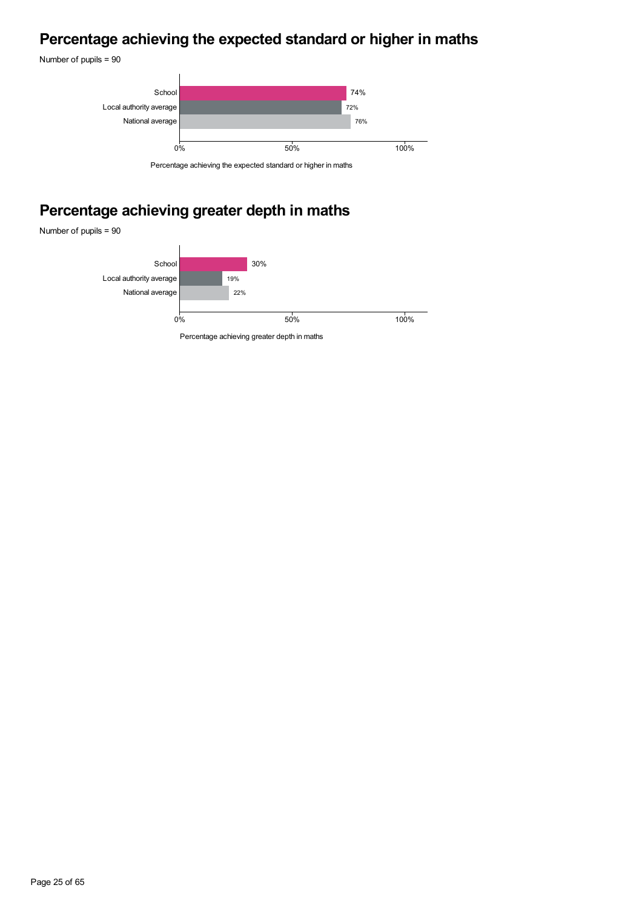## Percentage achieving the expected standard or higher in maths

Number of pupils = 90

| | Percentage achieving the expected standard or higher in maths |
|---|---|
| School | 74% |
| Local authority average | 72% |
| National average | 76% |

## Percentage achieving greater depth in maths

Number of pupils = 90

| | Percentage achieving greater depth in maths |
|---|---|
| School | 30% |
| Local authority average | 19% |
| National average | 22% |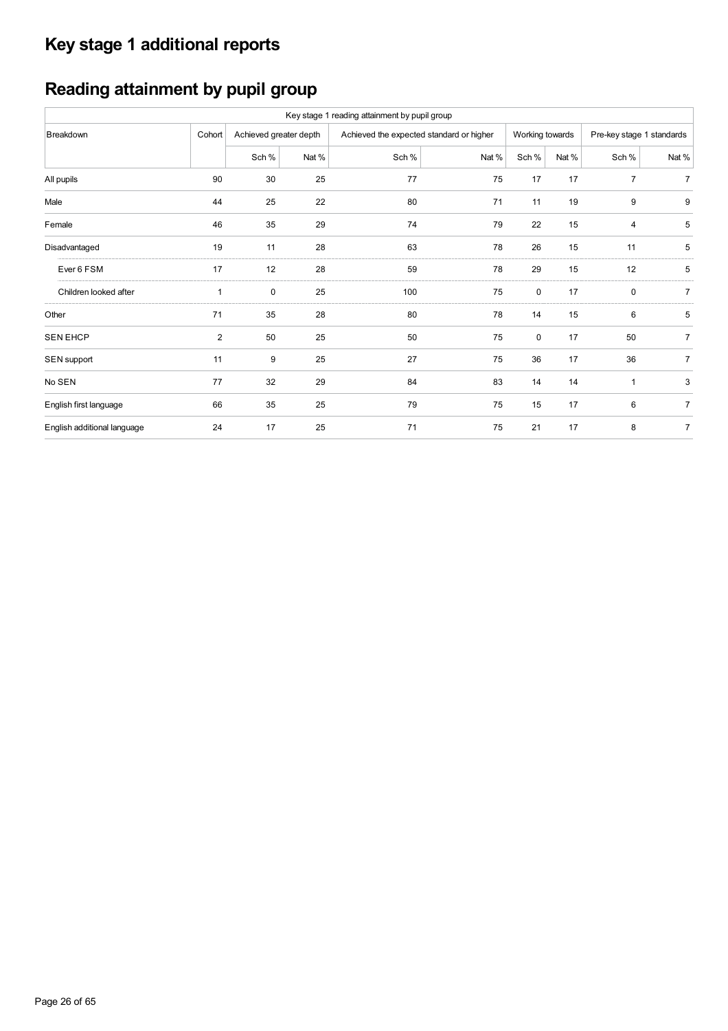# Key stage 1 additional reports

## Reading attainment by pupil group

| Key stage 1 reading attainment by pupil group | | | | | | | | | |
|---|---|---|---|---|---|---|---|---|---|
| Breakdown | Cohort | Achieved greater depth | | Achieved the expected standard or higher | | Working towards | | Pre-key stage 1 standards | |
| | | Sch % | Nat % | Sch % | Nat % | Sch % | Nat % | Sch % | Nat % |
| All pupils | 90 | 30 | 25 | 77 | 75 | 17 | 17 | 7 | 7 |
| Male | 44 | 25 | 22 | 80 | 71 | 11 | 19 | 9 | 9 |
| Female | 46 | 35 | 29 | 74 | 79 | 22 | 15 | 4 | 5 |
| Disadvantaged | 19 | 11 | 28 | 63 | 78 | 26 | 15 | 11 | 5 |
| Ever 6 FSM | 17 | 12 | 28 | 59 | 78 | 29 | 15 | 12 | 5 |
| Children looked after | 1 | 0 | 25 | 100 | 75 | 0 | 17 | 0 | 7 |
| Other | 71 | 35 | 28 | 80 | 78 | 14 | 15 | 6 | 5 |
| SEN EHCP | 2 | 50 | 25 | 50 | 75 | 0 | 17 | 50 | 7 |
| SEN support | 11 | 9 | 25 | 27 | 75 | 36 | 17 | 36 | 7 |
| No SEN | 77 | 32 | 29 | 84 | 83 | 14 | 14 | 1 | 3 |
| English first language | 66 | 35 | 25 | 79 | 75 | 15 | 17 | 6 | 7 |
| English additional language | 24 | 17 | 25 | 71 | 75 | 21 | 17 | 8 | 7 |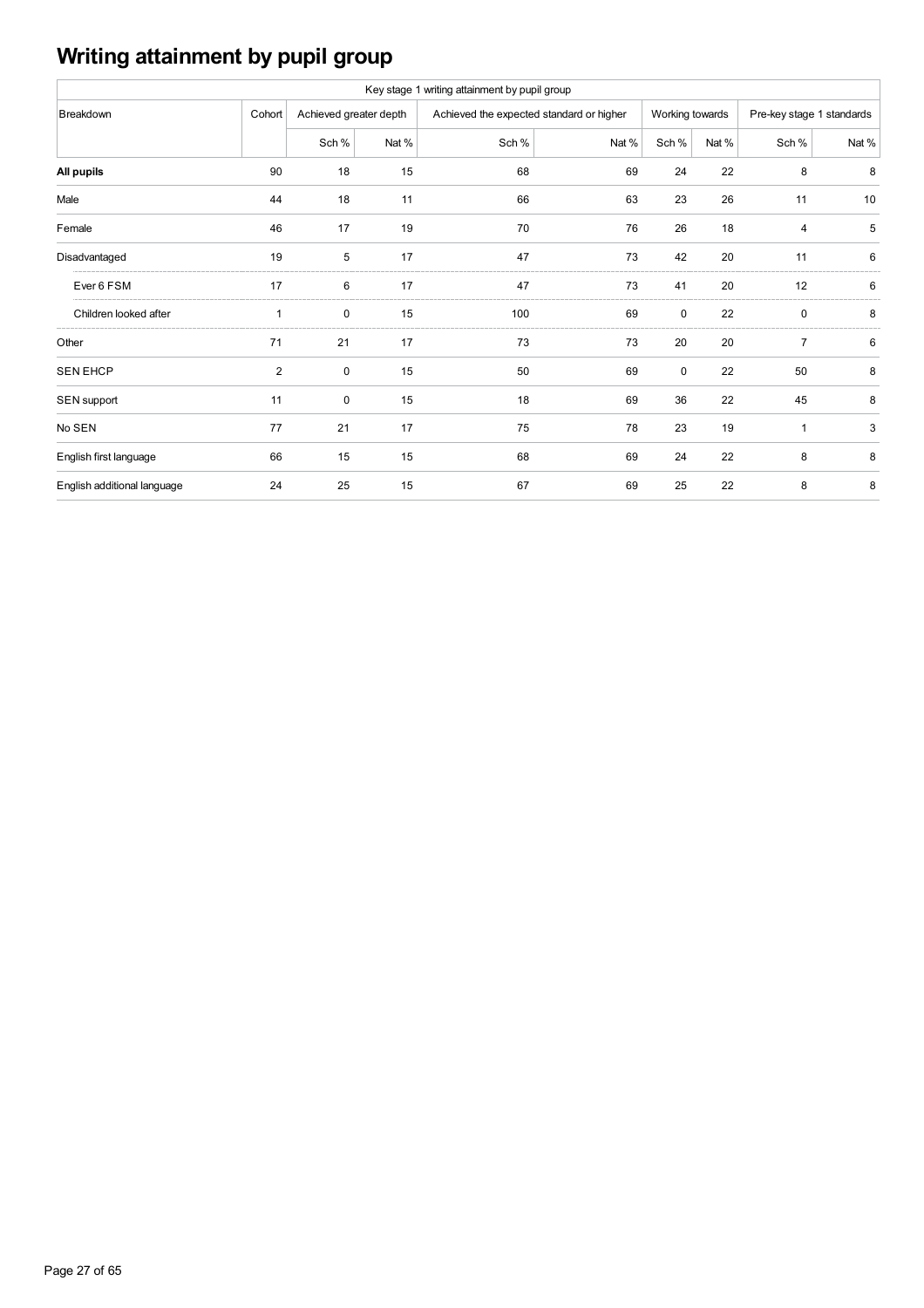# Writing attainment by pupil group

| Key stage 1 writing attainment by pupil group | | | | | | | | | |
|---|---|---|---|---|---|---|---|---|---|
| Breakdown | Cohort | Achieved greater depth | | Achieved the expected standard or higher | | Working towards | | Pre-key stage 1 standards | |
| | | Sch % | Nat % | Sch % | Nat % | Sch % | Nat % | Sch % | Nat % |
| **All pupils** | 90 | 18 | 15 | 68 | 69 | 24 | 22 | 8 | 8 |
| Male | 44 | 18 | 11 | 66 | 63 | 23 | 26 | 11 | 10 |
| Female | 46 | 17 | 19 | 70 | 76 | 26 | 18 | 4 | 5 |
| Disadvantaged | 19 | 5 | 17 | 47 | 73 | 42 | 20 | 11 | 6 |
| Ever 6 FSM | 17 | 6 | 17 | 47 | 73 | 41 | 20 | 12 | 6 |
| Children looked after | 1 | 0 | 15 | 100 | 69 | 0 | 22 | 0 | 8 |
| Other | 71 | 21 | 17 | 73 | 73 | 20 | 20 | 7 | 6 |
| SEN EHCP | 2 | 0 | 15 | 50 | 69 | 0 | 22 | 50 | 8 |
| SEN support | 11 | 0 | 15 | 18 | 69 | 36 | 22 | 45 | 8 |
| No SEN | 77 | 21 | 17 | 75 | 78 | 23 | 19 | 1 | 3 |
| English first language | 66 | 15 | 15 | 68 | 69 | 24 | 22 | 8 | 8 |
| English additional language | 24 | 25 | 15 | 67 | 69 | 25 | 22 | 8 | 8 |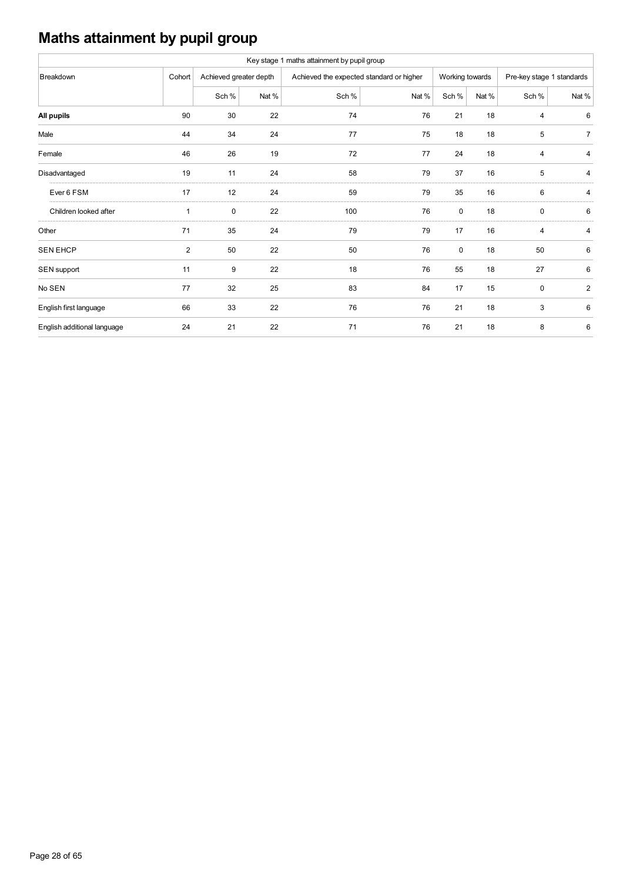# Maths attainment by pupil group

| Key stage 1 maths attainment by pupil group | | | | | | | | | |
|---|---|---|---|---|---|---|---|---|---|
| Breakdown | Cohort | Achieved greater depth | | Achieved the expected standard or higher | | Working towards | | Pre-key stage 1 standards | |
| | | Sch % | Nat % | Sch % | Nat % | Sch % | Nat % | Sch % | Nat % |
| **All pupils** | 90 | 30 | 22 | 74 | 76 | 21 | 18 | 4 | 6 |
| Male | 44 | 34 | 24 | 77 | 75 | 18 | 18 | 5 | 7 |
| Female | 46 | 26 | 19 | 72 | 77 | 24 | 18 | 4 | 4 |
| Disadvantaged | 19 | 11 | 24 | 58 | 79 | 37 | 16 | 5 | 4 |
| Ever 6 FSM | 17 | 12 | 24 | 59 | 79 | 35 | 16 | 6 | 4 |
| Children looked after | 1 | 0 | 22 | 100 | 76 | 0 | 18 | 0 | 6 |
| Other | 71 | 35 | 24 | 79 | 79 | 17 | 16 | 4 | 4 |
| SEN EHCP | 2 | 50 | 22 | 50 | 76 | 0 | 18 | 50 | 6 |
| SEN support | 11 | 9 | 22 | 18 | 76 | 55 | 18 | 27 | 6 |
| No SEN | 77 | 32 | 25 | 83 | 84 | 17 | 15 | 0 | 2 |
| English first language | 66 | 33 | 22 | 76 | 76 | 21 | 18 | 3 | 6 |
| English additional language | 24 | 21 | 22 | 71 | 76 | 21 | 18 | 8 | 6 |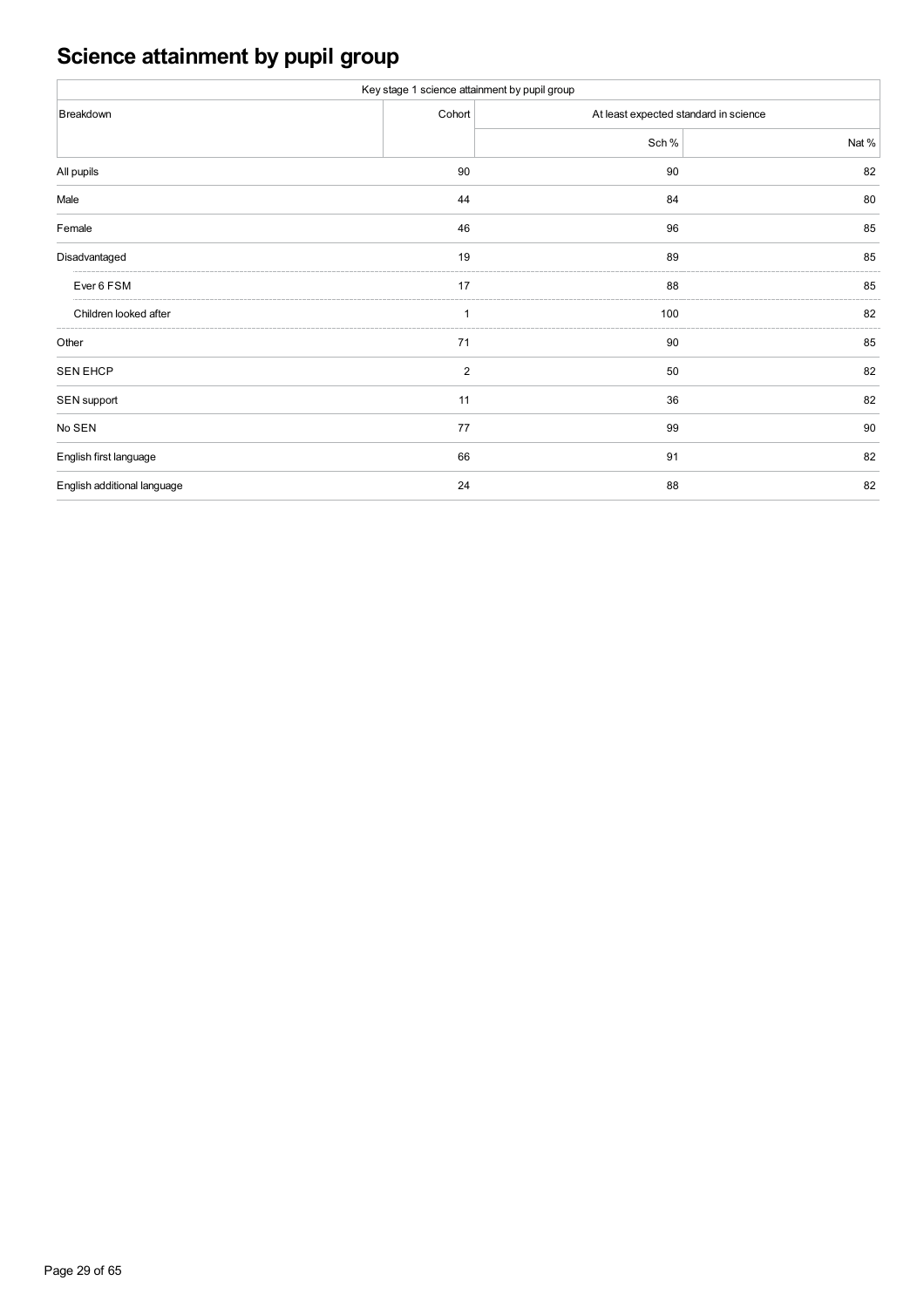# Science attainment by pupil group

| Key stage 1 science attainment by pupil group | | | |
|---|---|---|---|
| Breakdown | Cohort | At least expected standard in science | |
| | | Sch % | Nat % |
| All pupils | 90 | 90 | 82 |
| Male | 44 | 84 | 80 |
| Female | 46 | 96 | 85 |
| Disadvantaged | 19 | 89 | 85 |
| Ever 6 FSM | 17 | 88 | 85 |
| Children looked after | 1 | 100 | 82 |
| Other | 71 | 90 | 85 |
| SEN EHCP | 2 | 50 | 82 |
| SEN support | 11 | 36 | 82 |
| No SEN | 77 | 99 | 90 |
| English first language | 66 | 91 | 82 |
| English additional language | 24 | 88 | 82 |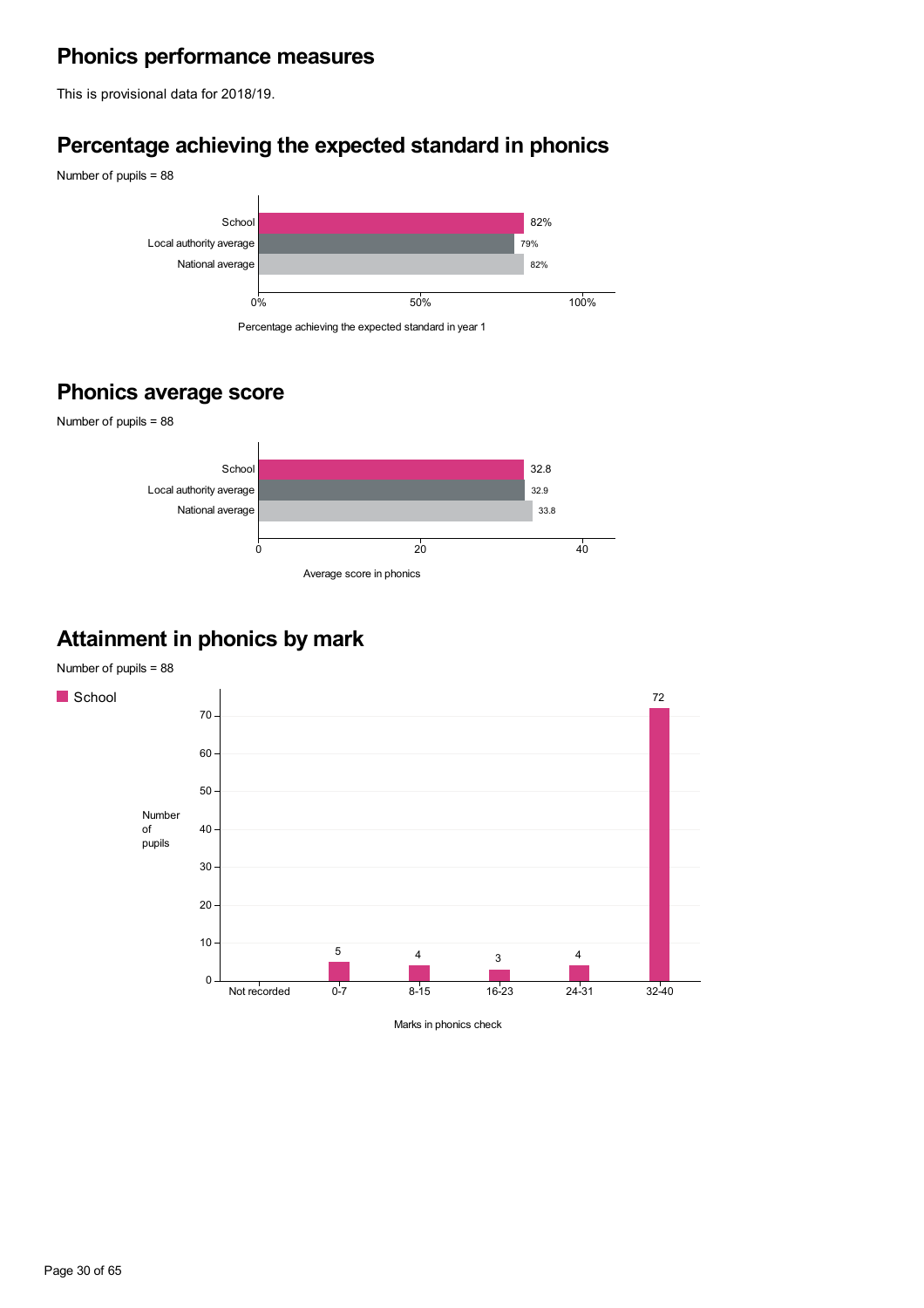## Phonics performance measures

This is provisional data for 2018/19.

## Percentage achieving the expected standard in phonics

Number of pupils = 88

| | Percentage achieving the expected standard in year 1 |
|---|---|
| School | 82% |
| Local authority average | 79% |
| National average | 82% |

## Phonics average score

Number of pupils = 88

| | Average score in phonics |
|---|---|
| School | 32.8 |
| Local authority average | 32.9 |
| National average | 33.8 |

## Attainment in phonics by mark

Number of pupils = 88

| Marks in phonics check | Number of pupils (School) |
|---|---|
| Not recorded | |
| 0-7 | 5 |
| 8-15 | 4 |
| 16-23 | 3 |
| 24-31 | 4 |
| 32-40 | 72 |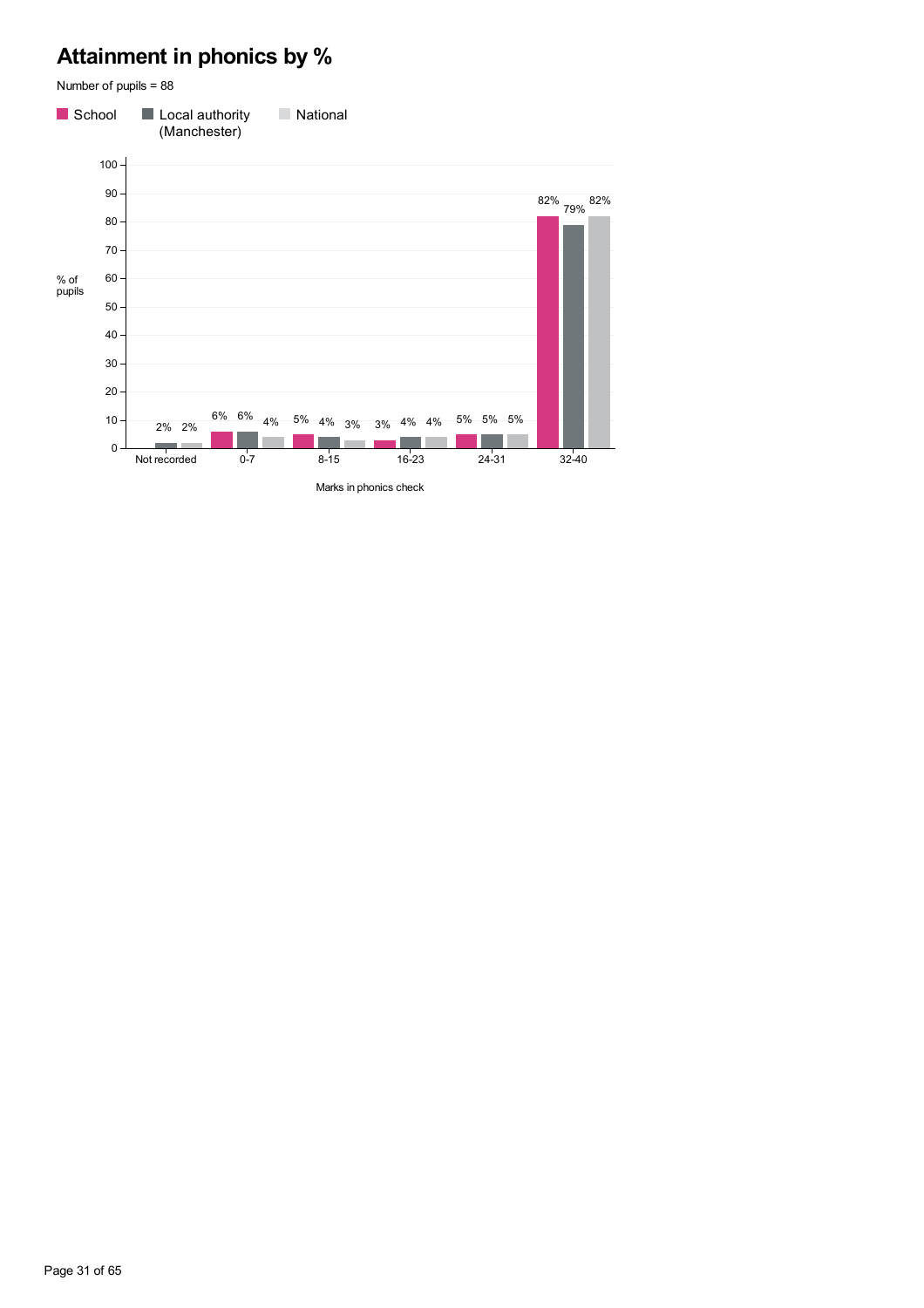# Attainment in phonics by %

Number of pupils = 88

| Marks in phonics check | School | Local authority (Manchester) | National |
|---|---|---|---|
| Not recorded | | 2% | 2% |
| 0-7 | 6% | 6% | 4% |
| 8-15 | 5% | 4% | 3% |
| 16-23 | 3% | 4% | 4% |
| 24-31 | 5% | 5% | 5% |
| 32-40 | 82% | 79% | 82% |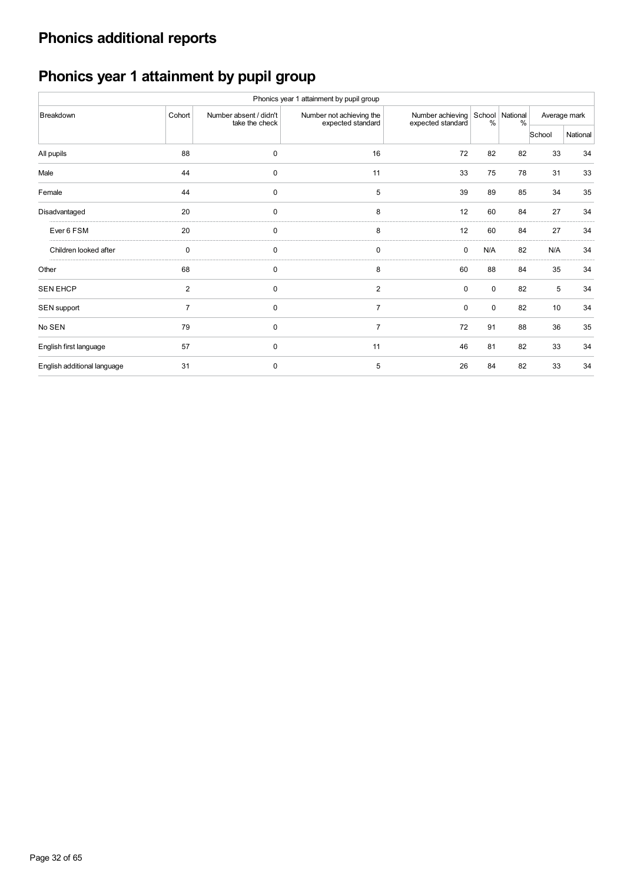# Phonics additional reports

## Phonics year 1 attainment by pupil group

| Phonics year 1 attainment by pupil group | | | | | | | | |
|---|---|---|---|---|---|---|---|---|
| Breakdown | Cohort | Number absent / didn't take the check | Number not achieving the expected standard | Number achieving expected standard | School % | National % | Average mark | |
| | | | | | | | School | National |
| All pupils | 88 | 0 | 16 | 72 | 82 | 82 | 33 | 34 |
| Male | 44 | 0 | 11 | 33 | 75 | 78 | 31 | 33 |
| Female | 44 | 0 | 5 | 39 | 89 | 85 | 34 | 35 |
| Disadvantaged | 20 | 0 | 8 | 12 | 60 | 84 | 27 | 34 |
| Ever 6 FSM | 20 | 0 | 8 | 12 | 60 | 84 | 27 | 34 |
| Children looked after | 0 | 0 | 0 | 0 | N/A | 82 | N/A | 34 |
| Other | 68 | 0 | 8 | 60 | 88 | 84 | 35 | 34 |
| SEN EHCP | 2 | 0 | 2 | 0 | 0 | 82 | 5 | 34 |
| SEN support | 7 | 0 | 7 | 0 | 0 | 82 | 10 | 34 |
| No SEN | 79 | 0 | 7 | 72 | 91 | 88 | 36 | 35 |
| English first language | 57 | 0 | 11 | 46 | 81 | 82 | 33 | 34 |
| English additional language | 31 | 0 | 5 | 26 | 84 | 82 | 33 | 34 |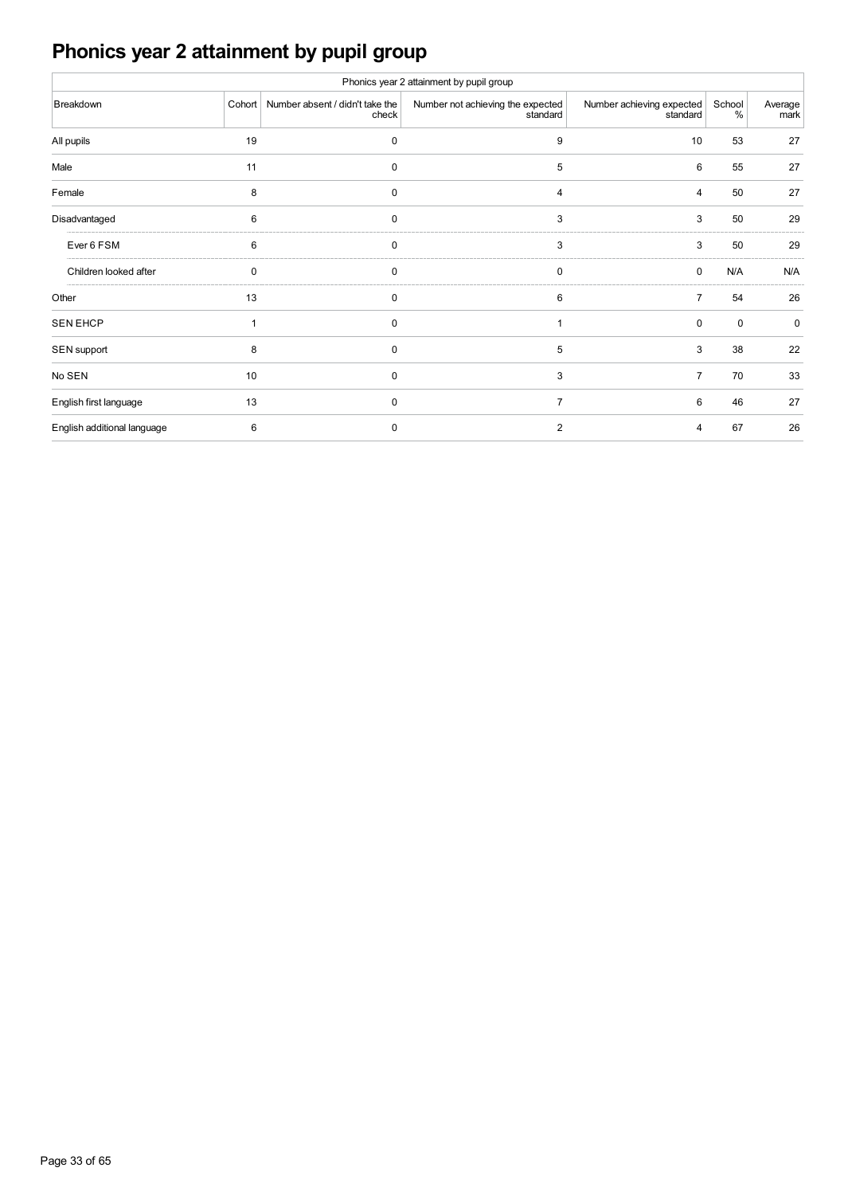# Phonics year 2 attainment by pupil group

| Phonics year 2 attainment by pupil group | | | | | | |
|---|---|---|---|---|---|---|
| Breakdown | Cohort | Number absent / didn't take the check | Number not achieving the expected standard | Number achieving expected standard | School % | Average mark |
| All pupils | 19 | 0 | 9 | 10 | 53 | 27 |
| Male | 11 | 0 | 5 | 6 | 55 | 27 |
| Female | 8 | 0 | 4 | 4 | 50 | 27 |
| Disadvantaged | 6 | 0 | 3 | 3 | 50 | 29 |
| Ever 6 FSM | 6 | 0 | 3 | 3 | 50 | 29 |
| Children looked after | 0 | 0 | 0 | 0 | N/A | N/A |
| Other | 13 | 0 | 6 | 7 | 54 | 26 |
| SEN EHCP | 1 | 0 | 1 | 0 | 0 | 0 |
| SEN support | 8 | 0 | 5 | 3 | 38 | 22 |
| No SEN | 10 | 0 | 3 | 7 | 70 | 33 |
| English first language | 13 | 0 | 7 | 6 | 46 | 27 |
| English additional language | 6 | 0 | 2 | 4 | 67 | 26 |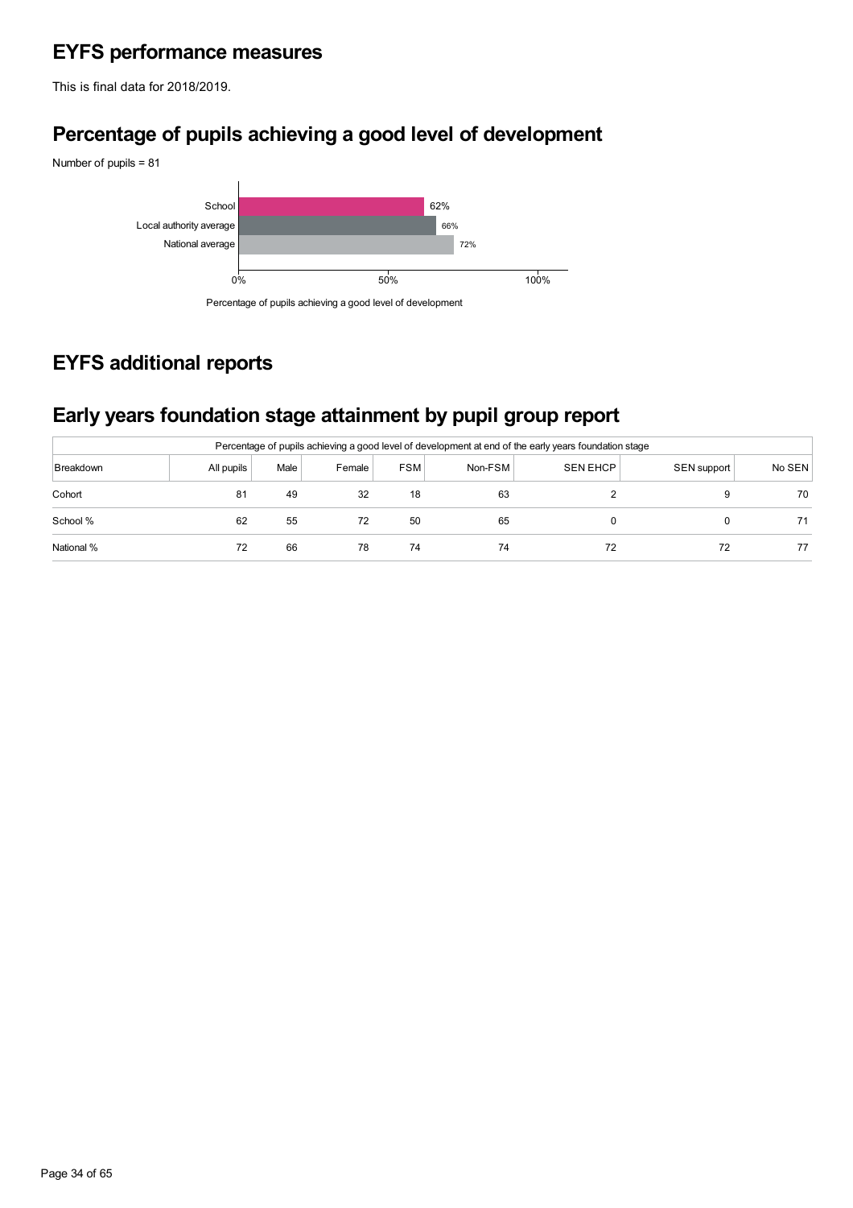## EYFS performance measures

This is final data for 2018/2019.

## Percentage of pupils achieving a good level of development

Number of pupils = 81

| | Percentage of pupils achieving a good level of development |
|---|---|
| School | 62% |
| Local authority average | 66% |
| National average | 72% |

## EYFS additional reports

## Early years foundation stage attainment by pupil group report

| Percentage of pupils achieving a good level of development at end of the early years foundation stage | | | | | | | | |
|---|---|---|---|---|---|---|---|---|
| Breakdown | All pupils | Male | Female | FSM | Non-FSM | SEN EHCP | SEN support | No SEN |
| Cohort | 81 | 49 | 32 | 18 | 63 | 2 | 9 | 70 |
| School % | 62 | 55 | 72 | 50 | 65 | 0 | 0 | 71 |
| National % | 72 | 66 | 78 | 74 | 74 | 72 | 72 | 77 |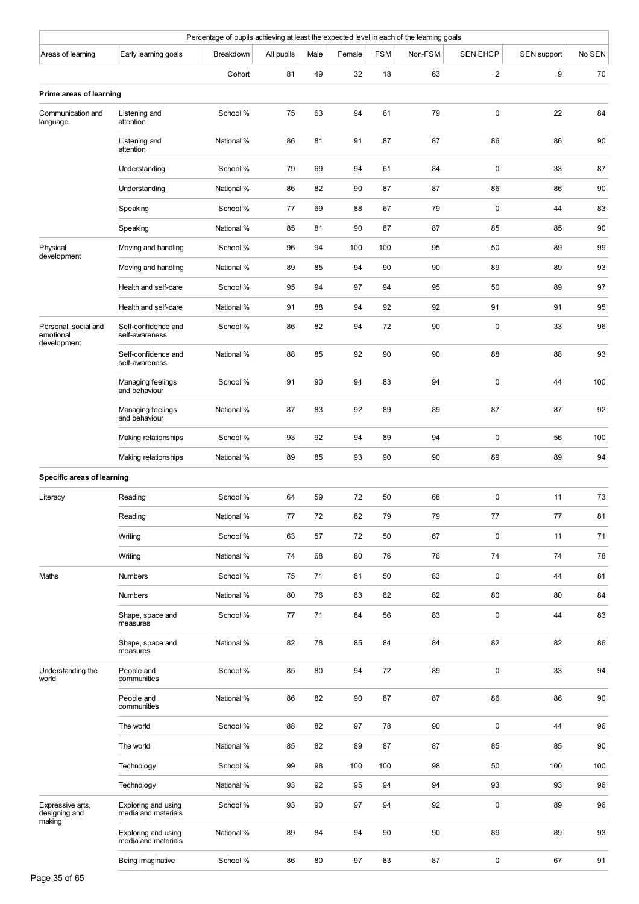| Percentage of pupils achieving at least the expected level in each of the learning goals | | | | | | | | | | |
|---|---|---|---|---|---|---|---|---|---|---|
| Areas of learning | Early learning goals | Breakdown | All pupils | Male | Female | FSM | Non-FSM | SEN EHCP | SEN support | No SEN |
| | | Cohort | 81 | 49 | 32 | 18 | 63 | 2 | 9 | 70 |
| **Prime areas of learning** | | | | | | | | | | |
| Communication and language | Listening and attention | School % | 75 | 63 | 94 | 61 | 79 | 0 | 22 | 84 |
| | Listening and attention | National % | 86 | 81 | 91 | 87 | 87 | 86 | 86 | 90 |
| | Understanding | School % | 79 | 69 | 94 | 61 | 84 | 0 | 33 | 87 |
| | Understanding | National % | 86 | 82 | 90 | 87 | 87 | 86 | 86 | 90 |
| | Speaking | School % | 77 | 69 | 88 | 67 | 79 | 0 | 44 | 83 |
| | Speaking | National % | 85 | 81 | 90 | 87 | 87 | 85 | 85 | 90 |
| Physical development | Moving and handling | School % | 96 | 94 | 100 | 100 | 95 | 50 | 89 | 99 |
| | Moving and handling | National % | 89 | 85 | 94 | 90 | 90 | 89 | 89 | 93 |
| | Health and self-care | School % | 95 | 94 | 97 | 94 | 95 | 50 | 89 | 97 |
| | Health and self-care | National % | 91 | 88 | 94 | 92 | 92 | 91 | 91 | 95 |
| Personal, social and emotional development | Self-confidence and self-awareness | School % | 86 | 82 | 94 | 72 | 90 | 0 | 33 | 96 |
| | Self-confidence and self-awareness | National % | 88 | 85 | 92 | 90 | 90 | 88 | 88 | 93 |
| | Managing feelings and behaviour | School % | 91 | 90 | 94 | 83 | 94 | 0 | 44 | 100 |
| | Managing feelings and behaviour | National % | 87 | 83 | 92 | 89 | 89 | 87 | 87 | 92 |
| | Making relationships | School % | 93 | 92 | 94 | 89 | 94 | 0 | 56 | 100 |
| | Making relationships | National % | 89 | 85 | 93 | 90 | 90 | 89 | 89 | 94 |
| **Specific areas of learning** | | | | | | | | | | |
| Literacy | Reading | School % | 64 | 59 | 72 | 50 | 68 | 0 | 11 | 73 |
| | Reading | National % | 77 | 72 | 82 | 79 | 79 | 77 | 77 | 81 |
| | Writing | School % | 63 | 57 | 72 | 50 | 67 | 0 | 11 | 71 |
| | Writing | National % | 74 | 68 | 80 | 76 | 76 | 74 | 74 | 78 |
| Maths | Numbers | School % | 75 | 71 | 81 | 50 | 83 | 0 | 44 | 81 |
| | Numbers | National % | 80 | 76 | 83 | 82 | 82 | 80 | 80 | 84 |
| | Shape, space and measures | School % | 77 | 71 | 84 | 56 | 83 | 0 | 44 | 83 |
| | Shape, space and measures | National % | 82 | 78 | 85 | 84 | 84 | 82 | 82 | 86 |
| Understanding the world | People and communities | School % | 85 | 80 | 94 | 72 | 89 | 0 | 33 | 94 |
| | People and communities | National % | 86 | 82 | 90 | 87 | 87 | 86 | 86 | 90 |
| | The world | School % | 88 | 82 | 97 | 78 | 90 | 0 | 44 | 96 |
| | The world | National % | 85 | 82 | 89 | 87 | 87 | 85 | 85 | 90 |
| | Technology | School % | 99 | 98 | 100 | 100 | 98 | 50 | 100 | 100 |
| | Technology | National % | 93 | 92 | 95 | 94 | 94 | 93 | 93 | 96 |
| Expressive arts, designing and making | Exploring and using media and materials | School % | 93 | 90 | 97 | 94 | 92 | 0 | 89 | 96 |
| | Exploring and using media and materials | National % | 89 | 84 | 94 | 90 | 90 | 89 | 89 | 93 |
| | Being imaginative | School % | 86 | 80 | 97 | 83 | 87 | 0 | 67 | 91 |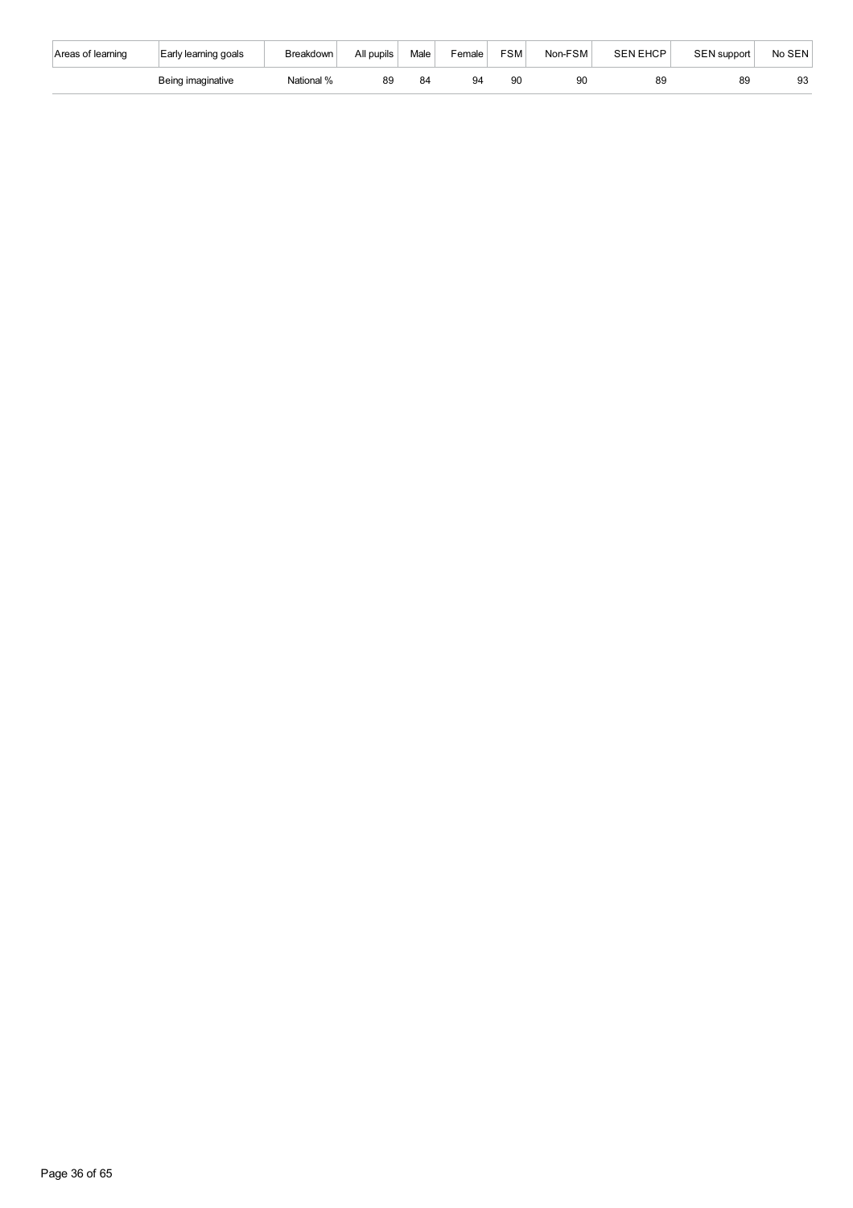| Areas of learning | Early learning goals | Breakdown | All pupils | Male | Female | FSM | Non-FSM | SEN EHCP | SEN support | No SEN |
|---|---|---|---|---|---|---|---|---|---|---|
| | Being imaginative | National % | 89 | 84 | 94 | 90 | 90 | 89 | 89 | 93 |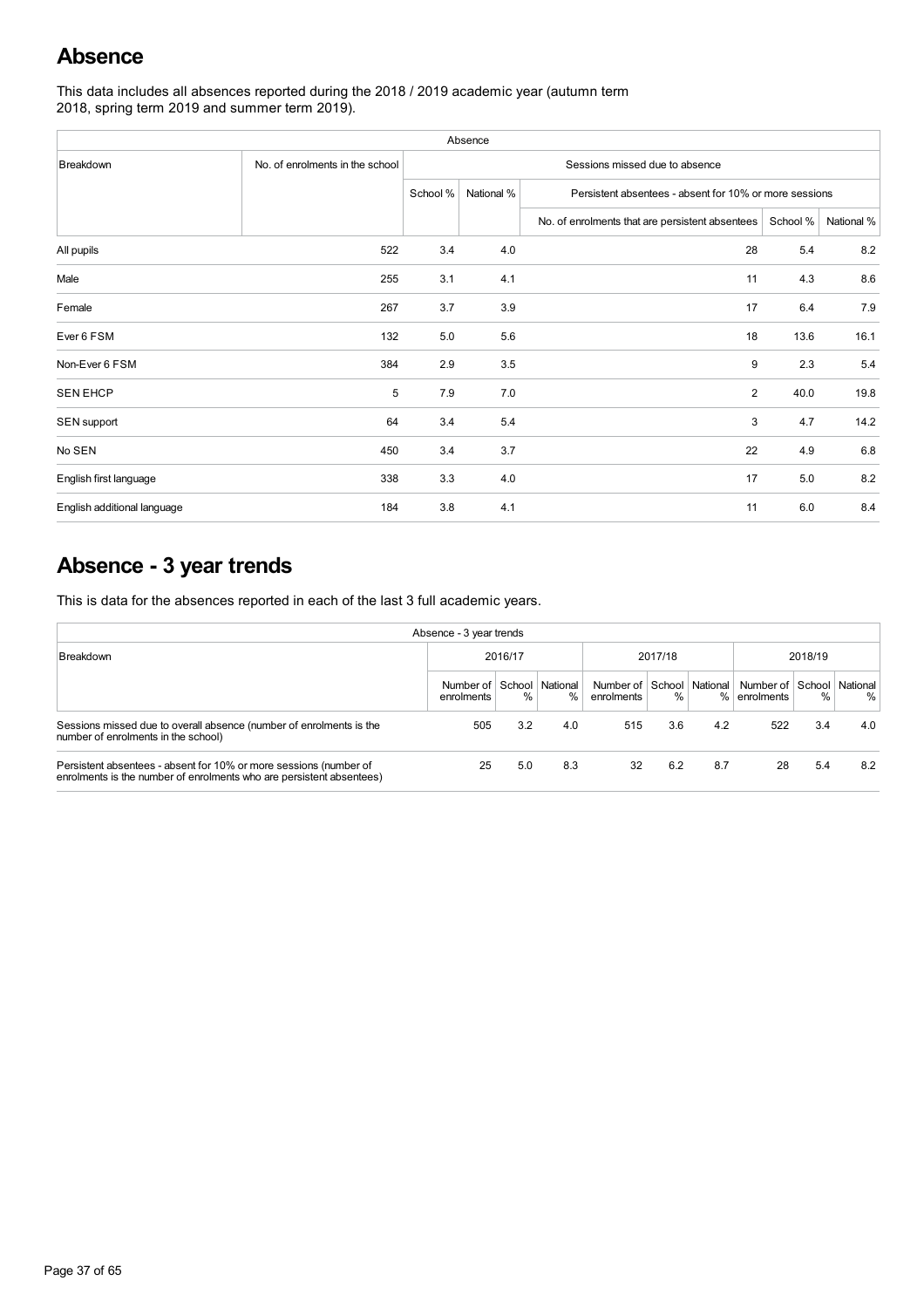## Absence

This data includes all absences reported during the 2018 / 2019 academic year (autumn term 2018, spring term 2019 and summer term 2019).

| Absence | | | | | | |
|---|---|---|---|---|---|---|
| Breakdown | No. of enrolments in the school | Sessions missed due to absence | | | | |
| | | School % | National % | Persistent absentees - absent for 10% or more sessions | | |
| | | | | No. of enrolments that are persistent absentees | School % | National % |
| All pupils | 522 | 3.4 | 4.0 | 28 | 5.4 | 8.2 |
| Male | 255 | 3.1 | 4.1 | 11 | 4.3 | 8.6 |
| Female | 267 | 3.7 | 3.9 | 17 | 6.4 | 7.9 |
| Ever 6 FSM | 132 | 5.0 | 5.6 | 18 | 13.6 | 16.1 |
| Non-Ever 6 FSM | 384 | 2.9 | 3.5 | 9 | 2.3 | 5.4 |
| SEN EHCP | 5 | 7.9 | 7.0 | 2 | 40.0 | 19.8 |
| SEN support | 64 | 3.4 | 5.4 | 3 | 4.7 | 14.2 |
| No SEN | 450 | 3.4 | 3.7 | 22 | 4.9 | 6.8 |
| English first language | 338 | 3.3 | 4.0 | 17 | 5.0 | 8.2 |
| English additional language | 184 | 3.8 | 4.1 | 11 | 6.0 | 8.4 |

## Absence - 3 year trends

This is data for the absences reported in each of the last 3 full academic years.

| Absence - 3 year trends | | | | | | | | | |
|---|---|---|---|---|---|---|---|---|---|
| Breakdown | 2016/17 | | | 2017/18 | | | 2018/19 | | |
| | Number of enrolments | School % | National % | Number of enrolments | School % | National % | Number of enrolments | School % | National % |
| Sessions missed due to overall absence (number of enrolments is the number of enrolments in the school) | 505 | 3.2 | 4.0 | 515 | 3.6 | 4.2 | 522 | 3.4 | 4.0 |
| Persistent absentees - absent for 10% or more sessions (number of enrolments is the number of enrolments who are persistent absentees) | 25 | 5.0 | 8.3 | 32 | 6.2 | 8.7 | 28 | 5.4 | 8.2 |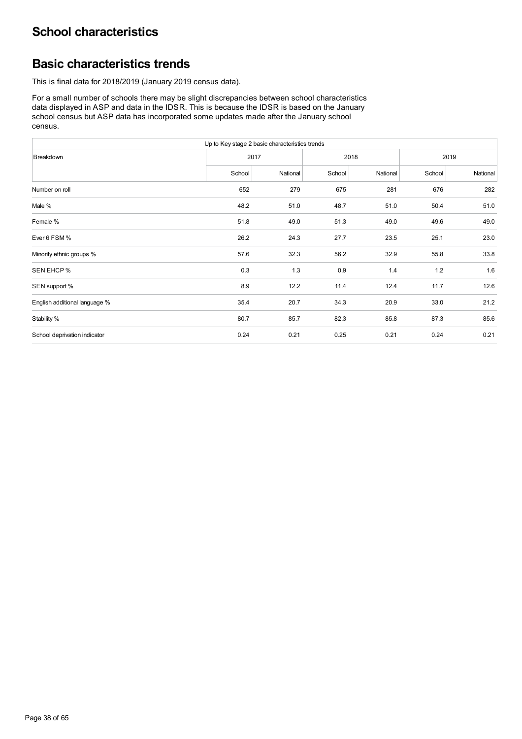# School characteristics

## Basic characteristics trends

This is final data for 2018/2019 (January 2019 census data).

For a small number of schools there may be slight discrepancies between school characteristics data displayed in ASP and data in the IDSR. This is because the IDSR is based on the January school census but ASP data has incorporated some updates made after the January school census.

| Up to Key stage 2 basic characteristics trends | | | | | | |
|---|---|---|---|---|---|---|
| Breakdown | 2017 | | 2018 | | 2019 | |
| | School | National | School | National | School | National |
| Number on roll | 652 | 279 | 675 | 281 | 676 | 282 |
| Male % | 48.2 | 51.0 | 48.7 | 51.0 | 50.4 | 51.0 |
| Female % | 51.8 | 49.0 | 51.3 | 49.0 | 49.6 | 49.0 |
| Ever 6 FSM % | 26.2 | 24.3 | 27.7 | 23.5 | 25.1 | 23.0 |
| Minority ethnic groups % | 57.6 | 32.3 | 56.2 | 32.9 | 55.8 | 33.8 |
| SEN EHCP % | 0.3 | 1.3 | 0.9 | 1.4 | 1.2 | 1.6 |
| SEN support % | 8.9 | 12.2 | 11.4 | 12.4 | 11.7 | 12.6 |
| English additional language % | 35.4 | 20.7 | 34.3 | 20.9 | 33.0 | 21.2 |
| Stability % | 80.7 | 85.7 | 82.3 | 85.8 | 87.3 | 85.6 |
| School deprivation indicator | 0.24 | 0.21 | 0.25 | 0.21 | 0.24 | 0.21 |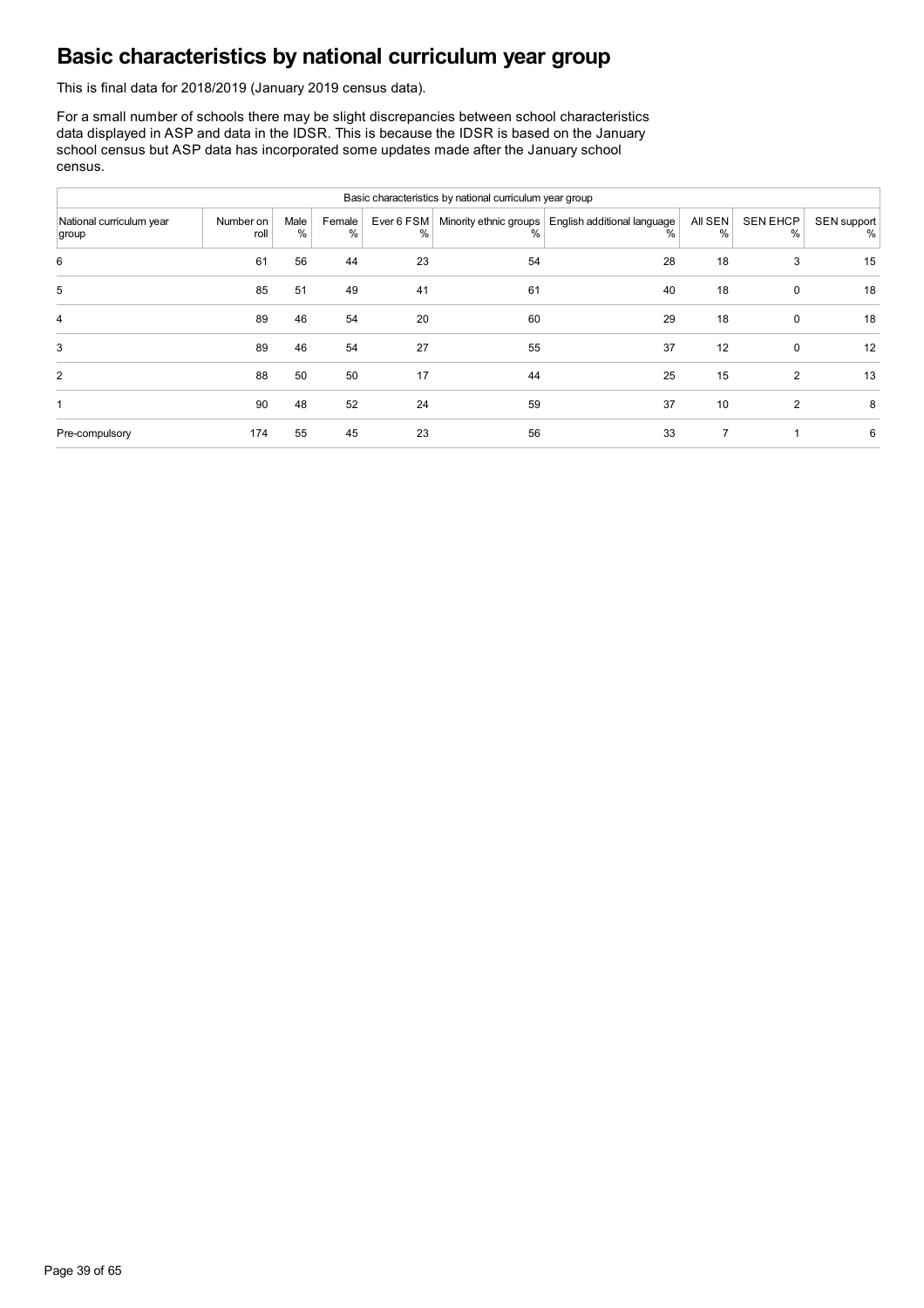# Basic characteristics by national curriculum year group

This is final data for 2018/2019 (January 2019 census data).

For a small number of schools there may be slight discrepancies between school characteristics data displayed in ASP and data in the IDSR. This is because the IDSR is based on the January school census but ASP data has incorporated some updates made after the January school census.

| Basic characteristics by national curriculum year group | | | | | | | | | |
|---|---|---|---|---|---|---|---|---|---|
| National curriculum year group | Number on roll | Male % | Female % | Ever 6 FSM % | Minority ethnic groups % | English additional language % | All SEN % | SEN EHCP % | SEN support % |
| 6 | 61 | 56 | 44 | 23 | 54 | 28 | 18 | 3 | 15 |
| 5 | 85 | 51 | 49 | 41 | 61 | 40 | 18 | 0 | 18 |
| 4 | 89 | 46 | 54 | 20 | 60 | 29 | 18 | 0 | 18 |
| 3 | 89 | 46 | 54 | 27 | 55 | 37 | 12 | 0 | 12 |
| 2 | 88 | 50 | 50 | 17 | 44 | 25 | 15 | 2 | 13 |
| 1 | 90 | 48 | 52 | 24 | 59 | 37 | 10 | 2 | 8 |
| Pre-compulsory | 174 | 55 | 45 | 23 | 56 | 33 | 7 | 1 | 6 |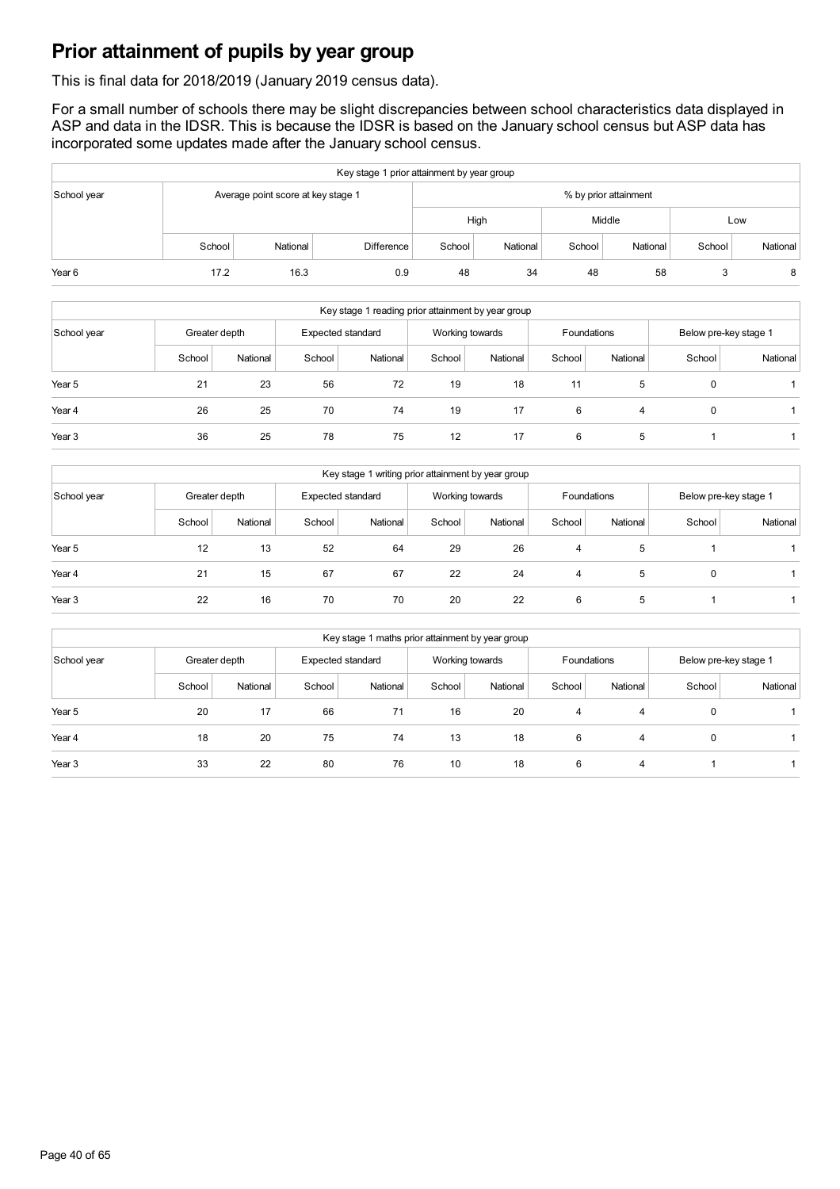# Prior attainment of pupils by year group

This is final data for 2018/2019 (January 2019 census data).

For a small number of schools there may be slight discrepancies between school characteristics data displayed in ASP and data in the IDSR. This is because the IDSR is based on the January school census but ASP data has incorporated some updates made after the January school census.

| Key stage 1 prior attainment by year group | | | | | | | | | |
|---|---|---|---|---|---|---|---|---|---|
| School year | Average point score at key stage 1 | | | % by prior attainment | | | | | |
| | | | | High | | Middle | | Low | |
| | School | National | Difference | School | National | School | National | School | National |
| Year 6 | 17.2 | 16.3 | 0.9 | 48 | 34 | 48 | 58 | 3 | 8 |

| Key stage 1 reading prior attainment by year group | | | | | | | | | | |
|---|---|---|---|---|---|---|---|---|---|---|
| School year | Greater depth | | Expected standard | | Working towards | | Foundations | | Below pre-key stage 1 | |
| | School | National | School | National | School | National | School | National | School | National |
| Year 5 | 21 | 23 | 56 | 72 | 19 | 18 | 11 | 5 | 0 | 1 |
| Year 4 | 26 | 25 | 70 | 74 | 19 | 17 | 6 | 4 | 0 | 1 |
| Year 3 | 36 | 25 | 78 | 75 | 12 | 17 | 6 | 5 | 1 | 1 |

| Key stage 1 writing prior attainment by year group | | | | | | | | | | |
|---|---|---|---|---|---|---|---|---|---|---|
| School year | Greater depth | | Expected standard | | Working towards | | Foundations | | Below pre-key stage 1 | |
| | School | National | School | National | School | National | School | National | School | National |
| Year 5 | 12 | 13 | 52 | 64 | 29 | 26 | 4 | 5 | 1 | 1 |
| Year 4 | 21 | 15 | 67 | 67 | 22 | 24 | 4 | 5 | 0 | 1 |
| Year 3 | 22 | 16 | 70 | 70 | 20 | 22 | 6 | 5 | 1 | 1 |

| Key stage 1 maths prior attainment by year group | | | | | | | | | | |
|---|---|---|---|---|---|---|---|---|---|---|
| School year | Greater depth | | Expected standard | | Working towards | | Foundations | | Below pre-key stage 1 | |
| | School | National | School | National | School | National | School | National | School | National |
| Year 5 | 20 | 17 | 66 | 71 | 16 | 20 | 4 | 4 | 0 | 1 |
| Year 4 | 18 | 20 | 75 | 74 | 13 | 18 | 6 | 4 | 0 | 1 |
| Year 3 | 33 | 22 | 80 | 76 | 10 | 18 | 6 | 4 | 1 | 1 |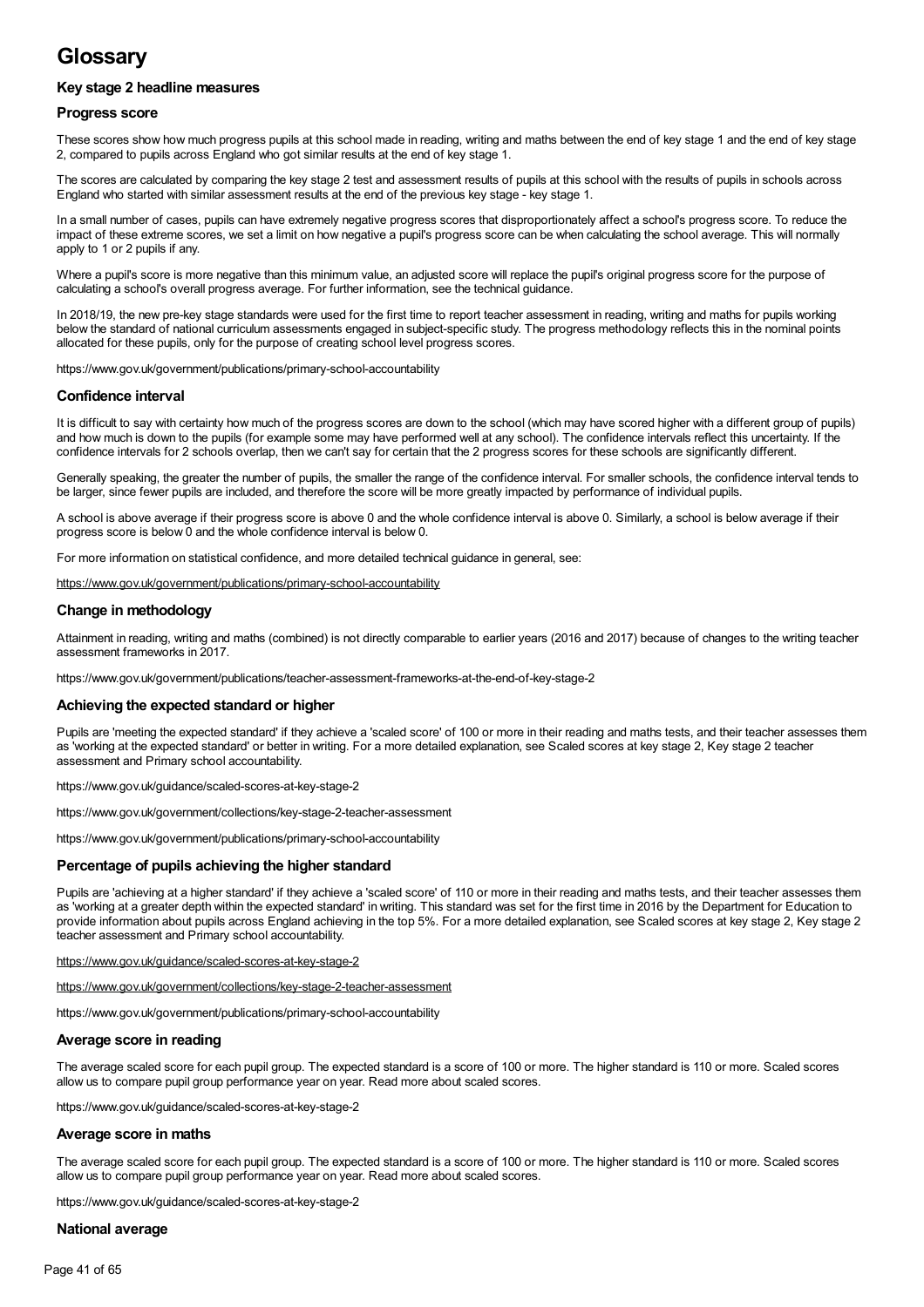# Glossary

### Key stage 2 headline measures

### Progress score

These scores show how much progress pupils at this school made in reading, writing and maths between the end of key stage 1 and the end of key stage 2, compared to pupils across England who got similar results at the end of key stage 1.

The scores are calculated by comparing the key stage 2 test and assessment results of pupils at this school with the results of pupils in schools across England who started with similar assessment results at the end of the previous key stage - key stage 1.

In a small number of cases, pupils can have extremely negative progress scores that disproportionately affect a school's progress score. To reduce the impact of these extreme scores, we set a limit on how negative a pupil's progress score can be when calculating the school average. This will normally apply to 1 or 2 pupils if any.

Where a pupil's score is more negative than this minimum value, an adjusted score will replace the pupil's original progress score for the purpose of calculating a school's overall progress average. For further information, see the technical guidance.

In 2018/19, the new pre-key stage standards were used for the first time to report teacher assessment in reading, writing and maths for pupils working below the standard of national curriculum assessments engaged in subject-specific study. The progress methodology reflects this in the nominal points allocated for these pupils, only for the purpose of creating school level progress scores.

https://www.gov.uk/government/publications/primary-school-accountability

### Confidence interval

It is difficult to say with certainty how much of the progress scores are down to the school (which may have scored higher with a different group of pupils) and how much is down to the pupils (for example some may have performed well at any school). The confidence intervals reflect this uncertainty. If the confidence intervals for 2 schools overlap, then we can't say for certain that the 2 progress scores for these schools are significantly different.

Generally speaking, the greater the number of pupils, the smaller the range of the confidence interval. For smaller schools, the confidence interval tends to be larger, since fewer pupils are included, and therefore the score will be more greatly impacted by performance of individual pupils.

A school is above average if their progress score is above 0 and the whole confidence interval is above 0. Similarly, a school is below average if their progress score is below 0 and the whole confidence interval is below 0.

For more information on statistical confidence, and more detailed technical guidance in general, see:

https://www.gov.uk/government/publications/primary-school-accountability

### Change in methodology

Attainment in reading, writing and maths (combined) is not directly comparable to earlier years (2016 and 2017) because of changes to the writing teacher assessment frameworks in 2017.

https://www.gov.uk/government/publications/teacher-assessment-frameworks-at-the-end-of-key-stage-2

### Achieving the expected standard or higher

Pupils are 'meeting the expected standard' if they achieve a 'scaled score' of 100 or more in their reading and maths tests, and their teacher assesses them as 'working at the expected standard' or better in writing. For a more detailed explanation, see Scaled scores at key stage 2, Key stage 2 teacher assessment and Primary school accountability.

https://www.gov.uk/guidance/scaled-scores-at-key-stage-2

https://www.gov.uk/government/collections/key-stage-2-teacher-assessment

https://www.gov.uk/government/publications/primary-school-accountability

### Percentage of pupils achieving the higher standard

Pupils are 'achieving at a higher standard' if they achieve a 'scaled score' of 110 or more in their reading and maths tests, and their teacher assesses them as 'working at a greater depth within the expected standard' in writing. This standard was set for the first time in 2016 by the Department for Education to provide information about pupils across England achieving in the top 5%. For a more detailed explanation, see Scaled scores at key stage 2, Key stage 2 teacher assessment and Primary school accountability.

https://www.gov.uk/guidance/scaled-scores-at-key-stage-2

https://www.gov.uk/government/collections/key-stage-2-teacher-assessment

https://www.gov.uk/government/publications/primary-school-accountability

### Average score in reading

The average scaled score for each pupil group. The expected standard is a score of 100 or more. The higher standard is 110 or more. Scaled scores allow us to compare pupil group performance year on year. Read more about scaled scores.

https://www.gov.uk/guidance/scaled-scores-at-key-stage-2

### Average score in maths

The average scaled score for each pupil group. The expected standard is a score of 100 or more. The higher standard is 110 or more. Scaled scores allow us to compare pupil group performance year on year. Read more about scaled scores.

https://www.gov.uk/guidance/scaled-scores-at-key-stage-2

### National average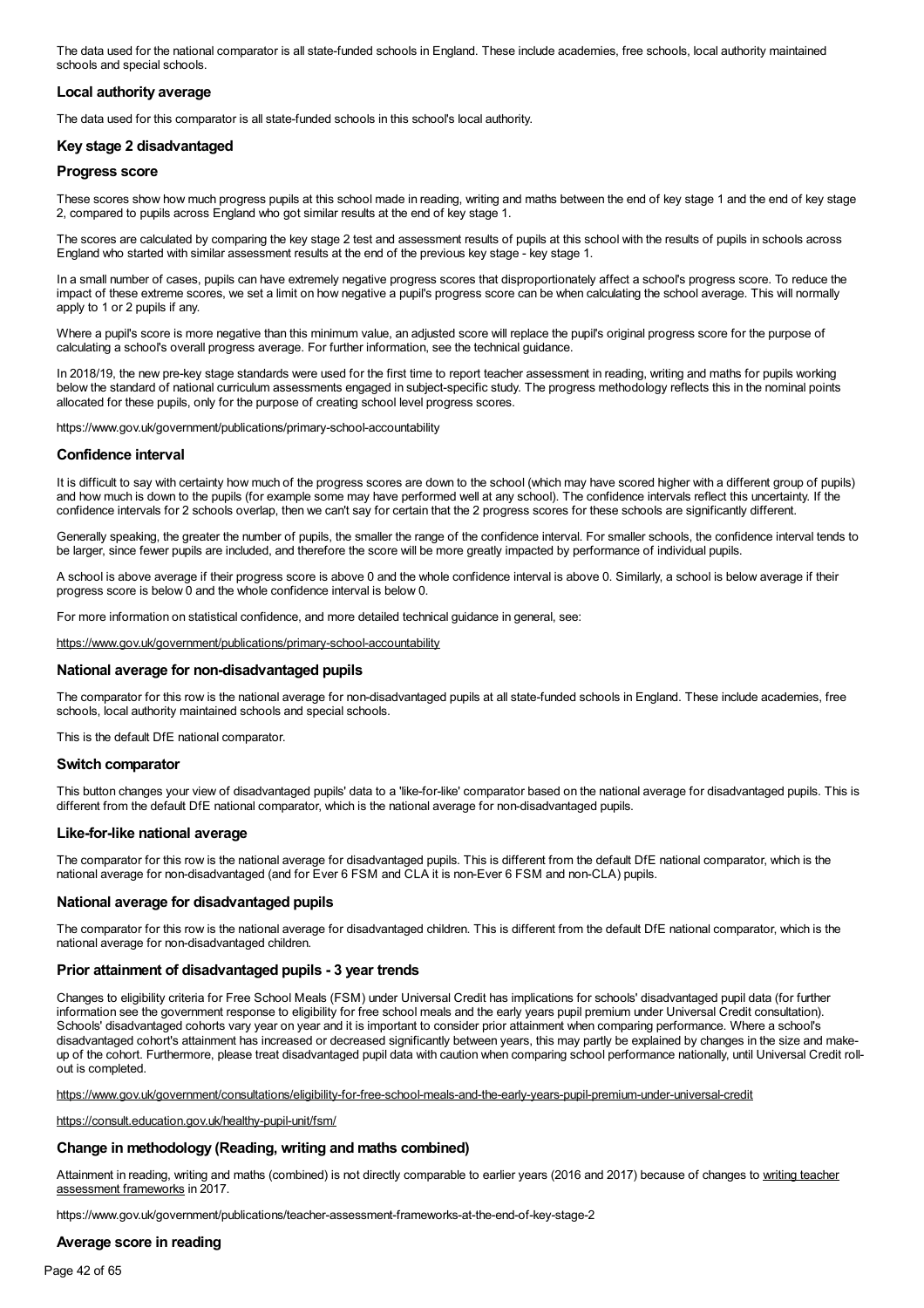The data used for the national comparator is all state-funded schools in England. These include academies, free schools, local authority maintained schools and special schools.

### Local authority average

The data used for this comparator is all state-funded schools in this school's local authority.

### Key stage 2 disadvantaged

### Progress score

These scores show how much progress pupils at this school made in reading, writing and maths between the end of key stage 1 and the end of key stage 2, compared to pupils across England who got similar results at the end of key stage 1.

The scores are calculated by comparing the key stage 2 test and assessment results of pupils at this school with the results of pupils in schools across England who started with similar assessment results at the end of the previous key stage - key stage 1.

In a small number of cases, pupils can have extremely negative progress scores that disproportionately affect a school's progress score. To reduce the impact of these extreme scores, we set a limit on how negative a pupil's progress score can be when calculating the school average. This will normally apply to 1 or 2 pupils if any.

Where a pupil's score is more negative than this minimum value, an adjusted score will replace the pupil's original progress score for the purpose of calculating a school's overall progress average. For further information, see the technical guidance.

In 2018/19, the new pre-key stage standards were used for the first time to report teacher assessment in reading, writing and maths for pupils working below the standard of national curriculum assessments engaged in subject-specific study. The progress methodology reflects this in the nominal points allocated for these pupils, only for the purpose of creating school level progress scores.

https://www.gov.uk/government/publications/primary-school-accountability

### Confidence interval

It is difficult to say with certainty how much of the progress scores are down to the school (which may have scored higher with a different group of pupils) and how much is down to the pupils (for example some may have performed well at any school). The confidence intervals reflect this uncertainty. If the confidence intervals for 2 schools overlap, then we can't say for certain that the 2 progress scores for these schools are significantly different.

Generally speaking, the greater the number of pupils, the smaller the range of the confidence interval. For smaller schools, the confidence interval tends to be larger, since fewer pupils are included, and therefore the score will be more greatly impacted by performance of individual pupils.

A school is above average if their progress score is above 0 and the whole confidence interval is above 0. Similarly, a school is below average if their progress score is below 0 and the whole confidence interval is below 0.

For more information on statistical confidence, and more detailed technical guidance in general, see:

https://www.gov.uk/government/publications/primary-school-accountability

### National average for non-disadvantaged pupils

The comparator for this row is the national average for non-disadvantaged pupils at all state-funded schools in England. These include academies, free schools, local authority maintained schools and special schools.

This is the default DfE national comparator.

### Switch comparator

This button changes your view of disadvantaged pupils' data to a 'like-for-like' comparator based on the national average for disadvantaged pupils. This is different from the default DfE national comparator, which is the national average for non-disadvantaged pupils.

### Like-for-like national average

The comparator for this row is the national average for disadvantaged pupils. This is different from the default DfE national comparator, which is the national average for non-disadvantaged (and for Ever 6 FSM and CLA it is non-Ever 6 FSM and non-CLA) pupils.

### National average for disadvantaged pupils

The comparator for this row is the national average for disadvantaged children. This is different from the default DfE national comparator, which is the national average for non-disadvantaged children.

### Prior attainment of disadvantaged pupils - 3 year trends

Changes to eligibility criteria for Free School Meals (FSM) under Universal Credit has implications for schools' disadvantaged pupil data (for further information see the government response to eligibility for free school meals and the early years pupil premium under Universal Credit consultation). Schools' disadvantaged cohorts vary year on year and it is important to consider prior attainment when comparing performance. Where a school's disadvantaged cohort's attainment has increased or decreased significantly between years, this may partly be explained by changes in the size and make-up of the cohort. Furthermore, please treat disadvantaged pupil data with caution when comparing school performance nationally, until Universal Credit roll-out is completed.

https://www.gov.uk/government/consultations/eligibility-for-free-school-meals-and-the-early-years-pupil-premium-under-universal-credit

https://consult.education.gov.uk/healthy-pupil-unit/fsm/

### Change in methodology (Reading, writing and maths combined)

Attainment in reading, writing and maths (combined) is not directly comparable to earlier years (2016 and 2017) because of changes to writing teacher assessment frameworks in 2017.

https://www.gov.uk/government/publications/teacher-assessment-frameworks-at-the-end-of-key-stage-2

### Average score in reading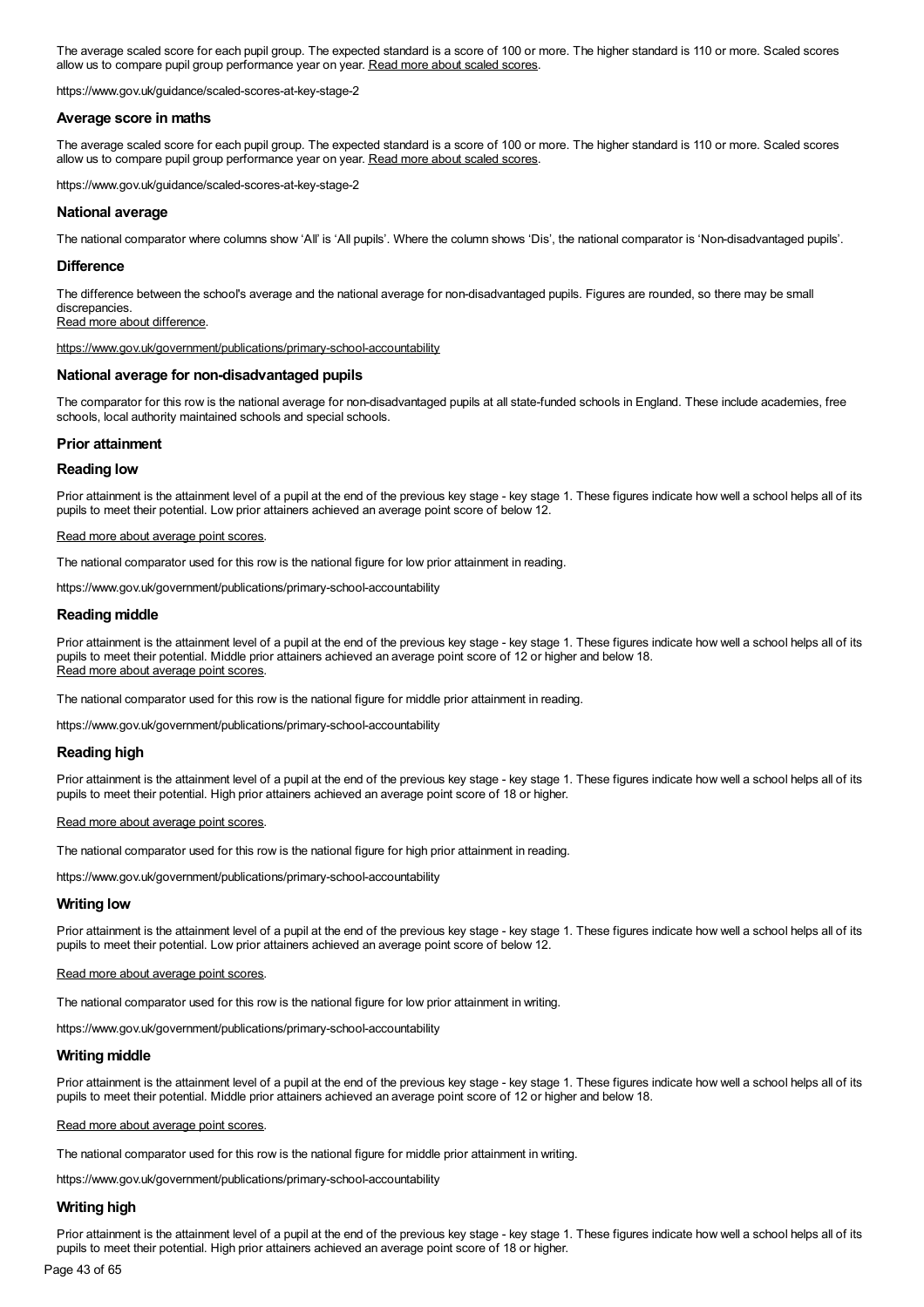The average scaled score for each pupil group. The expected standard is a score of 100 or more. The higher standard is 110 or more. Scaled scores allow us to compare pupil group performance year on year. Read more about scaled scores.

https://www.gov.uk/guidance/scaled-scores-at-key-stage-2

### Average score in maths

The average scaled score for each pupil group. The expected standard is a score of 100 or more. The higher standard is 110 or more. Scaled scores allow us to compare pupil group performance year on year. Read more about scaled scores.

https://www.gov.uk/guidance/scaled-scores-at-key-stage-2

### National average

The national comparator where columns show 'All' is 'All pupils'. Where the column shows 'Dis', the national comparator is 'Non-disadvantaged pupils'.

### Difference

The difference between the school's average and the national average for non-disadvantaged pupils. Figures are rounded, so there may be small discrepancies.
Read more about difference.

https://www.gov.uk/government/publications/primary-school-accountability

### National average for non-disadvantaged pupils

The comparator for this row is the national average for non-disadvantaged pupils at all state-funded schools in England. These include academies, free schools, local authority maintained schools and special schools.

### Prior attainment

### Reading low

Prior attainment is the attainment level of a pupil at the end of the previous key stage - key stage 1. These figures indicate how well a school helps all of its pupils to meet their potential. Low prior attainers achieved an average point score of below 12.

Read more about average point scores.

The national comparator used for this row is the national figure for low prior attainment in reading.

https://www.gov.uk/government/publications/primary-school-accountability

### Reading middle

Prior attainment is the attainment level of a pupil at the end of the previous key stage - key stage 1. These figures indicate how well a school helps all of its pupils to meet their potential. Middle prior attainers achieved an average point score of 12 or higher and below 18.
Read more about average point scores.

The national comparator used for this row is the national figure for middle prior attainment in reading.

https://www.gov.uk/government/publications/primary-school-accountability

### Reading high

Prior attainment is the attainment level of a pupil at the end of the previous key stage - key stage 1. These figures indicate how well a school helps all of its pupils to meet their potential. High prior attainers achieved an average point score of 18 or higher.

Read more about average point scores.

The national comparator used for this row is the national figure for high prior attainment in reading.

https://www.gov.uk/government/publications/primary-school-accountability

### Writing low

Prior attainment is the attainment level of a pupil at the end of the previous key stage - key stage 1. These figures indicate how well a school helps all of its pupils to meet their potential. Low prior attainers achieved an average point score of below 12.

Read more about average point scores.

The national comparator used for this row is the national figure for low prior attainment in writing.

https://www.gov.uk/government/publications/primary-school-accountability

### Writing middle

Prior attainment is the attainment level of a pupil at the end of the previous key stage - key stage 1. These figures indicate how well a school helps all of its pupils to meet their potential. Middle prior attainers achieved an average point score of 12 or higher and below 18.

Read more about average point scores.

The national comparator used for this row is the national figure for middle prior attainment in writing.

https://www.gov.uk/government/publications/primary-school-accountability

### Writing high

Prior attainment is the attainment level of a pupil at the end of the previous key stage - key stage 1. These figures indicate how well a school helps all of its pupils to meet their potential. High prior attainers achieved an average point score of 18 or higher.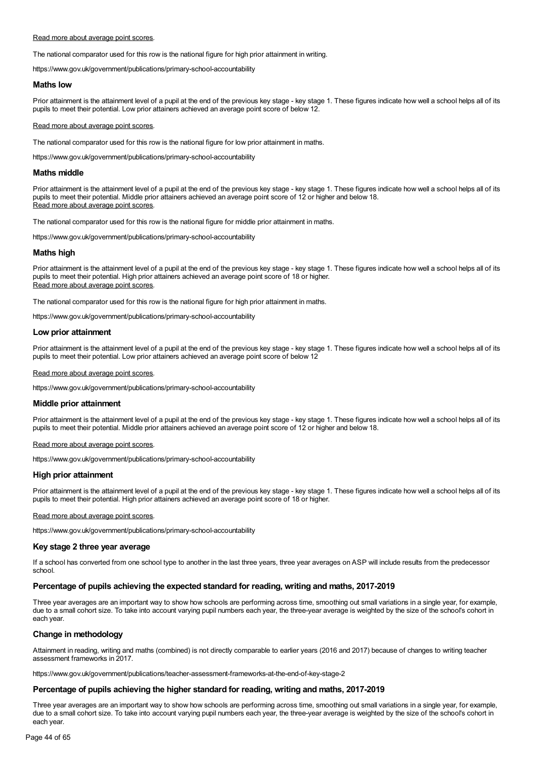Read more about average point scores.

The national comparator used for this row is the national figure for high prior attainment in writing.

https://www.gov.uk/government/publications/primary-school-accountability

### Maths low

Prior attainment is the attainment level of a pupil at the end of the previous key stage - key stage 1. These figures indicate how well a school helps all of its pupils to meet their potential. Low prior attainers achieved an average point score of below 12.

Read more about average point scores.

The national comparator used for this row is the national figure for low prior attainment in maths.

https://www.gov.uk/government/publications/primary-school-accountability

### Maths middle

Prior attainment is the attainment level of a pupil at the end of the previous key stage - key stage 1. These figures indicate how well a school helps all of its pupils to meet their potential. Middle prior attainers achieved an average point score of 12 or higher and below 18.
Read more about average point scores.

The national comparator used for this row is the national figure for middle prior attainment in maths.

https://www.gov.uk/government/publications/primary-school-accountability

### Maths high

Prior attainment is the attainment level of a pupil at the end of the previous key stage - key stage 1. These figures indicate how well a school helps all of its pupils to meet their potential. High prior attainers achieved an average point score of 18 or higher.
Read more about average point scores.

The national comparator used for this row is the national figure for high prior attainment in maths.

https://www.gov.uk/government/publications/primary-school-accountability

### Low prior attainment

Prior attainment is the attainment level of a pupil at the end of the previous key stage - key stage 1. These figures indicate how well a school helps all of its pupils to meet their potential. Low prior attainers achieved an average point score of below 12

Read more about average point scores.

https://www.gov.uk/government/publications/primary-school-accountability

### Middle prior attainment

Prior attainment is the attainment level of a pupil at the end of the previous key stage - key stage 1. These figures indicate how well a school helps all of its pupils to meet their potential. Middle prior attainers achieved an average point score of 12 or higher and below 18.

Read more about average point scores.

https://www.gov.uk/government/publications/primary-school-accountability

### High prior attainment

Prior attainment is the attainment level of a pupil at the end of the previous key stage - key stage 1. These figures indicate how well a school helps all of its pupils to meet their potential. High prior attainers achieved an average point score of 18 or higher.

Read more about average point scores.

https://www.gov.uk/government/publications/primary-school-accountability

### Key stage 2 three year average

If a school has converted from one school type to another in the last three years, three year averages on ASP will include results from the predecessor school.

### Percentage of pupils achieving the expected standard for reading, writing and maths, 2017-2019

Three year averages are an important way to show how schools are performing across time, smoothing out small variations in a single year, for example, due to a small cohort size. To take into account varying pupil numbers each year, the three-year average is weighted by the size of the school's cohort in each year.

### Change in methodology

Attainment in reading, writing and maths (combined) is not directly comparable to earlier years (2016 and 2017) because of changes to writing teacher assessment frameworks in 2017.

https://www.gov.uk/government/publications/teacher-assessment-frameworks-at-the-end-of-key-stage-2

### Percentage of pupils achieving the higher standard for reading, writing and maths, 2017-2019

Three year averages are an important way to show how schools are performing across time, smoothing out small variations in a single year, for example, due to a small cohort size. To take into account varying pupil numbers each year, the three-year average is weighted by the size of the school's cohort in each year.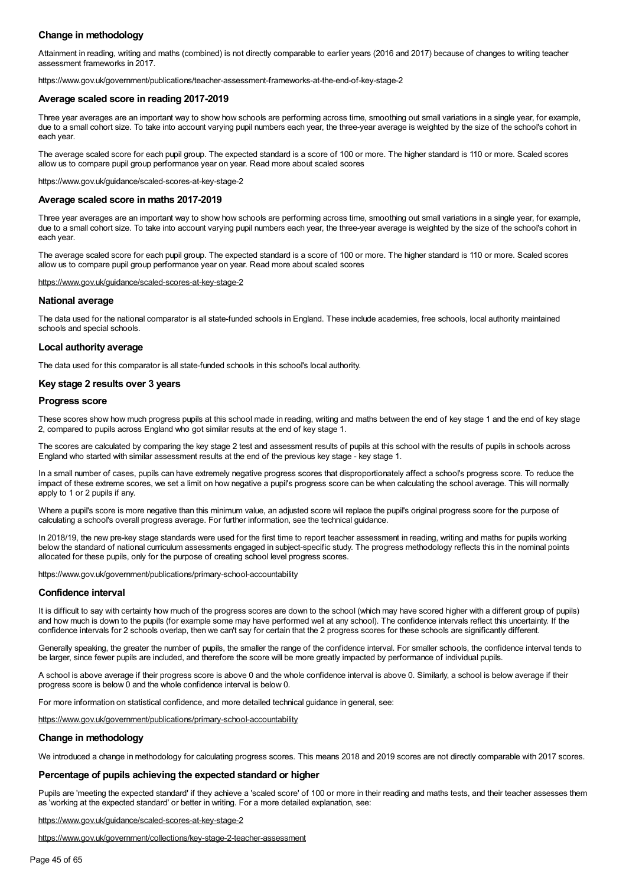### Change in methodology

Attainment in reading, writing and maths (combined) is not directly comparable to earlier years (2016 and 2017) because of changes to writing teacher assessment frameworks in 2017.

https://www.gov.uk/government/publications/teacher-assessment-frameworks-at-the-end-of-key-stage-2

### Average scaled score in reading 2017-2019

Three year averages are an important way to show how schools are performing across time, smoothing out small variations in a single year, for example, due to a small cohort size. To take into account varying pupil numbers each year, the three-year average is weighted by the size of the school's cohort in each year.

The average scaled score for each pupil group. The expected standard is a score of 100 or more. The higher standard is 110 or more. Scaled scores allow us to compare pupil group performance year on year. Read more about scaled scores

https://www.gov.uk/guidance/scaled-scores-at-key-stage-2

### Average scaled score in maths 2017-2019

Three year averages are an important way to show how schools are performing across time, smoothing out small variations in a single year, for example, due to a small cohort size. To take into account varying pupil numbers each year, the three-year average is weighted by the size of the school's cohort in each year.

The average scaled score for each pupil group. The expected standard is a score of 100 or more. The higher standard is 110 or more. Scaled scores allow us to compare pupil group performance year on year. Read more about scaled scores

https://www.gov.uk/guidance/scaled-scores-at-key-stage-2

### National average

The data used for the national comparator is all state-funded schools in England. These include academies, free schools, local authority maintained schools and special schools.

### Local authority average

The data used for this comparator is all state-funded schools in this school's local authority.

### Key stage 2 results over 3 years

### Progress score

These scores show how much progress pupils at this school made in reading, writing and maths between the end of key stage 1 and the end of key stage 2, compared to pupils across England who got similar results at the end of key stage 1.

The scores are calculated by comparing the key stage 2 test and assessment results of pupils at this school with the results of pupils in schools across England who started with similar assessment results at the end of the previous key stage - key stage 1.

In a small number of cases, pupils can have extremely negative progress scores that disproportionately affect a school's progress score. To reduce the impact of these extreme scores, we set a limit on how negative a pupil's progress score can be when calculating the school average. This will normally apply to 1 or 2 pupils if any.

Where a pupil's score is more negative than this minimum value, an adjusted score will replace the pupil's original progress score for the purpose of calculating a school's overall progress average. For further information, see the technical guidance.

In 2018/19, the new pre-key stage standards were used for the first time to report teacher assessment in reading, writing and maths for pupils working below the standard of national curriculum assessments engaged in subject-specific study. The progress methodology reflects this in the nominal points allocated for these pupils, only for the purpose of creating school level progress scores.

https://www.gov.uk/government/publications/primary-school-accountability

### Confidence interval

It is difficult to say with certainty how much of the progress scores are down to the school (which may have scored higher with a different group of pupils) and how much is down to the pupils (for example some may have performed well at any school). The confidence intervals reflect this uncertainty. If the confidence intervals for 2 schools overlap, then we can't say for certain that the 2 progress scores for these schools are significantly different.

Generally speaking, the greater the number of pupils, the smaller the range of the confidence interval. For smaller schools, the confidence interval tends to be larger, since fewer pupils are included, and therefore the score will be more greatly impacted by performance of individual pupils.

A school is above average if their progress score is above 0 and the whole confidence interval is above 0. Similarly, a school is below average if their progress score is below 0 and the whole confidence interval is below 0.

For more information on statistical confidence, and more detailed technical guidance in general, see:

https://www.gov.uk/government/publications/primary-school-accountability

### Change in methodology

We introduced a change in methodology for calculating progress scores. This means 2018 and 2019 scores are not directly comparable with 2017 scores.

### Percentage of pupils achieving the expected standard or higher

Pupils are 'meeting the expected standard' if they achieve a 'scaled score' of 100 or more in their reading and maths tests, and their teacher assesses them as 'working at the expected standard' or better in writing. For a more detailed explanation, see:

https://www.gov.uk/guidance/scaled-scores-at-key-stage-2

https://www.gov.uk/government/collections/key-stage-2-teacher-assessment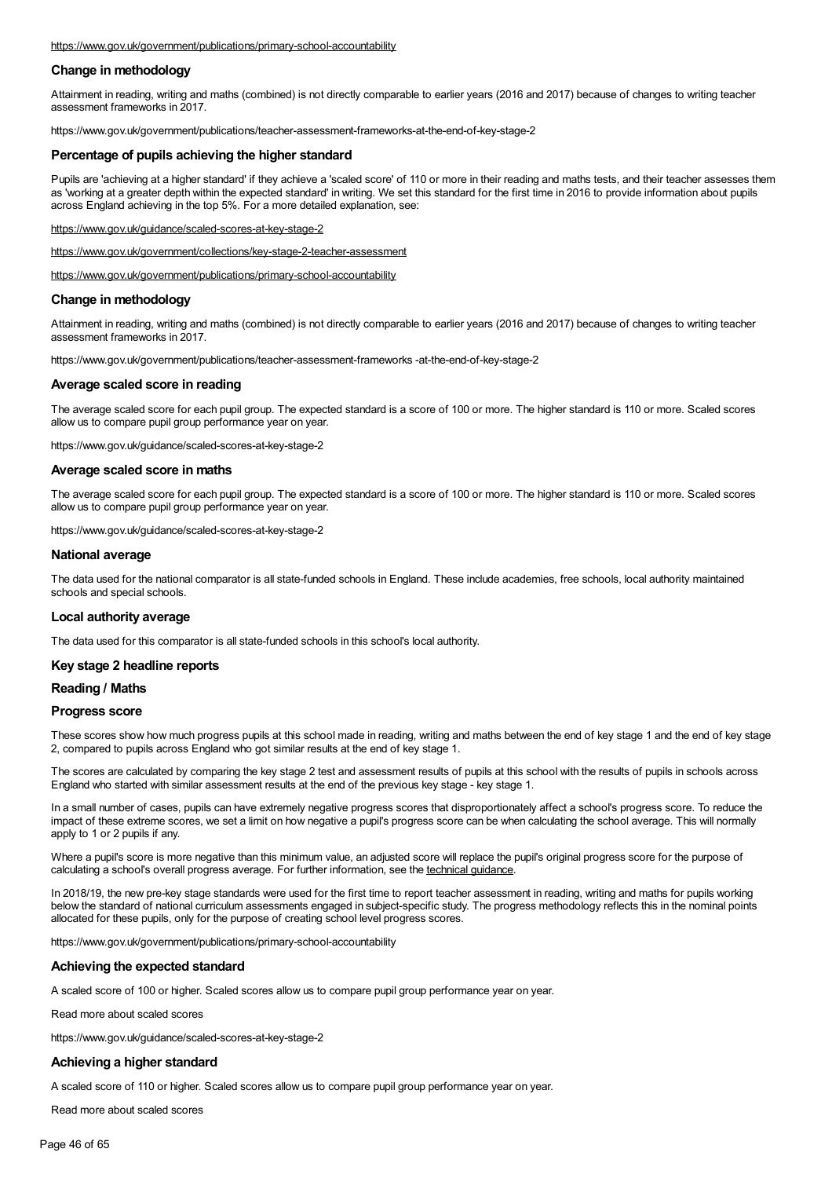https://www.gov.uk/government/publications/primary-school-accountability

### Change in methodology

Attainment in reading, writing and maths (combined) is not directly comparable to earlier years (2016 and 2017) because of changes to writing teacher assessment frameworks in 2017.

https://www.gov.uk/government/publications/teacher-assessment-frameworks-at-the-end-of-key-stage-2

### Percentage of pupils achieving the higher standard

Pupils are 'achieving at a higher standard' if they achieve a 'scaled score' of 110 or more in their reading and maths tests, and their teacher assesses them as 'working at a greater depth within the expected standard' in writing. We set this standard for the first time in 2016 to provide information about pupils across England achieving in the top 5%. For a more detailed explanation, see:

https://www.gov.uk/guidance/scaled-scores-at-key-stage-2

https://www.gov.uk/government/collections/key-stage-2-teacher-assessment

https://www.gov.uk/government/publications/primary-school-accountability

### Change in methodology

Attainment in reading, writing and maths (combined) is not directly comparable to earlier years (2016 and 2017) because of changes to writing teacher assessment frameworks in 2017.

https://www.gov.uk/government/publications/teacher-assessment-frameworks -at-the-end-of-key-stage-2

### Average scaled score in reading

The average scaled score for each pupil group. The expected standard is a score of 100 or more. The higher standard is 110 or more. Scaled scores allow us to compare pupil group performance year on year.

https://www.gov.uk/guidance/scaled-scores-at-key-stage-2

### Average scaled score in maths

The average scaled score for each pupil group. The expected standard is a score of 100 or more. The higher standard is 110 or more. Scaled scores allow us to compare pupil group performance year on year.

https://www.gov.uk/guidance/scaled-scores-at-key-stage-2

### National average

The data used for the national comparator is all state-funded schools in England. These include academies, free schools, local authority maintained schools and special schools.

### Local authority average

The data used for this comparator is all state-funded schools in this school's local authority.

### Key stage 2 headline reports

### Reading / Maths

### Progress score

These scores show how much progress pupils at this school made in reading, writing and maths between the end of key stage 1 and the end of key stage 2, compared to pupils across England who got similar results at the end of key stage 1.

The scores are calculated by comparing the key stage 2 test and assessment results of pupils at this school with the results of pupils in schools across England who started with similar assessment results at the end of the previous key stage - key stage 1.

In a small number of cases, pupils can have extremely negative progress scores that disproportionately affect a school's progress score. To reduce the impact of these extreme scores, we set a limit on how negative a pupil's progress score can be when calculating the school average. This will normally apply to 1 or 2 pupils if any.

Where a pupil's score is more negative than this minimum value, an adjusted score will replace the pupil's original progress score for the purpose of calculating a school's overall progress average. For further information, see the technical guidance.

In 2018/19, the new pre-key stage standards were used for the first time to report teacher assessment in reading, writing and maths for pupils working below the standard of national curriculum assessments engaged in subject-specific study. The progress methodology reflects this in the nominal points allocated for these pupils, only for the purpose of creating school level progress scores.

https://www.gov.uk/government/publications/primary-school-accountability

### Achieving the expected standard

A scaled score of 100 or higher. Scaled scores allow us to compare pupil group performance year on year.

Read more about scaled scores

https://www.gov.uk/guidance/scaled-scores-at-key-stage-2

### Achieving a higher standard

A scaled score of 110 or higher. Scaled scores allow us to compare pupil group performance year on year.

Read more about scaled scores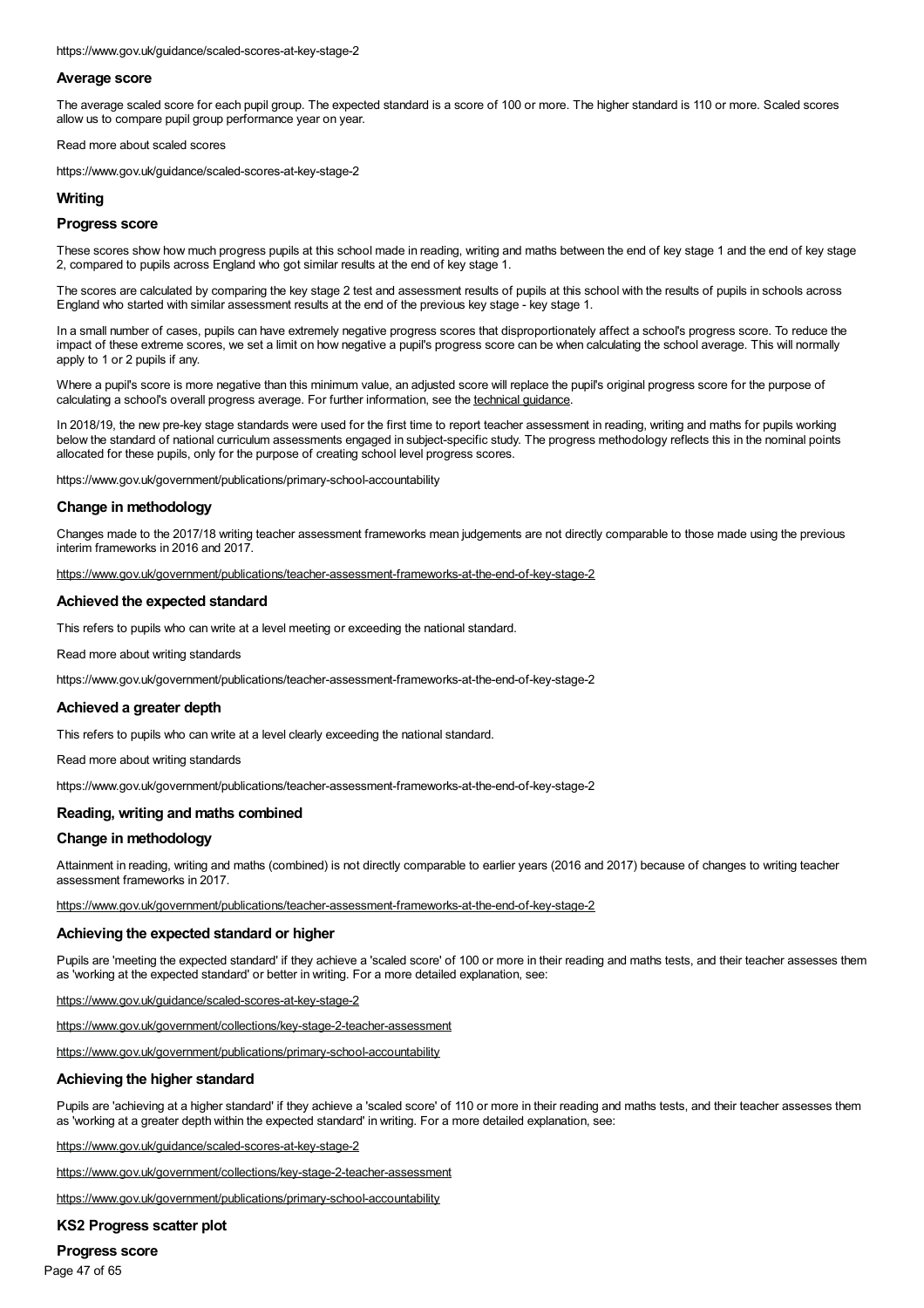https://www.gov.uk/guidance/scaled-scores-at-key-stage-2

### Average score

The average scaled score for each pupil group. The expected standard is a score of 100 or more. The higher standard is 110 or more. Scaled scores allow us to compare pupil group performance year on year.

Read more about scaled scores

https://www.gov.uk/guidance/scaled-scores-at-key-stage-2

## Writing

### Progress score

These scores show how much progress pupils at this school made in reading, writing and maths between the end of key stage 1 and the end of key stage 2, compared to pupils across England who got similar results at the end of key stage 1.

The scores are calculated by comparing the key stage 2 test and assessment results of pupils at this school with the results of pupils in schools across England who started with similar assessment results at the end of the previous key stage - key stage 1.

In a small number of cases, pupils can have extremely negative progress scores that disproportionately affect a school's progress score. To reduce the impact of these extreme scores, we set a limit on how negative a pupil's progress score can be when calculating the school average. This will normally apply to 1 or 2 pupils if any.

Where a pupil's score is more negative than this minimum value, an adjusted score will replace the pupil's original progress score for the purpose of calculating a school's overall progress average. For further information, see the technical guidance.

In 2018/19, the new pre-key stage standards were used for the first time to report teacher assessment in reading, writing and maths for pupils working below the standard of national curriculum assessments engaged in subject-specific study. The progress methodology reflects this in the nominal points allocated for these pupils, only for the purpose of creating school level progress scores.

https://www.gov.uk/government/publications/primary-school-accountability

### Change in methodology

Changes made to the 2017/18 writing teacher assessment frameworks mean judgements are not directly comparable to those made using the previous interim frameworks in 2016 and 2017.

https://www.gov.uk/government/publications/teacher-assessment-frameworks-at-the-end-of-key-stage-2

### Achieved the expected standard

This refers to pupils who can write at a level meeting or exceeding the national standard.

Read more about writing standards

https://www.gov.uk/government/publications/teacher-assessment-frameworks-at-the-end-of-key-stage-2

### Achieved a greater depth

This refers to pupils who can write at a level clearly exceeding the national standard.

Read more about writing standards

https://www.gov.uk/government/publications/teacher-assessment-frameworks-at-the-end-of-key-stage-2

## Reading, writing and maths combined

### Change in methodology

Attainment in reading, writing and maths (combined) is not directly comparable to earlier years (2016 and 2017) because of changes to writing teacher assessment frameworks in 2017.

https://www.gov.uk/government/publications/teacher-assessment-frameworks-at-the-end-of-key-stage-2

### Achieving the expected standard or higher

Pupils are 'meeting the expected standard' if they achieve a 'scaled score' of 100 or more in their reading and maths tests, and their teacher assesses them as 'working at the expected standard' or better in writing. For a more detailed explanation, see:

https://www.gov.uk/guidance/scaled-scores-at-key-stage-2

https://www.gov.uk/government/collections/key-stage-2-teacher-assessment

https://www.gov.uk/government/publications/primary-school-accountability

### Achieving the higher standard

Pupils are 'achieving at a higher standard' if they achieve a 'scaled score' of 110 or more in their reading and maths tests, and their teacher assesses them as 'working at a greater depth within the expected standard' in writing. For a more detailed explanation, see:

https://www.gov.uk/guidance/scaled-scores-at-key-stage-2

https://www.gov.uk/government/collections/key-stage-2-teacher-assessment

https://www.gov.uk/government/publications/primary-school-accountability

## KS2 Progress scatter plot

### Progress score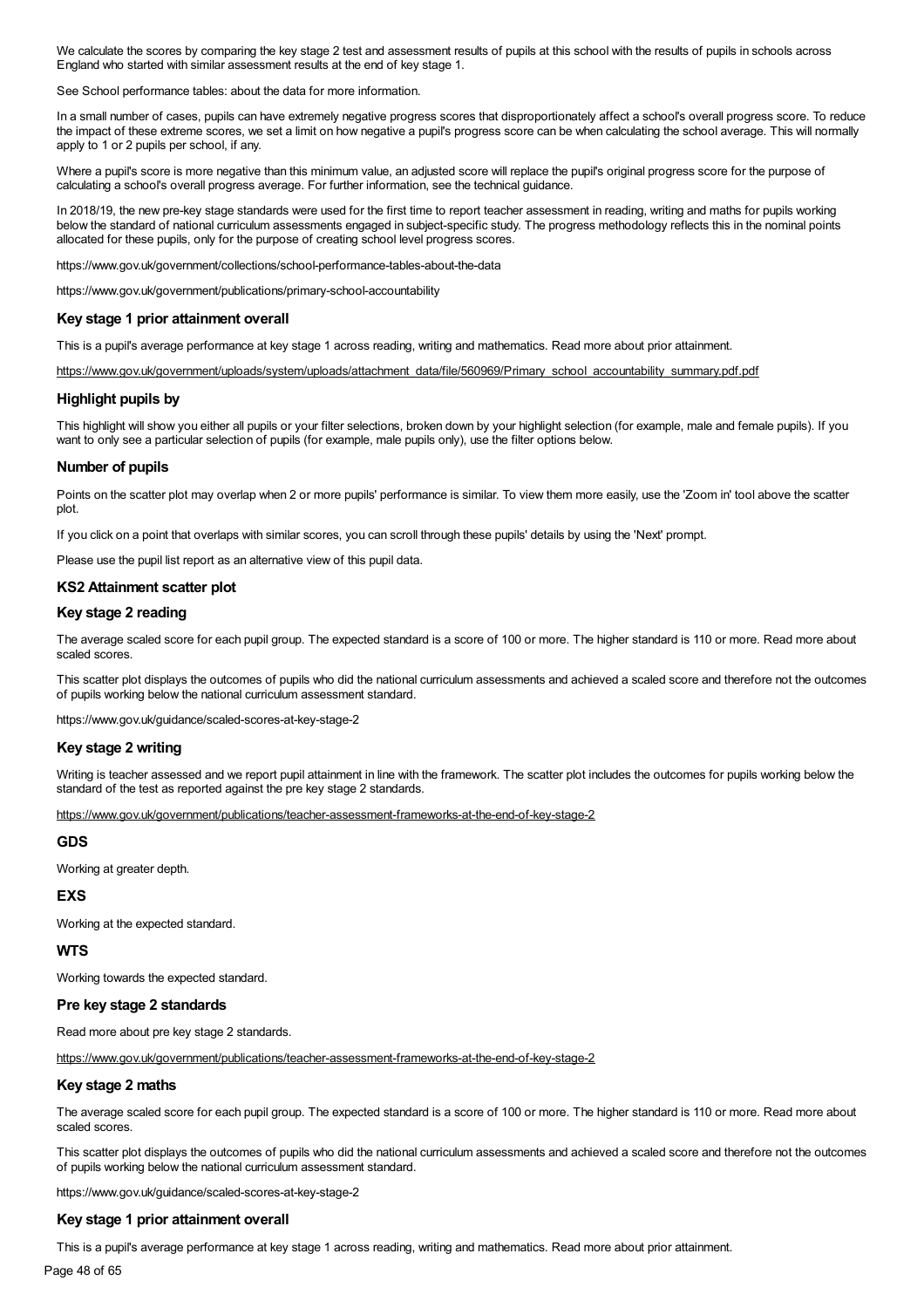We calculate the scores by comparing the key stage 2 test and assessment results of pupils at this school with the results of pupils in schools across England who started with similar assessment results at the end of key stage 1.

See School performance tables: about the data for more information.

In a small number of cases, pupils can have extremely negative progress scores that disproportionately affect a school's overall progress score. To reduce the impact of these extreme scores, we set a limit on how negative a pupil's progress score can be when calculating the school average. This will normally apply to 1 or 2 pupils per school, if any.

Where a pupil's score is more negative than this minimum value, an adjusted score will replace the pupil's original progress score for the purpose of calculating a school's overall progress average. For further information, see the technical guidance.

In 2018/19, the new pre-key stage standards were used for the first time to report teacher assessment in reading, writing and maths for pupils working below the standard of national curriculum assessments engaged in subject-specific study. The progress methodology reflects this in the nominal points allocated for these pupils, only for the purpose of creating school level progress scores.

https://www.gov.uk/government/collections/school-performance-tables-about-the-data

https://www.gov.uk/government/publications/primary-school-accountability

### Key stage 1 prior attainment overall

This is a pupil's average performance at key stage 1 across reading, writing and mathematics. Read more about prior attainment.

https://www.gov.uk/government/uploads/system/uploads/attachment_data/file/560969/Primary_school_accountability_summary.pdf.pdf

### Highlight pupils by

This highlight will show you either all pupils or your filter selections, broken down by your highlight selection (for example, male and female pupils). If you want to only see a particular selection of pupils (for example, male pupils only), use the filter options below.

### Number of pupils

Points on the scatter plot may overlap when 2 or more pupils' performance is similar. To view them more easily, use the 'Zoom in' tool above the scatter plot.

If you click on a point that overlaps with similar scores, you can scroll through these pupils' details by using the 'Next' prompt.

Please use the pupil list report as an alternative view of this pupil data.

### KS2 Attainment scatter plot

### Key stage 2 reading

The average scaled score for each pupil group. The expected standard is a score of 100 or more. The higher standard is 110 or more. Read more about scaled scores.

This scatter plot displays the outcomes of pupils who did the national curriculum assessments and achieved a scaled score and therefore not the outcomes of pupils working below the national curriculum assessment standard.

https://www.gov.uk/guidance/scaled-scores-at-key-stage-2

### Key stage 2 writing

Writing is teacher assessed and we report pupil attainment in line with the framework. The scatter plot includes the outcomes for pupils working below the standard of the test as reported against the pre key stage 2 standards.

https://www.gov.uk/government/publications/teacher-assessment-frameworks-at-the-end-of-key-stage-2

### GDS

Working at greater depth.

### EXS

Working at the expected standard.

### WTS

Working towards the expected standard.

### Pre key stage 2 standards

Read more about pre key stage 2 standards.

https://www.gov.uk/government/publications/teacher-assessment-frameworks-at-the-end-of-key-stage-2

### Key stage 2 maths

The average scaled score for each pupil group. The expected standard is a score of 100 or more. The higher standard is 110 or more. Read more about scaled scores.

This scatter plot displays the outcomes of pupils who did the national curriculum assessments and achieved a scaled score and therefore not the outcomes of pupils working below the national curriculum assessment standard.

https://www.gov.uk/guidance/scaled-scores-at-key-stage-2

### Key stage 1 prior attainment overall

This is a pupil's average performance at key stage 1 across reading, writing and mathematics. Read more about prior attainment.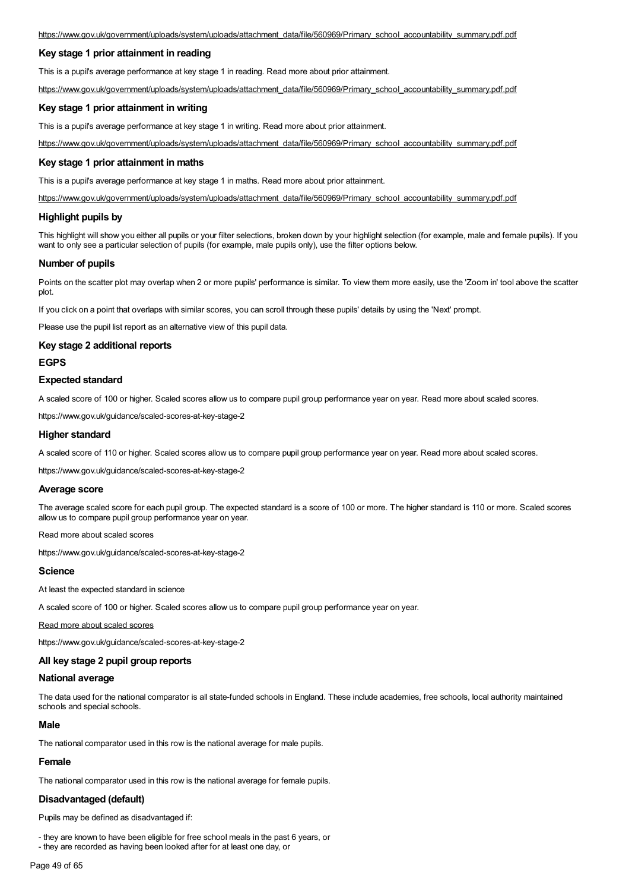https://www.gov.uk/government/uploads/system/uploads/attachment_data/file/560969/Primary_school_accountability_summary.pdf.pdf

### Key stage 1 prior attainment in reading

This is a pupil's average performance at key stage 1 in reading. Read more about prior attainment.

https://www.gov.uk/government/uploads/system/uploads/attachment_data/file/560969/Primary_school_accountability_summary.pdf.pdf

### Key stage 1 prior attainment in writing

This is a pupil's average performance at key stage 1 in writing. Read more about prior attainment.

https://www.gov.uk/government/uploads/system/uploads/attachment_data/file/560969/Primary_school_accountability_summary.pdf.pdf

### Key stage 1 prior attainment in maths

This is a pupil's average performance at key stage 1 in maths. Read more about prior attainment.

https://www.gov.uk/government/uploads/system/uploads/attachment_data/file/560969/Primary_school_accountability_summary.pdf.pdf

### Highlight pupils by

This highlight will show you either all pupils or your filter selections, broken down by your highlight selection (for example, male and female pupils). If you want to only see a particular selection of pupils (for example, male pupils only), use the filter options below.

### Number of pupils

Points on the scatter plot may overlap when 2 or more pupils' performance is similar. To view them more easily, use the 'Zoom in' tool above the scatter plot.

If you click on a point that overlaps with similar scores, you can scroll through these pupils' details by using the 'Next' prompt.

Please use the pupil list report as an alternative view of this pupil data.

### Key stage 2 additional reports

### EGPS

### Expected standard

A scaled score of 100 or higher. Scaled scores allow us to compare pupil group performance year on year. Read more about scaled scores.

https://www.gov.uk/guidance/scaled-scores-at-key-stage-2

### Higher standard

A scaled score of 110 or higher. Scaled scores allow us to compare pupil group performance year on year. Read more about scaled scores.

https://www.gov.uk/guidance/scaled-scores-at-key-stage-2

### Average score

The average scaled score for each pupil group. The expected standard is a score of 100 or more. The higher standard is 110 or more. Scaled scores allow us to compare pupil group performance year on year.

Read more about scaled scores

https://www.gov.uk/guidance/scaled-scores-at-key-stage-2

### Science

At least the expected standard in science

A scaled score of 100 or higher. Scaled scores allow us to compare pupil group performance year on year.

Read more about scaled scores

https://www.gov.uk/guidance/scaled-scores-at-key-stage-2

### All key stage 2 pupil group reports

### National average

The data used for the national comparator is all state-funded schools in England. These include academies, free schools, local authority maintained schools and special schools.

### Male

The national comparator used in this row is the national average for male pupils.

### Female

The national comparator used in this row is the national average for female pupils.

### Disadvantaged (default)

Pupils may be defined as disadvantaged if:

- they are known to have been eligible for free school meals in the past 6 years, or
- they are recorded as having been looked after for at least one day, or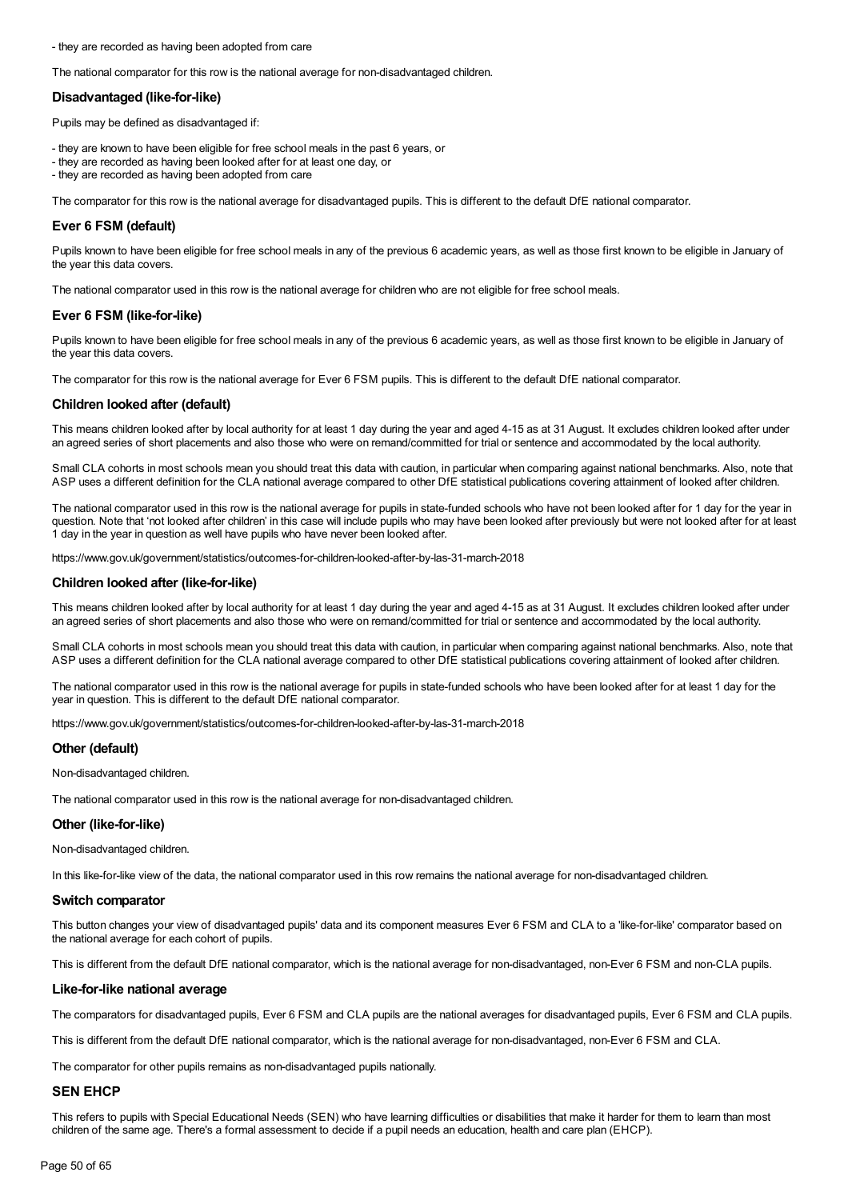- they are recorded as having been adopted from care

The national comparator for this row is the national average for non-disadvantaged children.

### Disadvantaged (like-for-like)

Pupils may be defined as disadvantaged if:

- they are known to have been eligible for free school meals in the past 6 years, or
- they are recorded as having been looked after for at least one day, or
- they are recorded as having been adopted from care

The comparator for this row is the national average for disadvantaged pupils. This is different to the default DfE national comparator.

### Ever 6 FSM (default)

Pupils known to have been eligible for free school meals in any of the previous 6 academic years, as well as those first known to be eligible in January of the year this data covers.

The national comparator used in this row is the national average for children who are not eligible for free school meals.

### Ever 6 FSM (like-for-like)

Pupils known to have been eligible for free school meals in any of the previous 6 academic years, as well as those first known to be eligible in January of the year this data covers.

The comparator for this row is the national average for Ever 6 FSM pupils. This is different to the default DfE national comparator.

### Children looked after (default)

This means children looked after by local authority for at least 1 day during the year and aged 4-15 as at 31 August. It excludes children looked after under an agreed series of short placements and also those who were on remand/committed for trial or sentence and accommodated by the local authority.

Small CLA cohorts in most schools mean you should treat this data with caution, in particular when comparing against national benchmarks. Also, note that ASP uses a different definition for the CLA national average compared to other DfE statistical publications covering attainment of looked after children.

The national comparator used in this row is the national average for pupils in state-funded schools who have not been looked after for 1 day for the year in question. Note that 'not looked after children' in this case will include pupils who may have been looked after previously but were not looked after for at least 1 day in the year in question as well have pupils who have never been looked after.

https://www.gov.uk/government/statistics/outcomes-for-children-looked-after-by-las-31-march-2018

### Children looked after (like-for-like)

This means children looked after by local authority for at least 1 day during the year and aged 4-15 as at 31 August. It excludes children looked after under an agreed series of short placements and also those who were on remand/committed for trial or sentence and accommodated by the local authority.

Small CLA cohorts in most schools mean you should treat this data with caution, in particular when comparing against national benchmarks. Also, note that ASP uses a different definition for the CLA national average compared to other DfE statistical publications covering attainment of looked after children.

The national comparator used in this row is the national average for pupils in state-funded schools who have been looked after for at least 1 day for the year in question. This is different to the default DfE national comparator.

https://www.gov.uk/government/statistics/outcomes-for-children-looked-after-by-las-31-march-2018

### Other (default)

Non-disadvantaged children.

The national comparator used in this row is the national average for non-disadvantaged children.

### Other (like-for-like)

Non-disadvantaged children.

In this like-for-like view of the data, the national comparator used in this row remains the national average for non-disadvantaged children.

### Switch comparator

This button changes your view of disadvantaged pupils' data and its component measures Ever 6 FSM and CLA to a 'like-for-like' comparator based on the national average for each cohort of pupils.

This is different from the default DfE national comparator, which is the national average for non-disadvantaged, non-Ever 6 FSM and non-CLA pupils.

### Like-for-like national average

The comparators for disadvantaged pupils, Ever 6 FSM and CLA pupils are the national averages for disadvantaged pupils, Ever 6 FSM and CLA pupils.

This is different from the default DfE national comparator, which is the national average for non-disadvantaged, non-Ever 6 FSM and CLA.

The comparator for other pupils remains as non-disadvantaged pupils nationally.

### SEN EHCP

This refers to pupils with Special Educational Needs (SEN) who have learning difficulties or disabilities that make it harder for them to learn than most children of the same age. There's a formal assessment to decide if a pupil needs an education, health and care plan (EHCP).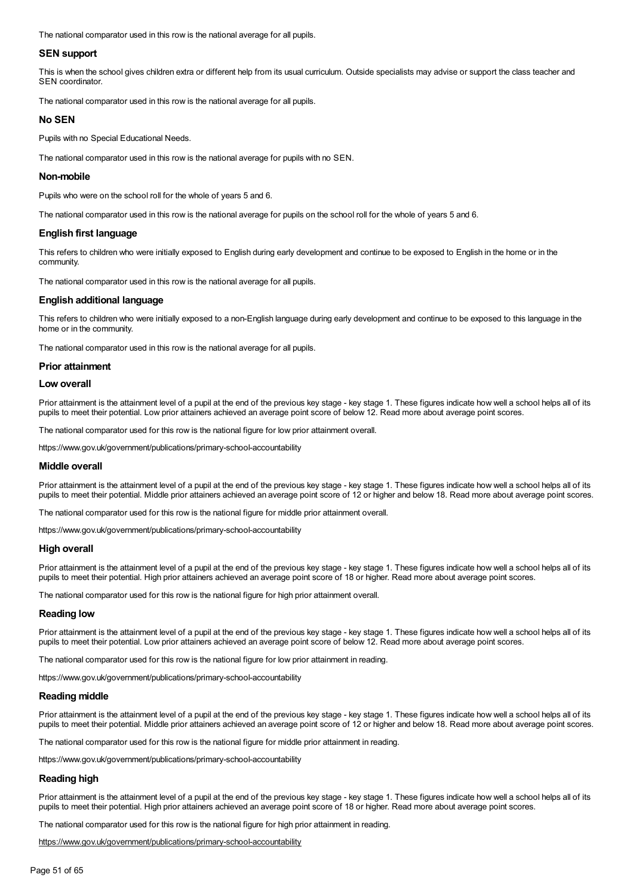The national comparator used in this row is the national average for all pupils.

### SEN support

This is when the school gives children extra or different help from its usual curriculum. Outside specialists may advise or support the class teacher and SEN coordinator.

The national comparator used in this row is the national average for all pupils.

### No SEN

Pupils with no Special Educational Needs.

The national comparator used in this row is the national average for pupils with no SEN.

### Non-mobile

Pupils who were on the school roll for the whole of years 5 and 6.

The national comparator used in this row is the national average for pupils on the school roll for the whole of years 5 and 6.

### English first language

This refers to children who were initially exposed to English during early development and continue to be exposed to English in the home or in the community.

The national comparator used in this row is the national average for all pupils.

### English additional language

This refers to children who were initially exposed to a non-English language during early development and continue to be exposed to this language in the home or in the community.

The national comparator used in this row is the national average for all pupils.

### Prior attainment

### Low overall

Prior attainment is the attainment level of a pupil at the end of the previous key stage - key stage 1. These figures indicate how well a school helps all of its pupils to meet their potential. Low prior attainers achieved an average point score of below 12. Read more about average point scores.

The national comparator used for this row is the national figure for low prior attainment overall.

https://www.gov.uk/government/publications/primary-school-accountability

### Middle overall

Prior attainment is the attainment level of a pupil at the end of the previous key stage - key stage 1. These figures indicate how well a school helps all of its pupils to meet their potential. Middle prior attainers achieved an average point score of 12 or higher and below 18. Read more about average point scores.

The national comparator used for this row is the national figure for middle prior attainment overall.

https://www.gov.uk/government/publications/primary-school-accountability

### High overall

Prior attainment is the attainment level of a pupil at the end of the previous key stage - key stage 1. These figures indicate how well a school helps all of its pupils to meet their potential. High prior attainers achieved an average point score of 18 or higher. Read more about average point scores.

The national comparator used for this row is the national figure for high prior attainment overall.

### Reading low

Prior attainment is the attainment level of a pupil at the end of the previous key stage - key stage 1. These figures indicate how well a school helps all of its pupils to meet their potential. Low prior attainers achieved an average point score of below 12. Read more about average point scores.

The national comparator used for this row is the national figure for low prior attainment in reading.

https://www.gov.uk/government/publications/primary-school-accountability

### Reading middle

Prior attainment is the attainment level of a pupil at the end of the previous key stage - key stage 1. These figures indicate how well a school helps all of its pupils to meet their potential. Middle prior attainers achieved an average point score of 12 or higher and below 18. Read more about average point scores.

The national comparator used for this row is the national figure for middle prior attainment in reading.

https://www.gov.uk/government/publications/primary-school-accountability

### Reading high

Prior attainment is the attainment level of a pupil at the end of the previous key stage - key stage 1. These figures indicate how well a school helps all of its pupils to meet their potential. High prior attainers achieved an average point score of 18 or higher. Read more about average point scores.

The national comparator used for this row is the national figure for high prior attainment in reading.

https://www.gov.uk/government/publications/primary-school-accountability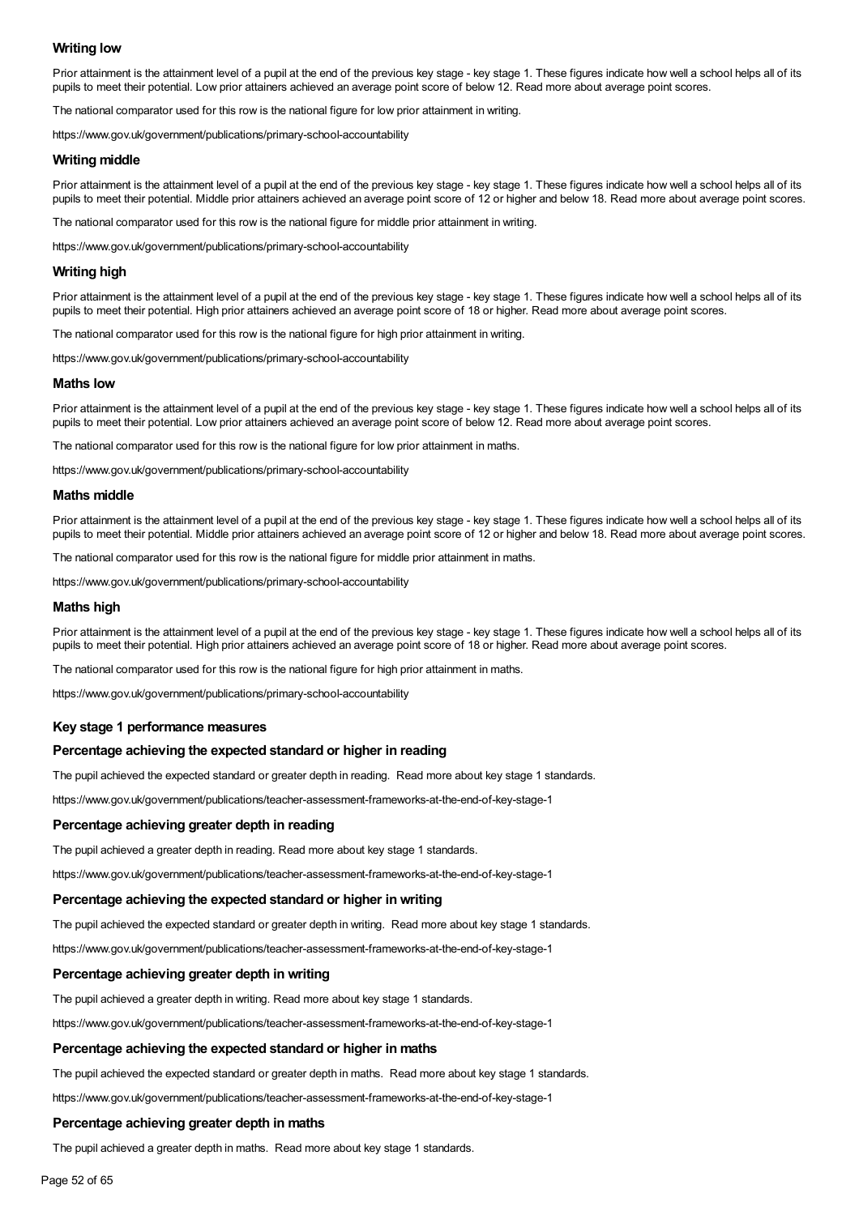### Writing low

Prior attainment is the attainment level of a pupil at the end of the previous key stage - key stage 1. These figures indicate how well a school helps all of its pupils to meet their potential. Low prior attainers achieved an average point score of below 12. Read more about average point scores.

The national comparator used for this row is the national figure for low prior attainment in writing.

https://www.gov.uk/government/publications/primary-school-accountability

### Writing middle

Prior attainment is the attainment level of a pupil at the end of the previous key stage - key stage 1. These figures indicate how well a school helps all of its pupils to meet their potential. Middle prior attainers achieved an average point score of 12 or higher and below 18. Read more about average point scores.

The national comparator used for this row is the national figure for middle prior attainment in writing.

https://www.gov.uk/government/publications/primary-school-accountability

### Writing high

Prior attainment is the attainment level of a pupil at the end of the previous key stage - key stage 1. These figures indicate how well a school helps all of its pupils to meet their potential. High prior attainers achieved an average point score of 18 or higher. Read more about average point scores.

The national comparator used for this row is the national figure for high prior attainment in writing.

https://www.gov.uk/government/publications/primary-school-accountability

### Maths low

Prior attainment is the attainment level of a pupil at the end of the previous key stage - key stage 1. These figures indicate how well a school helps all of its pupils to meet their potential. Low prior attainers achieved an average point score of below 12. Read more about average point scores.

The national comparator used for this row is the national figure for low prior attainment in maths.

https://www.gov.uk/government/publications/primary-school-accountability

### Maths middle

Prior attainment is the attainment level of a pupil at the end of the previous key stage - key stage 1. These figures indicate how well a school helps all of its pupils to meet their potential. Middle prior attainers achieved an average point score of 12 or higher and below 18. Read more about average point scores.

The national comparator used for this row is the national figure for middle prior attainment in maths.

https://www.gov.uk/government/publications/primary-school-accountability

### Maths high

Prior attainment is the attainment level of a pupil at the end of the previous key stage - key stage 1. These figures indicate how well a school helps all of its pupils to meet their potential. High prior attainers achieved an average point score of 18 or higher. Read more about average point scores.

The national comparator used for this row is the national figure for high prior attainment in maths.

https://www.gov.uk/government/publications/primary-school-accountability

## Key stage 1 performance measures

### Percentage achieving the expected standard or higher in reading

The pupil achieved the expected standard or greater depth in reading. Read more about key stage 1 standards.

https://www.gov.uk/government/publications/teacher-assessment-frameworks-at-the-end-of-key-stage-1

### Percentage achieving greater depth in reading

The pupil achieved a greater depth in reading. Read more about key stage 1 standards.

https://www.gov.uk/government/publications/teacher-assessment-frameworks-at-the-end-of-key-stage-1

### Percentage achieving the expected standard or higher in writing

The pupil achieved the expected standard or greater depth in writing. Read more about key stage 1 standards.

https://www.gov.uk/government/publications/teacher-assessment-frameworks-at-the-end-of-key-stage-1

### Percentage achieving greater depth in writing

The pupil achieved a greater depth in writing. Read more about key stage 1 standards.

https://www.gov.uk/government/publications/teacher-assessment-frameworks-at-the-end-of-key-stage-1

### Percentage achieving the expected standard or higher in maths

The pupil achieved the expected standard or greater depth in maths. Read more about key stage 1 standards.

https://www.gov.uk/government/publications/teacher-assessment-frameworks-at-the-end-of-key-stage-1

### Percentage achieving greater depth in maths

The pupil achieved a greater depth in maths. Read more about key stage 1 standards.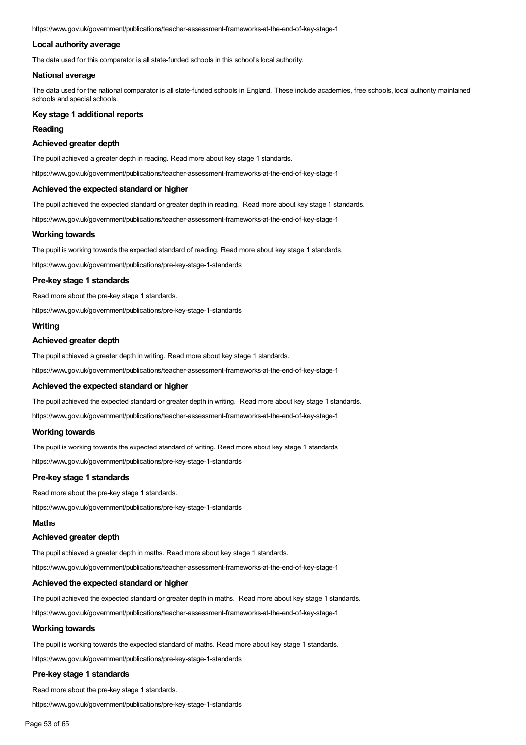https://www.gov.uk/government/publications/teacher-assessment-frameworks-at-the-end-of-key-stage-1

### Local authority average

The data used for this comparator is all state-funded schools in this school's local authority.

### National average

The data used for the national comparator is all state-funded schools in England. These include academies, free schools, local authority maintained schools and special schools.

### Key stage 1 additional reports

### Reading

### Achieved greater depth

The pupil achieved a greater depth in reading. Read more about key stage 1 standards.

https://www.gov.uk/government/publications/teacher-assessment-frameworks-at-the-end-of-key-stage-1

### Achieved the expected standard or higher

The pupil achieved the expected standard or greater depth in reading. Read more about key stage 1 standards.

https://www.gov.uk/government/publications/teacher-assessment-frameworks-at-the-end-of-key-stage-1

### Working towards

The pupil is working towards the expected standard of reading. Read more about key stage 1 standards.

https://www.gov.uk/government/publications/pre-key-stage-1-standards

### Pre-key stage 1 standards

Read more about the pre-key stage 1 standards.

https://www.gov.uk/government/publications/pre-key-stage-1-standards

### Writing

### Achieved greater depth

The pupil achieved a greater depth in writing. Read more about key stage 1 standards.

https://www.gov.uk/government/publications/teacher-assessment-frameworks-at-the-end-of-key-stage-1

### Achieved the expected standard or higher

The pupil achieved the expected standard or greater depth in writing. Read more about key stage 1 standards.

https://www.gov.uk/government/publications/teacher-assessment-frameworks-at-the-end-of-key-stage-1

### Working towards

The pupil is working towards the expected standard of writing. Read more about key stage 1 standards

https://www.gov.uk/government/publications/pre-key-stage-1-standards

### Pre-key stage 1 standards

Read more about the pre-key stage 1 standards.

https://www.gov.uk/government/publications/pre-key-stage-1-standards

### Maths

### Achieved greater depth

The pupil achieved a greater depth in maths. Read more about key stage 1 standards.

https://www.gov.uk/government/publications/teacher-assessment-frameworks-at-the-end-of-key-stage-1

### Achieved the expected standard or higher

The pupil achieved the expected standard or greater depth in maths. Read more about key stage 1 standards.

https://www.gov.uk/government/publications/teacher-assessment-frameworks-at-the-end-of-key-stage-1

### Working towards

The pupil is working towards the expected standard of maths. Read more about key stage 1 standards.

https://www.gov.uk/government/publications/pre-key-stage-1-standards

### Pre-key stage 1 standards

Read more about the pre-key stage 1 standards.

https://www.gov.uk/government/publications/pre-key-stage-1-standards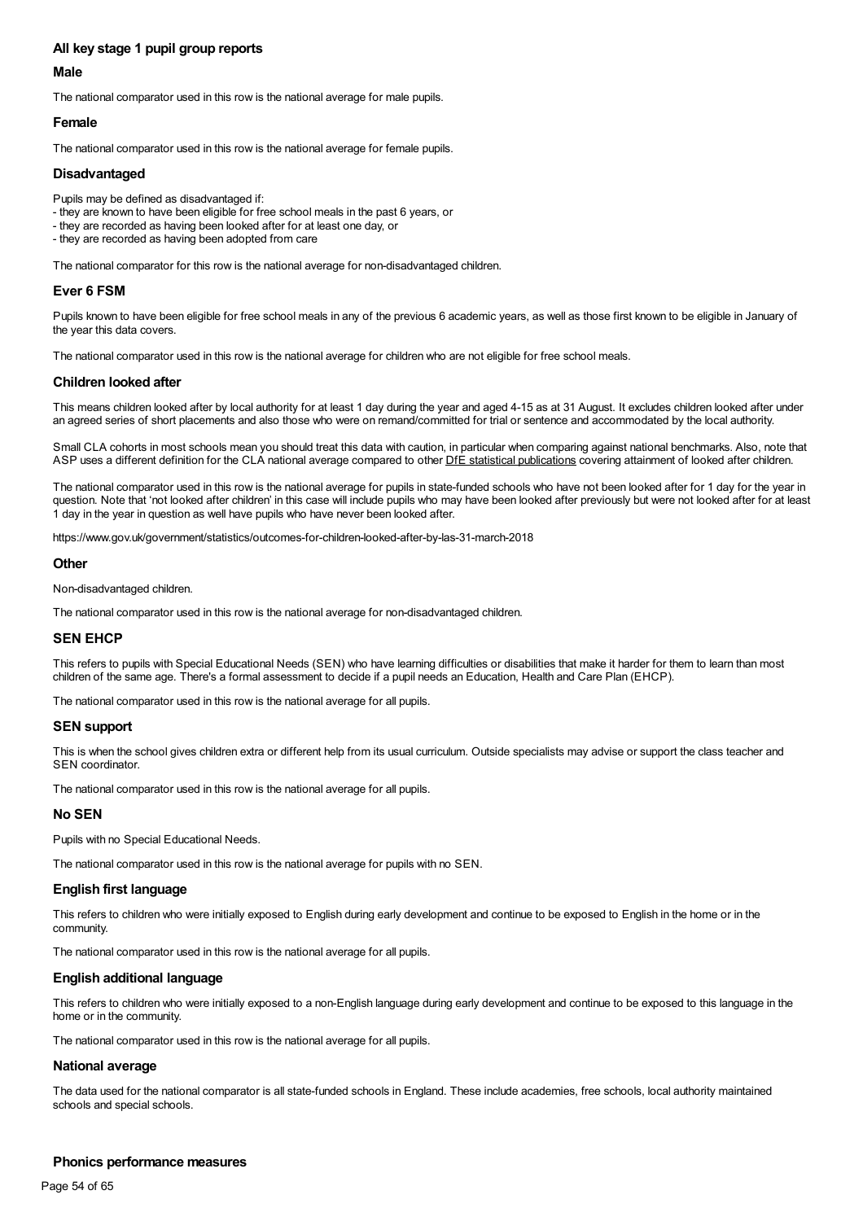### All key stage 1 pupil group reports

#### Male

The national comparator used in this row is the national average for male pupils.

#### Female

The national comparator used in this row is the national average for female pupils.

#### Disadvantaged

Pupils may be defined as disadvantaged if:
- they are known to have been eligible for free school meals in the past 6 years, or
- they are recorded as having been looked after for at least one day, or
- they are recorded as having been adopted from care

The national comparator for this row is the national average for non-disadvantaged children.

#### Ever 6 FSM

Pupils known to have been eligible for free school meals in any of the previous 6 academic years, as well as those first known to be eligible in January of the year this data covers.

The national comparator used in this row is the national average for children who are not eligible for free school meals.

#### Children looked after

This means children looked after by local authority for at least 1 day during the year and aged 4-15 as at 31 August. It excludes children looked after under an agreed series of short placements and also those who were on remand/committed for trial or sentence and accommodated by the local authority.

Small CLA cohorts in most schools mean you should treat this data with caution, in particular when comparing against national benchmarks. Also, note that ASP uses a different definition for the CLA national average compared to other DfE statistical publications covering attainment of looked after children.

The national comparator used in this row is the national average for pupils in state-funded schools who have not been looked after for 1 day for the year in question. Note that 'not looked after children' in this case will include pupils who may have been looked after previously but were not looked after for at least 1 day in the year in question as well have pupils who have never been looked after.

https://www.gov.uk/government/statistics/outcomes-for-children-looked-after-by-las-31-march-2018

#### Other

Non-disadvantaged children.

The national comparator used in this row is the national average for non-disadvantaged children.

#### SEN EHCP

This refers to pupils with Special Educational Needs (SEN) who have learning difficulties or disabilities that make it harder for them to learn than most children of the same age. There's a formal assessment to decide if a pupil needs an Education, Health and Care Plan (EHCP).

The national comparator used in this row is the national average for all pupils.

#### SEN support

This is when the school gives children extra or different help from its usual curriculum. Outside specialists may advise or support the class teacher and SEN coordinator.

The national comparator used in this row is the national average for all pupils.

#### No SEN

Pupils with no Special Educational Needs.

The national comparator used in this row is the national average for pupils with no SEN.

#### English first language

This refers to children who were initially exposed to English during early development and continue to be exposed to English in the home or in the community.

The national comparator used in this row is the national average for all pupils.

#### English additional language

This refers to children who were initially exposed to a non-English language during early development and continue to be exposed to this language in the home or in the community.

The national comparator used in this row is the national average for all pupils.

#### National average

The data used for the national comparator is all state-funded schools in England. These include academies, free schools, local authority maintained schools and special schools.

### Phonics performance measures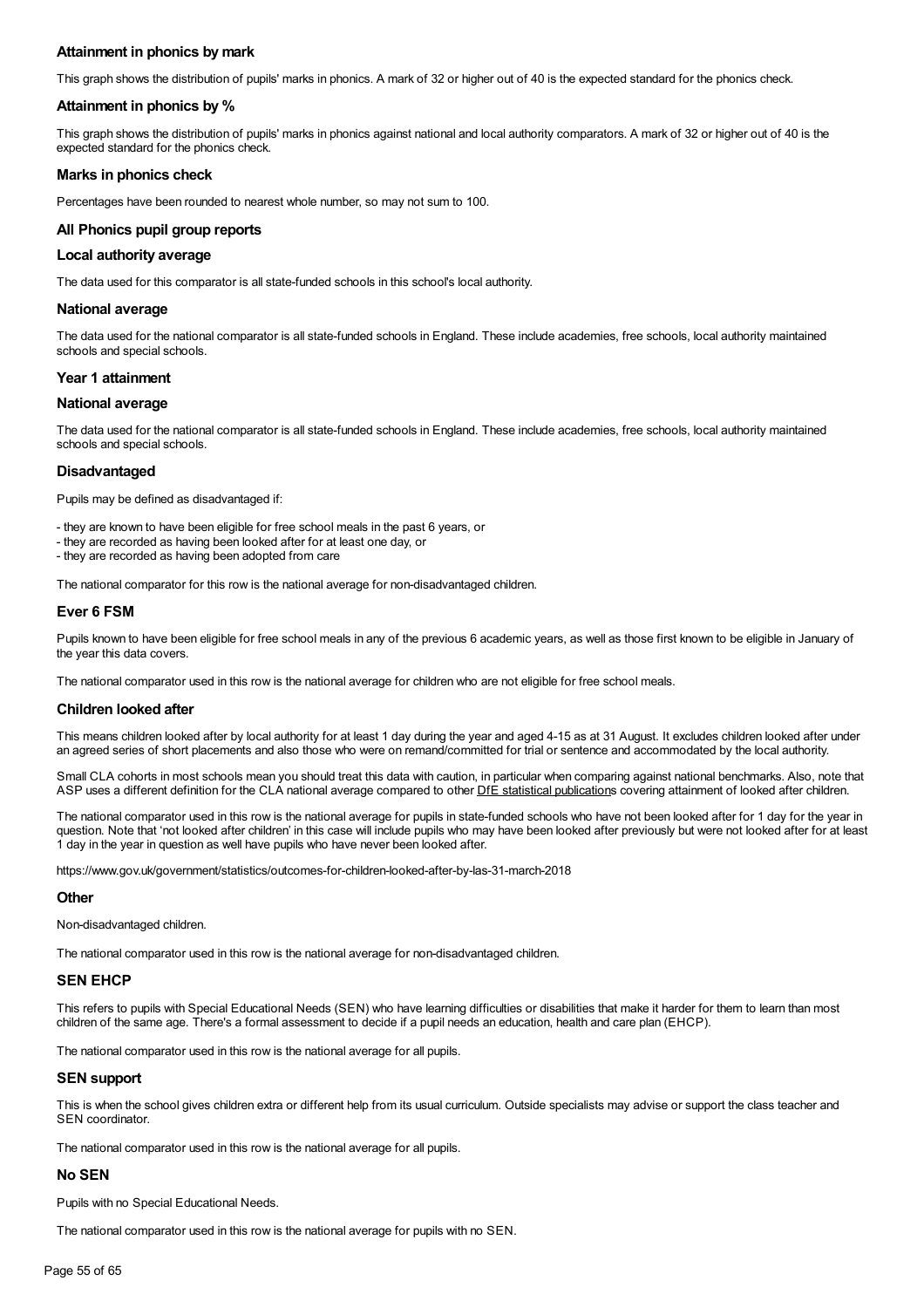### Attainment in phonics by mark

This graph shows the distribution of pupils' marks in phonics. A mark of 32 or higher out of 40 is the expected standard for the phonics check.

### Attainment in phonics by %

This graph shows the distribution of pupils' marks in phonics against national and local authority comparators. A mark of 32 or higher out of 40 is the expected standard for the phonics check.

### Marks in phonics check

Percentages have been rounded to nearest whole number, so may not sum to 100.

### All Phonics pupil group reports

### Local authority average

The data used for this comparator is all state-funded schools in this school's local authority.

### National average

The data used for the national comparator is all state-funded schools in England. These include academies, free schools, local authority maintained schools and special schools.

### Year 1 attainment

### National average

The data used for the national comparator is all state-funded schools in England. These include academies, free schools, local authority maintained schools and special schools.

### Disadvantaged

Pupils may be defined as disadvantaged if:

- they are known to have been eligible for free school meals in the past 6 years, or
- they are recorded as having been looked after for at least one day, or
- they are recorded as having been adopted from care

The national comparator for this row is the national average for non-disadvantaged children.

### Ever 6 FSM

Pupils known to have been eligible for free school meals in any of the previous 6 academic years, as well as those first known to be eligible in January of the year this data covers.

The national comparator used in this row is the national average for children who are not eligible for free school meals.

### Children looked after

This means children looked after by local authority for at least 1 day during the year and aged 4-15 as at 31 August. It excludes children looked after under an agreed series of short placements and also those who were on remand/committed for trial or sentence and accommodated by the local authority.

Small CLA cohorts in most schools mean you should treat this data with caution, in particular when comparing against national benchmarks. Also, note that ASP uses a different definition for the CLA national average compared to other DfE statistical publications covering attainment of looked after children.

The national comparator used in this row is the national average for pupils in state-funded schools who have not been looked after for 1 day for the year in question. Note that 'not looked after children' in this case will include pupils who may have been looked after previously but were not looked after for at least 1 day in the year in question as well have pupils who have never been looked after.

https://www.gov.uk/government/statistics/outcomes-for-children-looked-after-by-las-31-march-2018

### Other

Non-disadvantaged children.

The national comparator used in this row is the national average for non-disadvantaged children.

### SEN EHCP

This refers to pupils with Special Educational Needs (SEN) who have learning difficulties or disabilities that make it harder for them to learn than most children of the same age. There's a formal assessment to decide if a pupil needs an education, health and care plan (EHCP).

The national comparator used in this row is the national average for all pupils.

### SEN support

This is when the school gives children extra or different help from its usual curriculum. Outside specialists may advise or support the class teacher and SEN coordinator.

The national comparator used in this row is the national average for all pupils.

### No SEN

Pupils with no Special Educational Needs.

The national comparator used in this row is the national average for pupils with no SEN.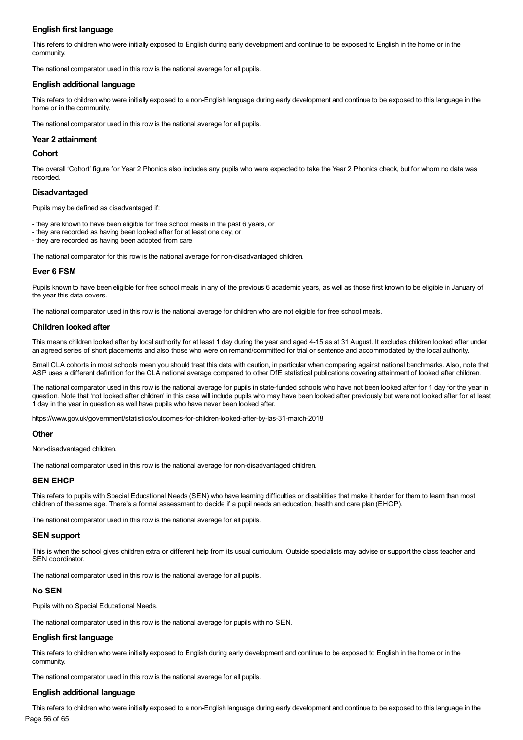### English first language

This refers to children who were initially exposed to English during early development and continue to be exposed to English in the home or in the community.

The national comparator used in this row is the national average for all pupils.

### English additional language

This refers to children who were initially exposed to a non-English language during early development and continue to be exposed to this language in the home or in the community.

The national comparator used in this row is the national average for all pupils.

### Year 2 attainment

### Cohort

The overall 'Cohort' figure for Year 2 Phonics also includes any pupils who were expected to take the Year 2 Phonics check, but for whom no data was recorded.

### Disadvantaged

Pupils may be defined as disadvantaged if:

- they are known to have been eligible for free school meals in the past 6 years, or
- they are recorded as having been looked after for at least one day, or
- they are recorded as having been adopted from care

The national comparator for this row is the national average for non-disadvantaged children.

### Ever 6 FSM

Pupils known to have been eligible for free school meals in any of the previous 6 academic years, as well as those first known to be eligible in January of the year this data covers.

The national comparator used in this row is the national average for children who are not eligible for free school meals.

### Children looked after

This means children looked after by local authority for at least 1 day during the year and aged 4-15 as at 31 August. It excludes children looked after under an agreed series of short placements and also those who were on remand/committed for trial or sentence and accommodated by the local authority.

Small CLA cohorts in most schools mean you should treat this data with caution, in particular when comparing against national benchmarks. Also, note that ASP uses a different definition for the CLA national average compared to other DfE statistical publications covering attainment of looked after children.

The national comparator used in this row is the national average for pupils in state-funded schools who have not been looked after for 1 day for the year in question. Note that 'not looked after children' in this case will include pupils who may have been looked after previously but were not looked after for at least 1 day in the year in question as well have pupils who have never been looked after.

https://www.gov.uk/government/statistics/outcomes-for-children-looked-after-by-las-31-march-2018

### Other

Non-disadvantaged children.

The national comparator used in this row is the national average for non-disadvantaged children.

### SEN EHCP

This refers to pupils with Special Educational Needs (SEN) who have learning difficulties or disabilities that make it harder for them to learn than most children of the same age. There's a formal assessment to decide if a pupil needs an education, health and care plan (EHCP).

The national comparator used in this row is the national average for all pupils.

### SEN support

This is when the school gives children extra or different help from its usual curriculum. Outside specialists may advise or support the class teacher and SEN coordinator.

The national comparator used in this row is the national average for all pupils.

### No SEN

Pupils with no Special Educational Needs.

The national comparator used in this row is the national average for pupils with no SEN.

### English first language

This refers to children who were initially exposed to English during early development and continue to be exposed to English in the home or in the community.

The national comparator used in this row is the national average for all pupils.

### English additional language

This refers to children who were initially exposed to a non-English language during early development and continue to be exposed to this language in the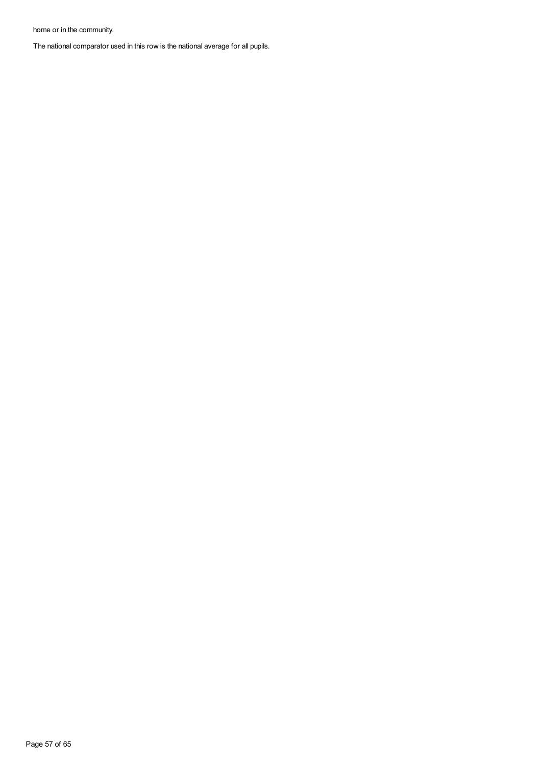home or in the community.

The national comparator used in this row is the national average for all pupils.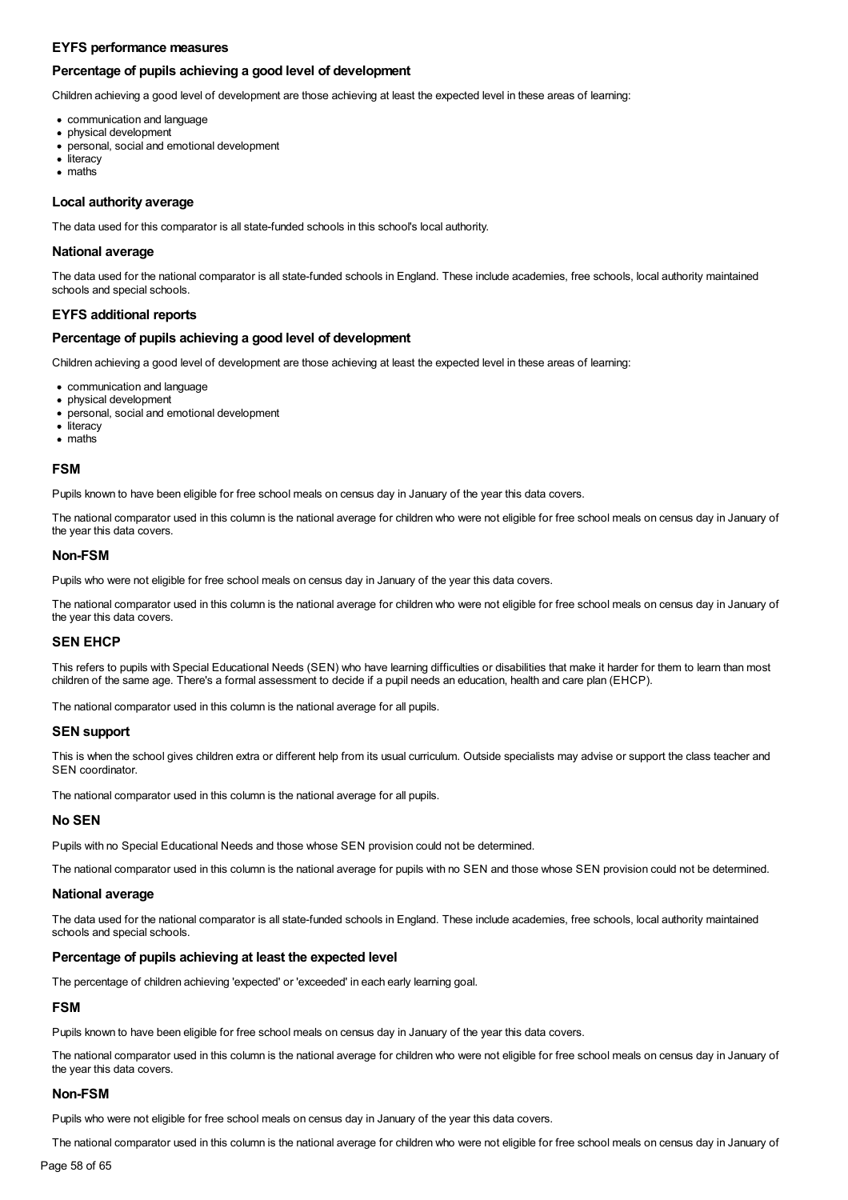### EYFS performance measures

### Percentage of pupils achieving a good level of development

Children achieving a good level of development are those achieving at least the expected level in these areas of learning:

- communication and language
- physical development
- personal, social and emotional development
- literacy
- maths

### Local authority average

The data used for this comparator is all state-funded schools in this school's local authority.

### National average

The data used for the national comparator is all state-funded schools in England. These include academies, free schools, local authority maintained schools and special schools.

### EYFS additional reports

### Percentage of pupils achieving a good level of development

Children achieving a good level of development are those achieving at least the expected level in these areas of learning:

- communication and language
- physical development
- personal, social and emotional development
- literacy
- maths

### FSM

Pupils known to have been eligible for free school meals on census day in January of the year this data covers.

The national comparator used in this column is the national average for children who were not eligible for free school meals on census day in January of the year this data covers.

### Non-FSM

Pupils who were not eligible for free school meals on census day in January of the year this data covers.

The national comparator used in this column is the national average for children who were not eligible for free school meals on census day in January of the year this data covers.

### SEN EHCP

This refers to pupils with Special Educational Needs (SEN) who have learning difficulties or disabilities that make it harder for them to learn than most children of the same age. There's a formal assessment to decide if a pupil needs an education, health and care plan (EHCP).

The national comparator used in this column is the national average for all pupils.

### SEN support

This is when the school gives children extra or different help from its usual curriculum. Outside specialists may advise or support the class teacher and SEN coordinator.

The national comparator used in this column is the national average for all pupils.

### No SEN

Pupils with no Special Educational Needs and those whose SEN provision could not be determined.

The national comparator used in this column is the national average for pupils with no SEN and those whose SEN provision could not be determined.

### National average

The data used for the national comparator is all state-funded schools in England. These include academies, free schools, local authority maintained schools and special schools.

### Percentage of pupils achieving at least the expected level

The percentage of children achieving 'expected' or 'exceeded' in each early learning goal.

### FSM

Pupils known to have been eligible for free school meals on census day in January of the year this data covers.

The national comparator used in this column is the national average for children who were not eligible for free school meals on census day in January of the year this data covers.

### Non-FSM

Pupils who were not eligible for free school meals on census day in January of the year this data covers.

The national comparator used in this column is the national average for children who were not eligible for free school meals on census day in January of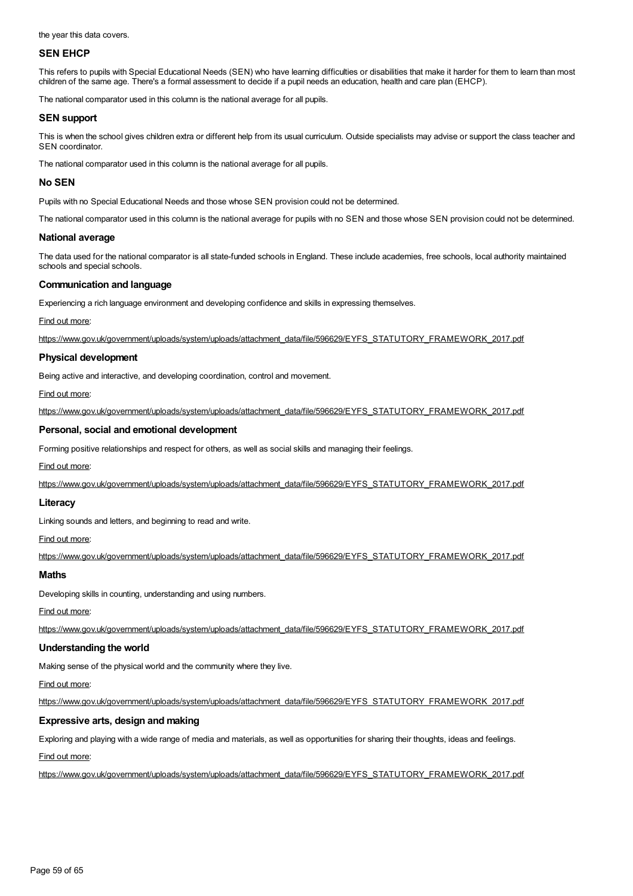the year this data covers.

### SEN EHCP

This refers to pupils with Special Educational Needs (SEN) who have learning difficulties or disabilities that make it harder for them to learn than most children of the same age. There's a formal assessment to decide if a pupil needs an education, health and care plan (EHCP).

The national comparator used in this column is the national average for all pupils.

### SEN support

This is when the school gives children extra or different help from its usual curriculum. Outside specialists may advise or support the class teacher and SEN coordinator.

The national comparator used in this column is the national average for all pupils.

### No SEN

Pupils with no Special Educational Needs and those whose SEN provision could not be determined.

The national comparator used in this column is the national average for pupils with no SEN and those whose SEN provision could not be determined.

### National average

The data used for the national comparator is all state-funded schools in England. These include academies, free schools, local authority maintained schools and special schools.

### Communication and language

Experiencing a rich language environment and developing confidence and skills in expressing themselves.

Find out more:

https://www.gov.uk/government/uploads/system/uploads/attachment_data/file/596629/EYFS_STATUTORY_FRAMEWORK_2017.pdf

### Physical development

Being active and interactive, and developing coordination, control and movement.

Find out more:

https://www.gov.uk/government/uploads/system/uploads/attachment_data/file/596629/EYFS_STATUTORY_FRAMEWORK_2017.pdf

### Personal, social and emotional development

Forming positive relationships and respect for others, as well as social skills and managing their feelings.

Find out more:

https://www.gov.uk/government/uploads/system/uploads/attachment_data/file/596629/EYFS_STATUTORY_FRAMEWORK_2017.pdf

### Literacy

Linking sounds and letters, and beginning to read and write.

Find out more:

https://www.gov.uk/government/uploads/system/uploads/attachment_data/file/596629/EYFS_STATUTORY_FRAMEWORK_2017.pdf

### Maths

Developing skills in counting, understanding and using numbers.

Find out more:

https://www.gov.uk/government/uploads/system/uploads/attachment_data/file/596629/EYFS_STATUTORY_FRAMEWORK_2017.pdf

### Understanding the world

Making sense of the physical world and the community where they live.

Find out more:

https://www.gov.uk/government/uploads/system/uploads/attachment_data/file/596629/EYFS_STATUTORY_FRAMEWORK_2017.pdf

### Expressive arts, design and making

Exploring and playing with a wide range of media and materials, as well as opportunities for sharing their thoughts, ideas and feelings.

Find out more:

https://www.gov.uk/government/uploads/system/uploads/attachment_data/file/596629/EYFS_STATUTORY_FRAMEWORK_2017.pdf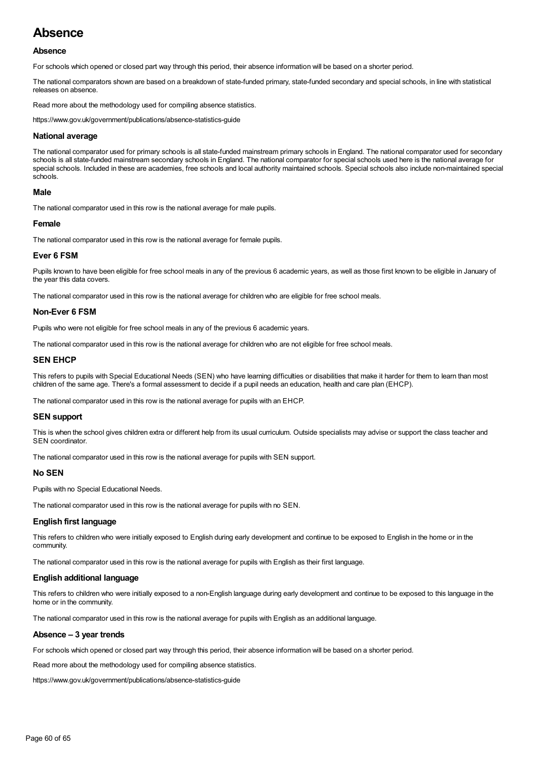# Absence

### Absence

For schools which opened or closed part way through this period, their absence information will be based on a shorter period.

The national comparators shown are based on a breakdown of state-funded primary, state-funded secondary and special schools, in line with statistical releases on absence.

Read more about the methodology used for compiling absence statistics.

https://www.gov.uk/government/publications/absence-statistics-guide

### National average

The national comparator used for primary schools is all state-funded mainstream primary schools in England. The national comparator used for secondary schools is all state-funded mainstream secondary schools in England. The national comparator for special schools used here is the national average for special schools. Included in these are academies, free schools and local authority maintained schools. Special schools also include non-maintained special schools.

### Male

The national comparator used in this row is the national average for male pupils.

### Female

The national comparator used in this row is the national average for female pupils.

### Ever 6 FSM

Pupils known to have been eligible for free school meals in any of the previous 6 academic years, as well as those first known to be eligible in January of the year this data covers.

The national comparator used in this row is the national average for children who are eligible for free school meals.

### Non-Ever 6 FSM

Pupils who were not eligible for free school meals in any of the previous 6 academic years.

The national comparator used in this row is the national average for children who are not eligible for free school meals.

### SEN EHCP

This refers to pupils with Special Educational Needs (SEN) who have learning difficulties or disabilities that make it harder for them to learn than most children of the same age. There's a formal assessment to decide if a pupil needs an education, health and care plan (EHCP).

The national comparator used in this row is the national average for pupils with an EHCP.

### SEN support

This is when the school gives children extra or different help from its usual curriculum. Outside specialists may advise or support the class teacher and SEN coordinator.

The national comparator used in this row is the national average for pupils with SEN support.

### No SEN

Pupils with no Special Educational Needs.

The national comparator used in this row is the national average for pupils with no SEN.

### English first language

This refers to children who were initially exposed to English during early development and continue to be exposed to English in the home or in the community.

The national comparator used in this row is the national average for pupils with English as their first language.

### English additional language

This refers to children who were initially exposed to a non-English language during early development and continue to be exposed to this language in the home or in the community.

The national comparator used in this row is the national average for pupils with English as an additional language.

### Absence – 3 year trends

For schools which opened or closed part way through this period, their absence information will be based on a shorter period.

Read more about the methodology used for compiling absence statistics.

https://www.gov.uk/government/publications/absence-statistics-guide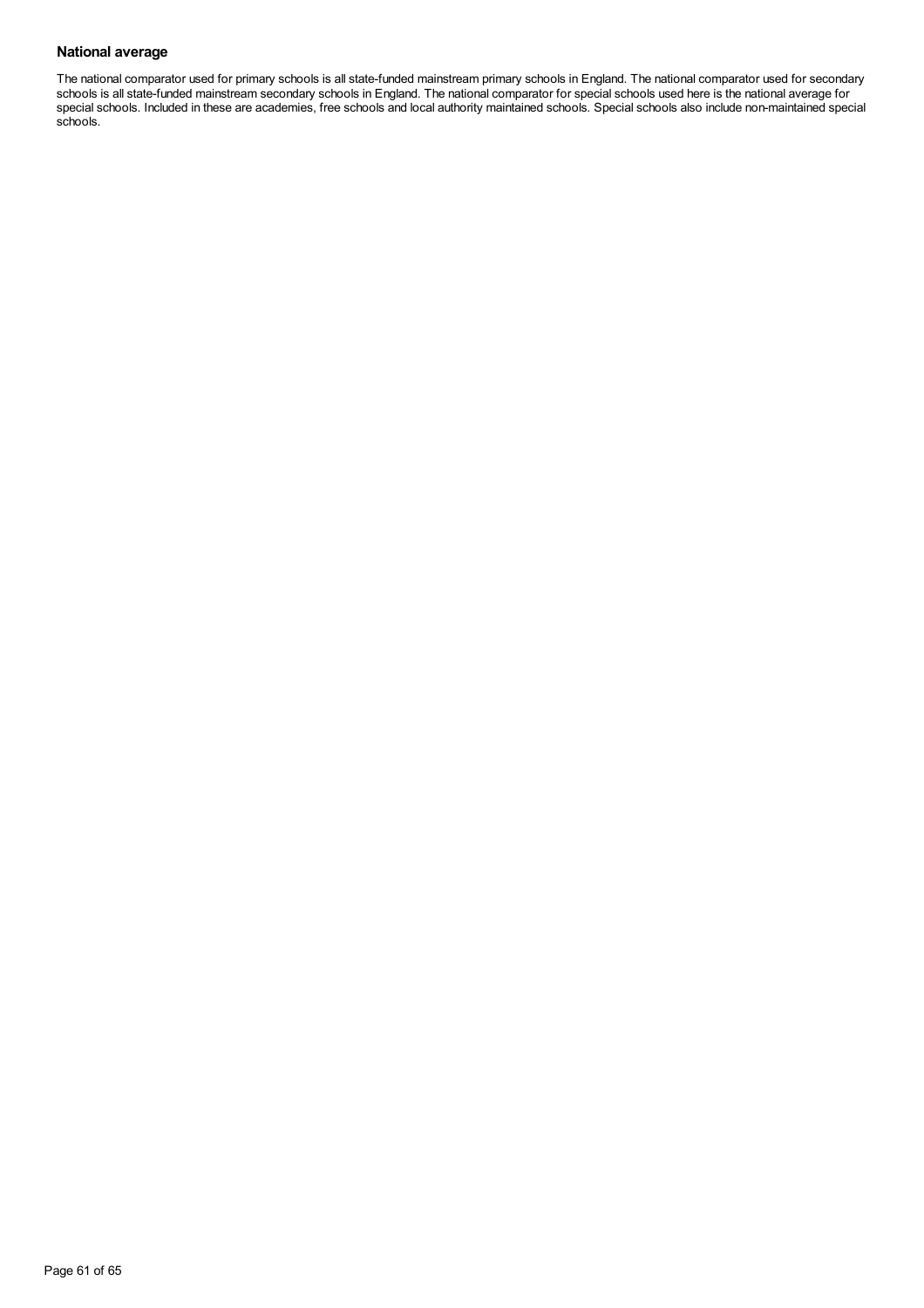### National average

The national comparator used for primary schools is all state-funded mainstream primary schools in England. The national comparator used for secondary schools is all state-funded mainstream secondary schools in England. The national comparator for special schools used here is the national average for special schools. Included in these are academies, free schools and local authority maintained schools. Special schools also include non-maintained special schools.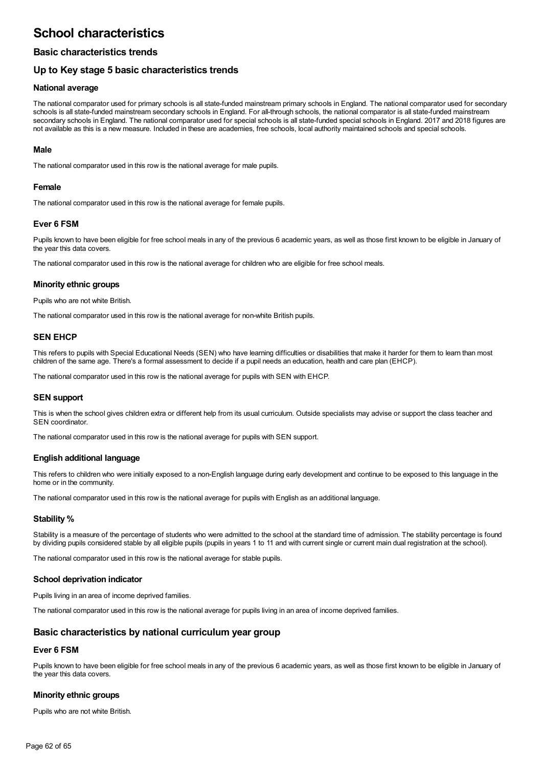# School characteristics

## Basic characteristics trends

## Up to Key stage 5 basic characteristics trends

### National average

The national comparator used for primary schools is all state-funded mainstream primary schools in England. The national comparator used for secondary schools is all state-funded mainstream secondary schools in England. For all-through schools, the national comparator is all state-funded mainstream secondary schools in England. The national comparator used for special schools is all state-funded special schools in England. 2017 and 2018 figures are not available as this is a new measure. Included in these are academies, free schools, local authority maintained schools and special schools.

### Male

The national comparator used in this row is the national average for male pupils.

### Female

The national comparator used in this row is the national average for female pupils.

### Ever 6 FSM

Pupils known to have been eligible for free school meals in any of the previous 6 academic years, as well as those first known to be eligible in January of the year this data covers.

The national comparator used in this row is the national average for children who are eligible for free school meals.

### Minority ethnic groups

Pupils who are not white British.

The national comparator used in this row is the national average for non-white British pupils.

### SEN EHCP

This refers to pupils with Special Educational Needs (SEN) who have learning difficulties or disabilities that make it harder for them to learn than most children of the same age. There's a formal assessment to decide if a pupil needs an education, health and care plan (EHCP).

The national comparator used in this row is the national average for pupils with SEN with EHCP.

### SEN support

This is when the school gives children extra or different help from its usual curriculum. Outside specialists may advise or support the class teacher and SEN coordinator.

The national comparator used in this row is the national average for pupils with SEN support.

### English additional language

This refers to children who were initially exposed to a non-English language during early development and continue to be exposed to this language in the home or in the community.

The national comparator used in this row is the national average for pupils with English as an additional language.

### Stability %

Stability is a measure of the percentage of students who were admitted to the school at the standard time of admission. The stability percentage is found by dividing pupils considered stable by all eligible pupils (pupils in years 1 to 11 and with current single or current main dual registration at the school).

The national comparator used in this row is the national average for stable pupils.

### School deprivation indicator

Pupils living in an area of income deprived families.

The national comparator used in this row is the national average for pupils living in an area of income deprived families.

## Basic characteristics by national curriculum year group

### Ever 6 FSM

Pupils known to have been eligible for free school meals in any of the previous 6 academic years, as well as those first known to be eligible in January of the year this data covers.

### Minority ethnic groups

Pupils who are not white British.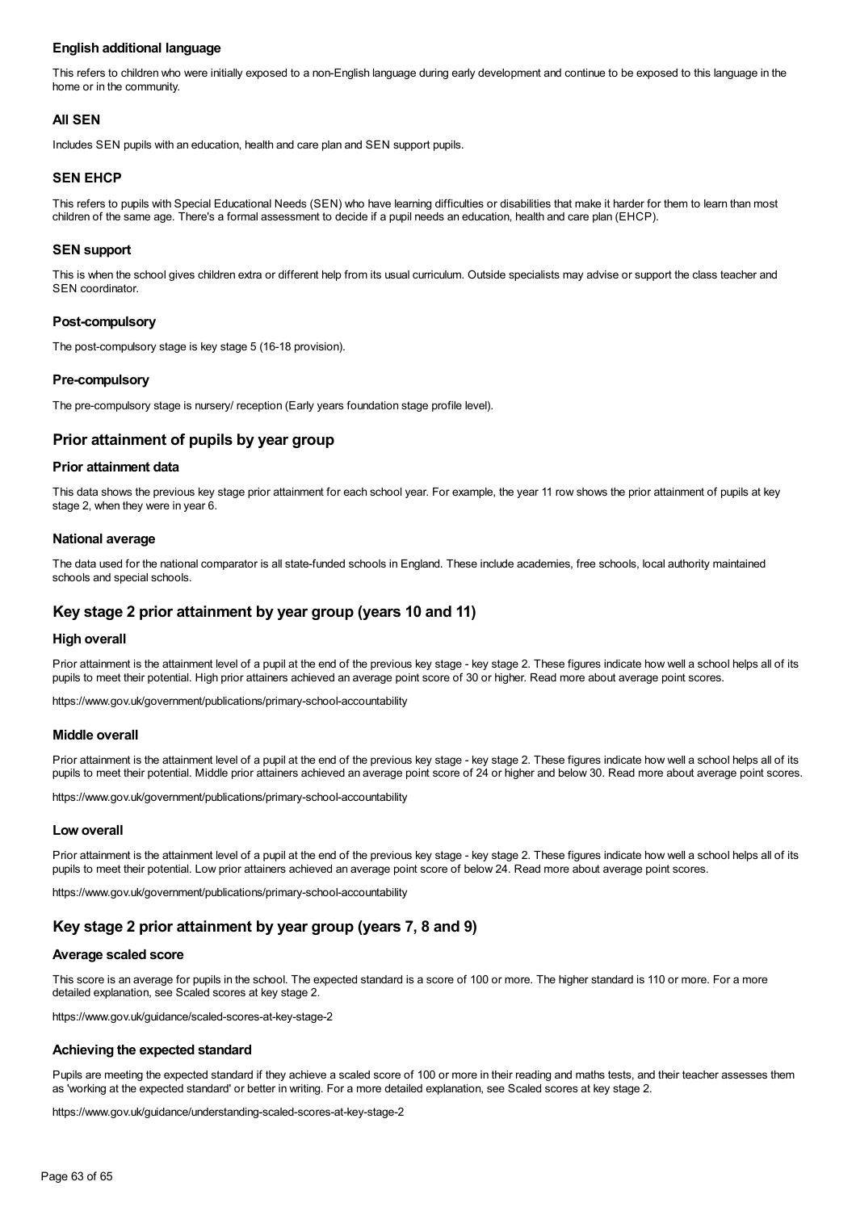### English additional language

This refers to children who were initially exposed to a non-English language during early development and continue to be exposed to this language in the home or in the community.

### All SEN

Includes SEN pupils with an education, health and care plan and SEN support pupils.

### SEN EHCP

This refers to pupils with Special Educational Needs (SEN) who have learning difficulties or disabilities that make it harder for them to learn than most children of the same age. There's a formal assessment to decide if a pupil needs an education, health and care plan (EHCP).

### SEN support

This is when the school gives children extra or different help from its usual curriculum. Outside specialists may advise or support the class teacher and SEN coordinator.

### Post-compulsory

The post-compulsory stage is key stage 5 (16-18 provision).

### Pre-compulsory

The pre-compulsory stage is nursery/ reception (Early years foundation stage profile level).

## Prior attainment of pupils by year group

### Prior attainment data

This data shows the previous key stage prior attainment for each school year. For example, the year 11 row shows the prior attainment of pupils at key stage 2, when they were in year 6.

### National average

The data used for the national comparator is all state-funded schools in England. These include academies, free schools, local authority maintained schools and special schools.

## Key stage 2 prior attainment by year group (years 10 and 11)

### High overall

Prior attainment is the attainment level of a pupil at the end of the previous key stage - key stage 2. These figures indicate how well a school helps all of its pupils to meet their potential. High prior attainers achieved an average point score of 30 or higher. Read more about average point scores.

https://www.gov.uk/government/publications/primary-school-accountability

### Middle overall

Prior attainment is the attainment level of a pupil at the end of the previous key stage - key stage 2. These figures indicate how well a school helps all of its pupils to meet their potential. Middle prior attainers achieved an average point score of 24 or higher and below 30. Read more about average point scores.

https://www.gov.uk/government/publications/primary-school-accountability

### Low overall

Prior attainment is the attainment level of a pupil at the end of the previous key stage - key stage 2. These figures indicate how well a school helps all of its pupils to meet their potential. Low prior attainers achieved an average point score of below 24. Read more about average point scores.

https://www.gov.uk/government/publications/primary-school-accountability

## Key stage 2 prior attainment by year group (years 7, 8 and 9)

### Average scaled score

This score is an average for pupils in the school. The expected standard is a score of 100 or more. The higher standard is 110 or more. For a more detailed explanation, see Scaled scores at key stage 2.

https://www.gov.uk/guidance/scaled-scores-at-key-stage-2

### Achieving the expected standard

Pupils are meeting the expected standard if they achieve a scaled score of 100 or more in their reading and maths tests, and their teacher assesses them as 'working at the expected standard' or better in writing. For a more detailed explanation, see Scaled scores at key stage 2.

https://www.gov.uk/guidance/understanding-scaled-scores-at-key-stage-2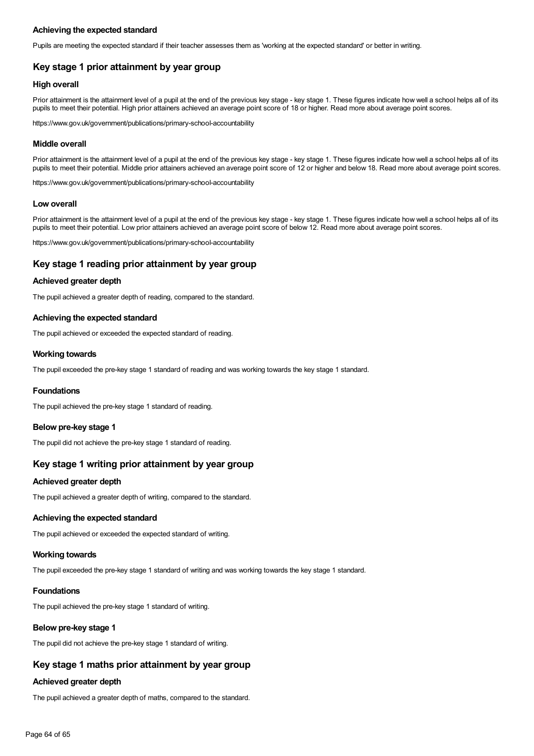### Achieving the expected standard

Pupils are meeting the expected standard if their teacher assesses them as 'working at the expected standard' or better in writing.

## Key stage 1 prior attainment by year group

### High overall

Prior attainment is the attainment level of a pupil at the end of the previous key stage - key stage 1. These figures indicate how well a school helps all of its pupils to meet their potential. High prior attainers achieved an average point score of 18 or higher. Read more about average point scores.

https://www.gov.uk/government/publications/primary-school-accountability

### Middle overall

Prior attainment is the attainment level of a pupil at the end of the previous key stage - key stage 1. These figures indicate how well a school helps all of its pupils to meet their potential. Middle prior attainers achieved an average point score of 12 or higher and below 18. Read more about average point scores.

https://www.gov.uk/government/publications/primary-school-accountability

### Low overall

Prior attainment is the attainment level of a pupil at the end of the previous key stage - key stage 1. These figures indicate how well a school helps all of its pupils to meet their potential. Low prior attainers achieved an average point score of below 12. Read more about average point scores.

https://www.gov.uk/government/publications/primary-school-accountability

## Key stage 1 reading prior attainment by year group

### Achieved greater depth

The pupil achieved a greater depth of reading, compared to the standard.

### Achieving the expected standard

The pupil achieved or exceeded the expected standard of reading.

### Working towards

The pupil exceeded the pre-key stage 1 standard of reading and was working towards the key stage 1 standard.

### Foundations

The pupil achieved the pre-key stage 1 standard of reading.

### Below pre-key stage 1

The pupil did not achieve the pre-key stage 1 standard of reading.

## Key stage 1 writing prior attainment by year group

### Achieved greater depth

The pupil achieved a greater depth of writing, compared to the standard.

### Achieving the expected standard

The pupil achieved or exceeded the expected standard of writing.

### Working towards

The pupil exceeded the pre-key stage 1 standard of writing and was working towards the key stage 1 standard.

### Foundations

The pupil achieved the pre-key stage 1 standard of writing.

### Below pre-key stage 1

The pupil did not achieve the pre-key stage 1 standard of writing.

## Key stage 1 maths prior attainment by year group

### Achieved greater depth

The pupil achieved a greater depth of maths, compared to the standard.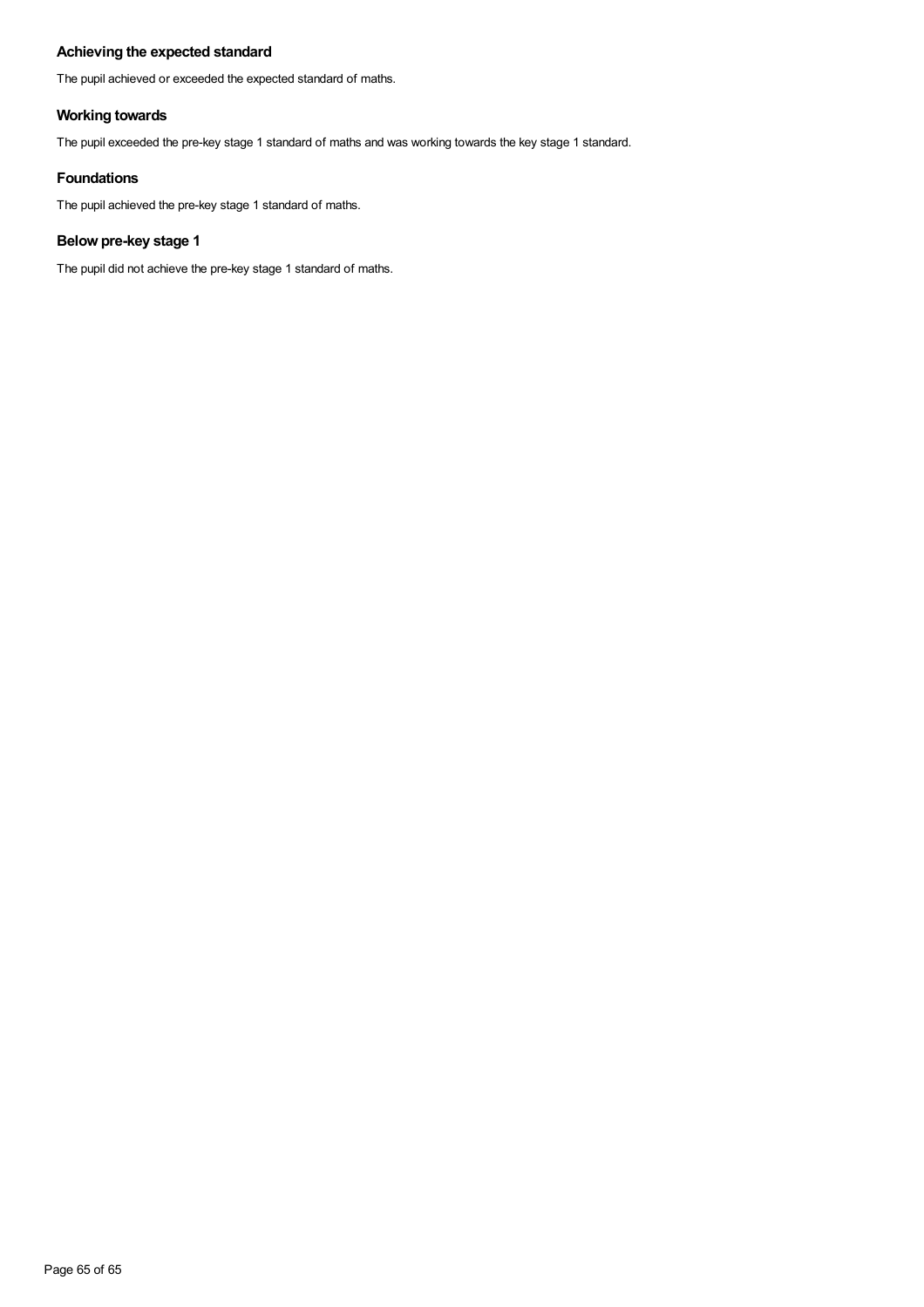### Achieving the expected standard

The pupil achieved or exceeded the expected standard of maths.

### Working towards

The pupil exceeded the pre-key stage 1 standard of maths and was working towards the key stage 1 standard.

### Foundations

The pupil achieved the pre-key stage 1 standard of maths.

### Below pre-key stage 1

The pupil did not achieve the pre-key stage 1 standard of maths.